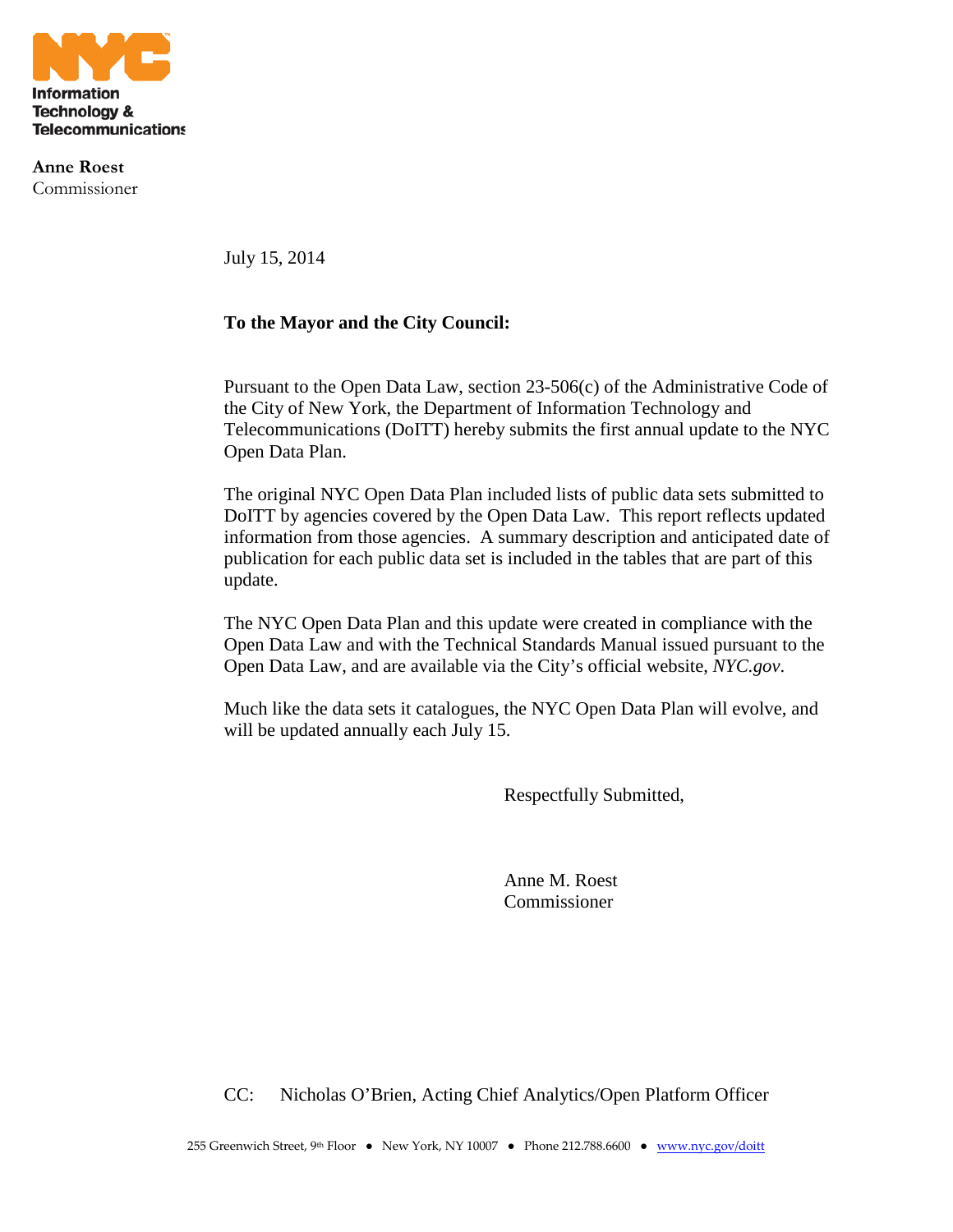NYC Information Technology & Telecommunications

**Anne Roest**
Commissioner

July 15, 2014

**To the Mayor and the City Council:**

Pursuant to the Open Data Law, section 23-506(c) of the Administrative Code of the City of New York, the Department of Information Technology and Telecommunications (DoITT) hereby submits the first annual update to the NYC Open Data Plan.

The original NYC Open Data Plan included lists of public data sets submitted to DoITT by agencies covered by the Open Data Law. This report reflects updated information from those agencies. A summary description and anticipated date of publication for each public data set is included in the tables that are part of this update.

The NYC Open Data Plan and this update were created in compliance with the Open Data Law and with the Technical Standards Manual issued pursuant to the Open Data Law, and are available via the City's official website, *NYC.gov*.

Much like the data sets it catalogues, the NYC Open Data Plan will evolve, and will be updated annually each July 15.

Respectfully Submitted,

Anne M. Roest
Commissioner

CC: Nicholas O'Brien, Acting Chief Analytics/Open Platform Officer

255 Greenwich Street, 9th Floor • New York, NY 10007 • Phone 212.788.6600 • www.nyc.gov/doitt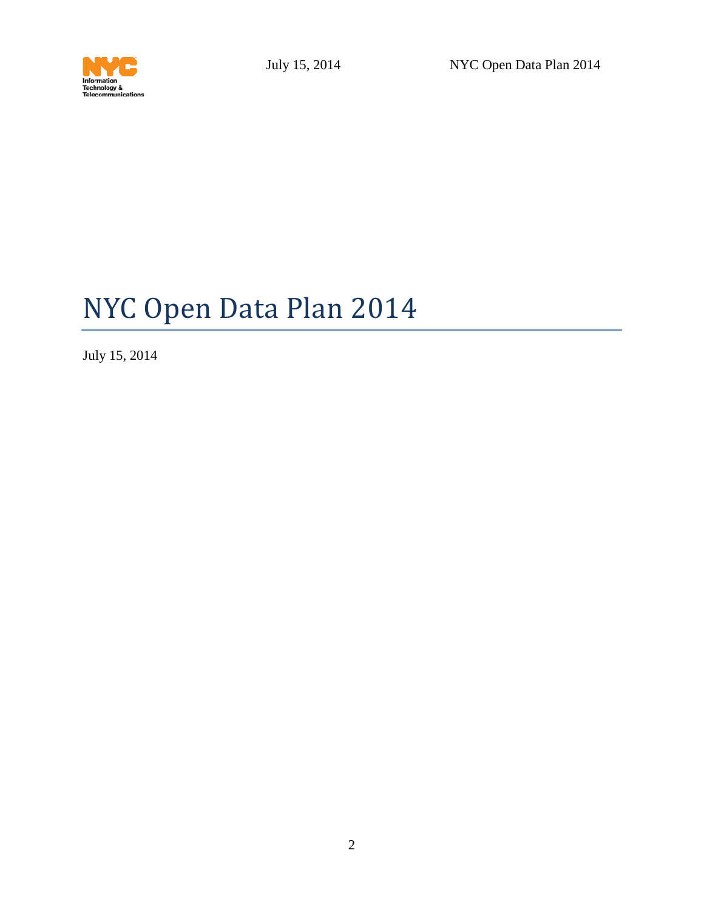# NYC Open Data Plan 2014

July 15, 2014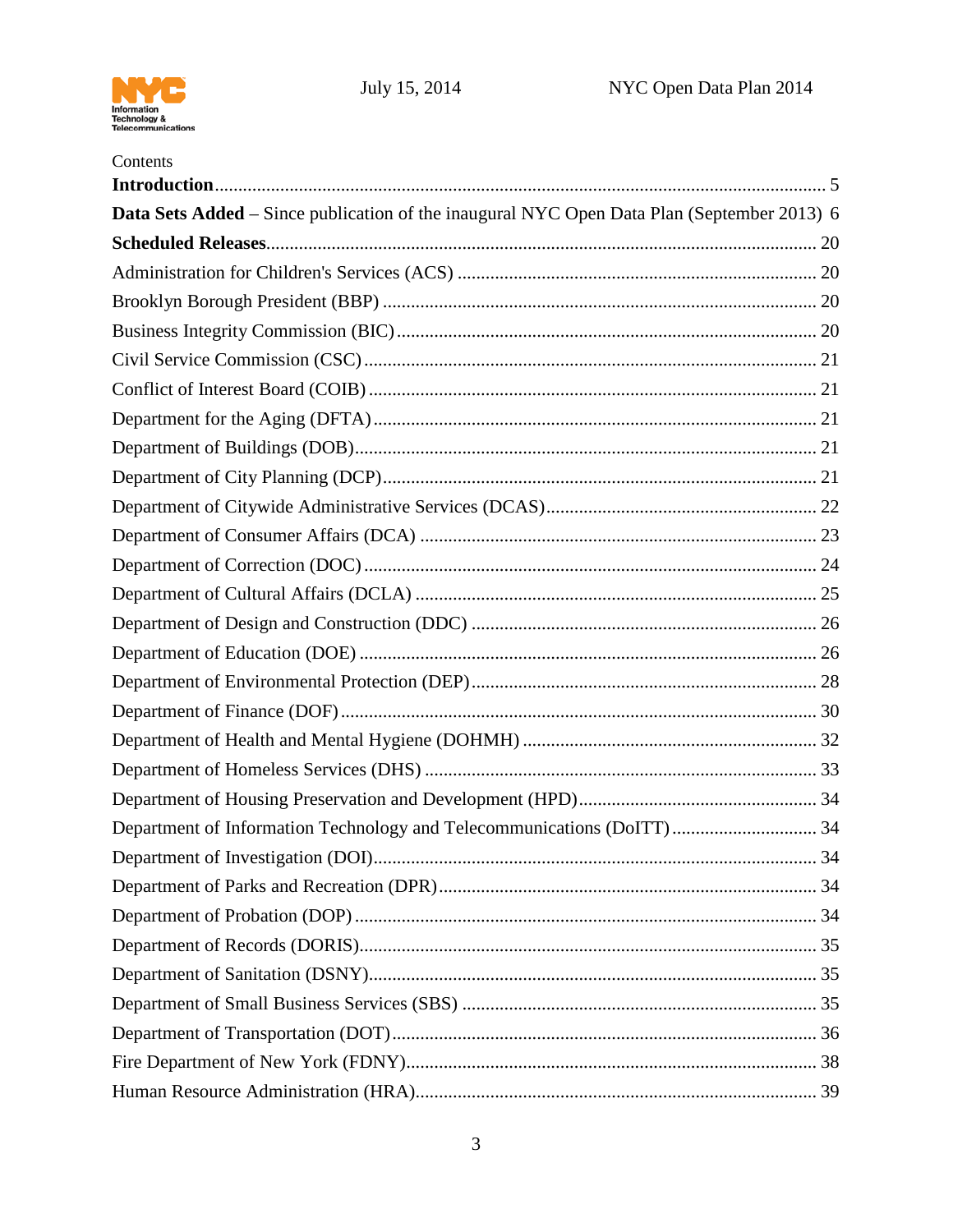Contents

**Introduction** ... 5

**Data Sets Added** – Since publication of the inaugural NYC Open Data Plan (September 2013) 6

**Scheduled Releases** ... 20

Administration for Children's Services (ACS) ... 20

Brooklyn Borough President (BBP) ... 20

Business Integrity Commission (BIC) ... 20

Civil Service Commission (CSC) ... 21

Conflict of Interest Board (COIB) ... 21

Department for the Aging (DFTA) ... 21

Department of Buildings (DOB) ... 21

Department of City Planning (DCP) ... 21

Department of Citywide Administrative Services (DCAS) ... 22

Department of Consumer Affairs (DCA) ... 23

Department of Correction (DOC) ... 24

Department of Cultural Affairs (DCLA) ... 25

Department of Design and Construction (DDC) ... 26

Department of Education (DOE) ... 26

Department of Environmental Protection (DEP) ... 28

Department of Finance (DOF) ... 30

Department of Health and Mental Hygiene (DOHMH) ... 32

Department of Homeless Services (DHS) ... 33

Department of Housing Preservation and Development (HPD) ... 34

Department of Information Technology and Telecommunications (DoITT) ... 34

Department of Investigation (DOI) ... 34

Department of Parks and Recreation (DPR) ... 34

Department of Probation (DOP) ... 34

Department of Records (DORIS) ... 35

Department of Sanitation (DSNY) ... 35

Department of Small Business Services (SBS) ... 35

Department of Transportation (DOT) ... 36

Fire Department of New York (FDNY) ... 38

Human Resource Administration (HRA) ... 39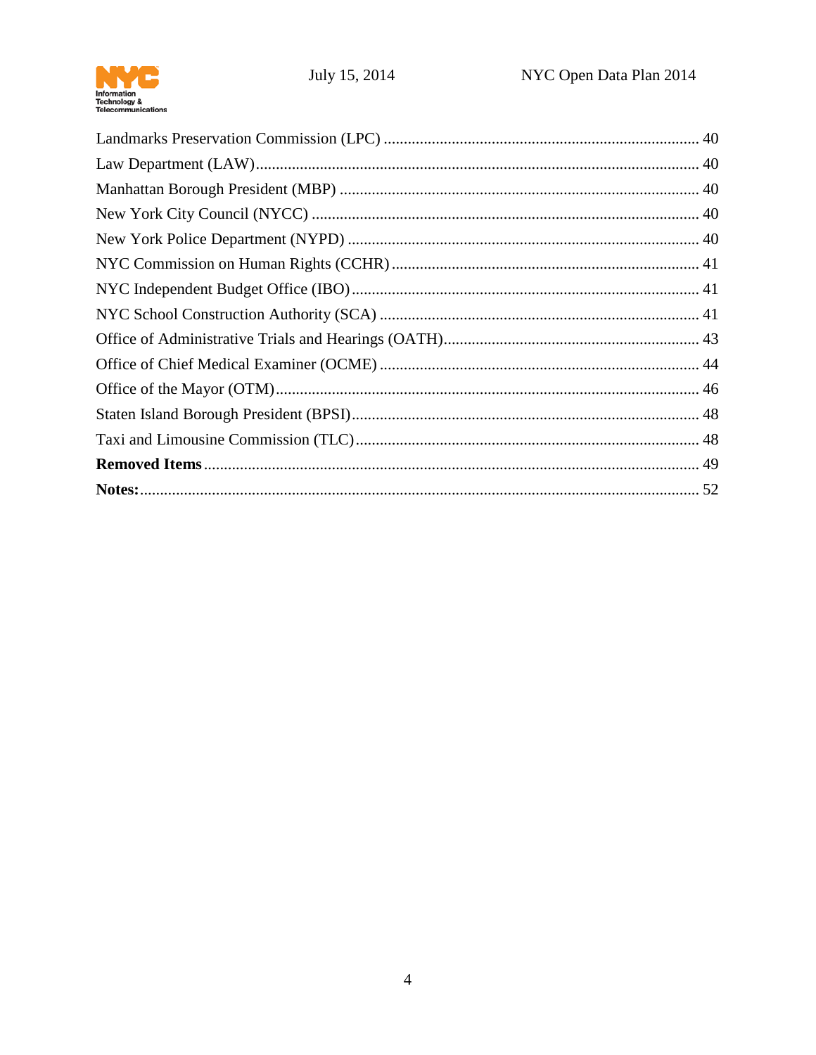Landmarks Preservation Commission (LPC) .................................................................................. 40
Law Department (LAW).................................................................................................................. 40
Manhattan Borough President (MBP) ........................................................................................... 40
New York City Council (NYCC) ................................................................................................... 40
New York Police Department (NYPD) .......................................................................................... 40
NYC Commission on Human Rights (CCHR) .............................................................................. 41
NYC Independent Budget Office (IBO) ........................................................................................ 41
NYC School Construction Authority (SCA) ................................................................................. 41
Office of Administrative Trials and Hearings (OATH)................................................................. 43
Office of Chief Medical Examiner (OCME) ................................................................................. 44
Office of the Mayor (OTM)........................................................................................................... 46
Staten Island Borough President (BPSI)........................................................................................ 48
Taxi and Limousine Commission (TLC)....................................................................................... 48
**Removed Items** ............................................................................................................................ 49
**Notes:**............................................................................................................................................ 52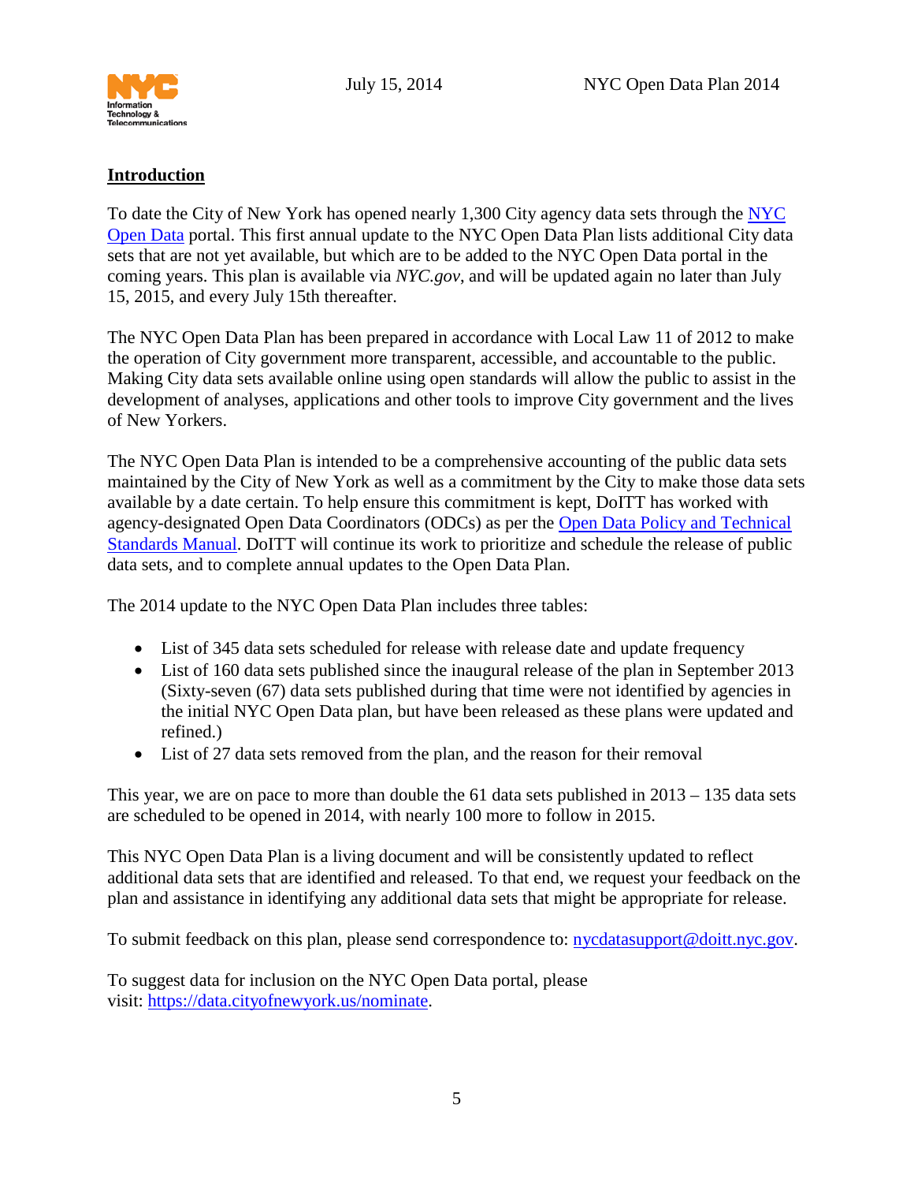## Introduction

To date the City of New York has opened nearly 1,300 City agency data sets through the NYC Open Data portal. This first annual update to the NYC Open Data Plan lists additional City data sets that are not yet available, but which are to be added to the NYC Open Data portal in the coming years. This plan is available via *NYC.gov*, and will be updated again no later than July 15, 2015, and every July 15th thereafter.

The NYC Open Data Plan has been prepared in accordance with Local Law 11 of 2012 to make the operation of City government more transparent, accessible, and accountable to the public. Making City data sets available online using open standards will allow the public to assist in the development of analyses, applications and other tools to improve City government and the lives of New Yorkers.

The NYC Open Data Plan is intended to be a comprehensive accounting of the public data sets maintained by the City of New York as well as a commitment by the City to make those data sets available by a date certain. To help ensure this commitment is kept, DoITT has worked with agency-designated Open Data Coordinators (ODCs) as per the Open Data Policy and Technical Standards Manual. DoITT will continue its work to prioritize and schedule the release of public data sets, and to complete annual updates to the Open Data Plan.

The 2014 update to the NYC Open Data Plan includes three tables:

- List of 345 data sets scheduled for release with release date and update frequency
- List of 160 data sets published since the inaugural release of the plan in September 2013 (Sixty-seven (67) data sets published during that time were not identified by agencies in the initial NYC Open Data plan, but have been released as these plans were updated and refined.)
- List of 27 data sets removed from the plan, and the reason for their removal

This year, we are on pace to more than double the 61 data sets published in 2013 – 135 data sets are scheduled to be opened in 2014, with nearly 100 more to follow in 2015.

This NYC Open Data Plan is a living document and will be consistently updated to reflect additional data sets that are identified and released. To that end, we request your feedback on the plan and assistance in identifying any additional data sets that might be appropriate for release.

To submit feedback on this plan, please send correspondence to: nycdatasupport@doitt.nyc.gov.

To suggest data for inclusion on the NYC Open Data portal, please visit: https://data.cityofnewyork.us/nominate.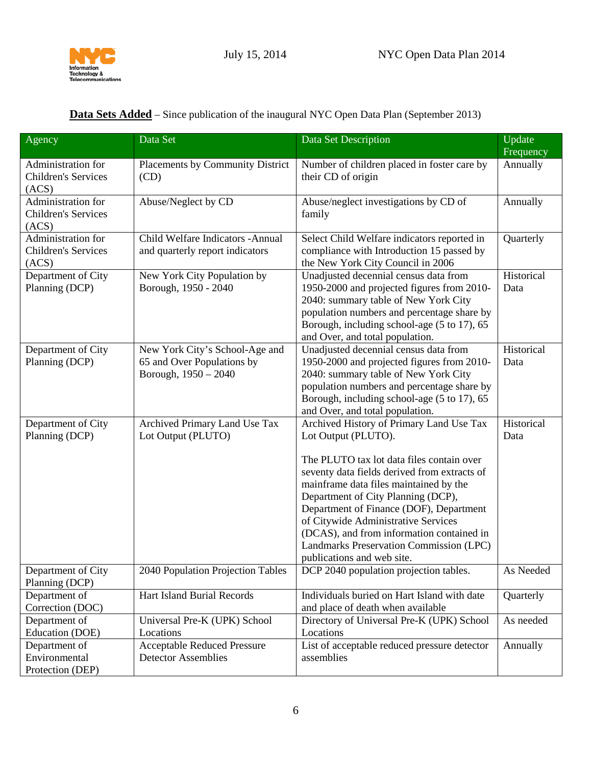**Data Sets Added** – Since publication of the inaugural NYC Open Data Plan (September 2013)

| Agency | Data Set | Data Set Description | Update Frequency |
|---|---|---|---|
| Administration for Children's Services (ACS) | Placements by Community District (CD) | Number of children placed in foster care by their CD of origin | Annually |
| Administration for Children's Services (ACS) | Abuse/Neglect by CD | Abuse/neglect investigations by CD of family | Annually |
| Administration for Children's Services (ACS) | Child Welfare Indicators -Annual and quarterly report indicators | Select Child Welfare indicators reported in compliance with Introduction 15 passed by the New York City Council in 2006 | Quarterly |
| Department of City Planning (DCP) | New York City Population by Borough, 1950 - 2040 | Unadjusted decennial census data from 1950-2000 and projected figures from 2010-2040: summary table of New York City population numbers and percentage share by Borough, including school-age (5 to 17), 65 and Over, and total population. | Historical Data |
| Department of City Planning (DCP) | New York City's School-Age and 65 and Over Populations by Borough, 1950 – 2040 | Unadjusted decennial census data from 1950-2000 and projected figures from 2010-2040: summary table of New York City population numbers and percentage share by Borough, including school-age (5 to 17), 65 and Over, and total population. | Historical Data |
| Department of City Planning (DCP) | Archived Primary Land Use Tax Lot Output (PLUTO) | Archived History of Primary Land Use Tax Lot Output (PLUTO).<br><br>The PLUTO tax lot data files contain over seventy data fields derived from extracts of mainframe data files maintained by the Department of City Planning (DCP), Department of Finance (DOF), Department of Citywide Administrative Services (DCAS), and from information contained in Landmarks Preservation Commission (LPC) publications and web site. | Historical Data |
| Department of City Planning (DCP) | 2040 Population Projection Tables | DCP 2040 population projection tables. | As Needed |
| Department of Correction (DOC) | Hart Island Burial Records | Individuals buried on Hart Island with date and place of death when available | Quarterly |
| Department of Education (DOE) | Universal Pre-K (UPK) School Locations | Directory of Universal Pre-K (UPK) School Locations | As needed |
| Department of Environmental Protection (DEP) | Acceptable Reduced Pressure Detector Assemblies | List of acceptable reduced pressure detector assemblies | Annually |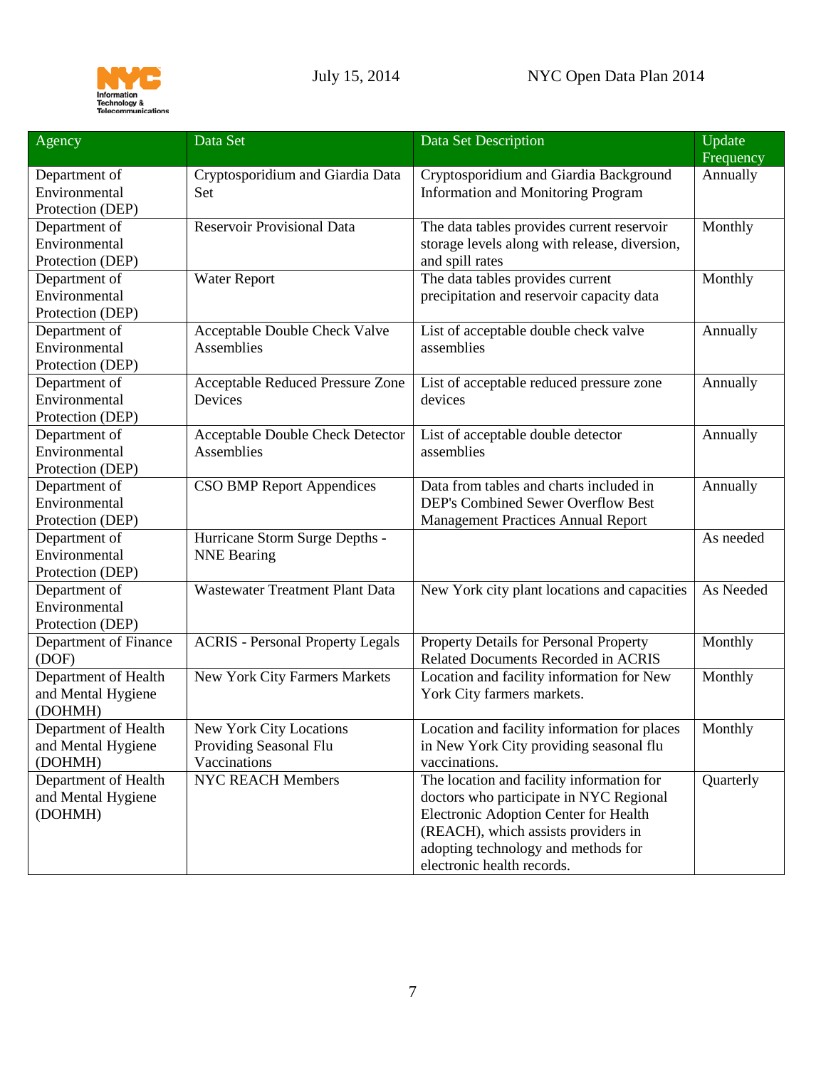| Agency | Data Set | Data Set Description | Update Frequency |
|---|---|---|---|
| Department of Environmental Protection (DEP) | Cryptosporidium and Giardia Data Set | Cryptosporidium and Giardia Background Information and Monitoring Program | Annually |
| Department of Environmental Protection (DEP) | Reservoir Provisional Data | The data tables provides current reservoir storage levels along with release, diversion, and spill rates | Monthly |
| Department of Environmental Protection (DEP) | Water Report | The data tables provides current precipitation and reservoir capacity data | Monthly |
| Department of Environmental Protection (DEP) | Acceptable Double Check Valve Assemblies | List of acceptable double check valve assemblies | Annually |
| Department of Environmental Protection (DEP) | Acceptable Reduced Pressure Zone Devices | List of acceptable reduced pressure zone devices | Annually |
| Department of Environmental Protection (DEP) | Acceptable Double Check Detector Assemblies | List of acceptable double detector assemblies | Annually |
| Department of Environmental Protection (DEP) | CSO BMP Report Appendices | Data from tables and charts included in DEP's Combined Sewer Overflow Best Management Practices Annual Report | Annually |
| Department of Environmental Protection (DEP) | Hurricane Storm Surge Depths - NNE Bearing | | As needed |
| Department of Environmental Protection (DEP) | Wastewater Treatment Plant Data | New York city plant locations and capacities | As Needed |
| Department of Finance (DOF) | ACRIS - Personal Property Legals | Property Details for Personal Property Related Documents Recorded in ACRIS | Monthly |
| Department of Health and Mental Hygiene (DOHMH) | New York City Farmers Markets | Location and facility information for New York City farmers markets. | Monthly |
| Department of Health and Mental Hygiene (DOHMH) | New York City Locations Providing Seasonal Flu Vaccinations | Location and facility information for places in New York City providing seasonal flu vaccinations. | Monthly |
| Department of Health and Mental Hygiene (DOHMH) | NYC REACH Members | The location and facility information for doctors who participate in NYC Regional Electronic Adoption Center for Health (REACH), which assists providers in adopting technology and methods for electronic health records. | Quarterly |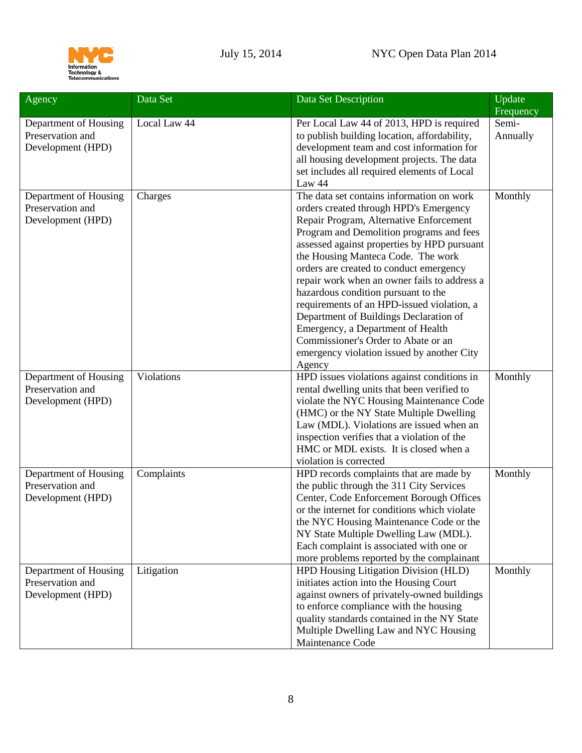| Agency | Data Set | Data Set Description | Update Frequency |
|---|---|---|---|
| Department of Housing Preservation and Development (HPD) | Local Law 44 | Per Local Law 44 of 2013, HPD is required to publish building location, affordability, development team and cost information for all housing development projects. The data set includes all required elements of Local Law 44 | Semi-Annually |
| Department of Housing Preservation and Development (HPD) | Charges | The data set contains information on work orders created through HPD's Emergency Repair Program, Alternative Enforcement Program and Demolition programs and fees assessed against properties by HPD pursuant the Housing Manteca Code. The work orders are created to conduct emergency repair work when an owner fails to address a hazardous condition pursuant to the requirements of an HPD-issued violation, a Department of Buildings Declaration of Emergency, a Department of Health Commissioner's Order to Abate or an emergency violation issued by another City Agency | Monthly |
| Department of Housing Preservation and Development (HPD) | Violations | HPD issues violations against conditions in rental dwelling units that been verified to violate the NYC Housing Maintenance Code (HMC) or the NY State Multiple Dwelling Law (MDL). Violations are issued when an inspection verifies that a violation of the HMC or MDL exists. It is closed when a violation is corrected | Monthly |
| Department of Housing Preservation and Development (HPD) | Complaints | HPD records complaints that are made by the public through the 311 City Services Center, Code Enforcement Borough Offices or the internet for conditions which violate the NYC Housing Maintenance Code or the NY State Multiple Dwelling Law (MDL). Each complaint is associated with one or more problems reported by the complainant | Monthly |
| Department of Housing Preservation and Development (HPD) | Litigation | HPD Housing Litigation Division (HLD) initiates action into the Housing Court against owners of privately-owned buildings to enforce compliance with the housing quality standards contained in the NY State Multiple Dwelling Law and NYC Housing Maintenance Code | Monthly |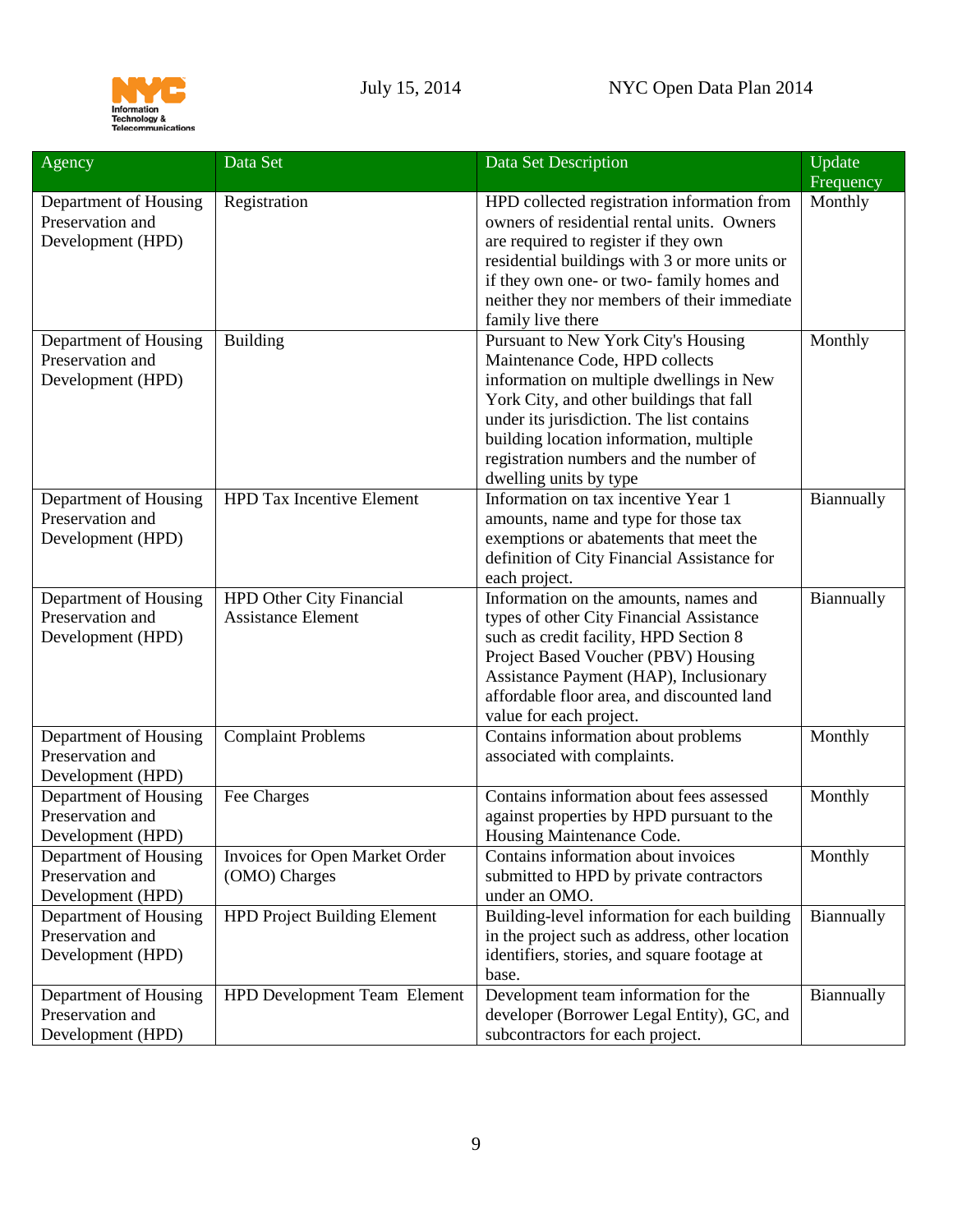| Agency | Data Set | Data Set Description | Update Frequency |
| --- | --- | --- | --- |
| Department of Housing Preservation and Development (HPD) | Registration | HPD collected registration information from owners of residential rental units. Owners are required to register if they own residential buildings with 3 or more units or if they own one- or two- family homes and neither they nor members of their immediate family live there | Monthly |
| Department of Housing Preservation and Development (HPD) | Building | Pursuant to New York City's Housing Maintenance Code, HPD collects information on multiple dwellings in New York City, and other buildings that fall under its jurisdiction. The list contains building location information, multiple registration numbers and the number of dwelling units by type | Monthly |
| Department of Housing Preservation and Development (HPD) | HPD Tax Incentive Element | Information on tax incentive Year 1 amounts, name and type for those tax exemptions or abatements that meet the definition of City Financial Assistance for each project. | Biannually |
| Department of Housing Preservation and Development (HPD) | HPD Other City Financial Assistance Element | Information on the amounts, names and types of other City Financial Assistance such as credit facility, HPD Section 8 Project Based Voucher (PBV) Housing Assistance Payment (HAP), Inclusionary affordable floor area, and discounted land value for each project. | Biannually |
| Department of Housing Preservation and Development (HPD) | Complaint Problems | Contains information about problems associated with complaints. | Monthly |
| Department of Housing Preservation and Development (HPD) | Fee Charges | Contains information about fees assessed against properties by HPD pursuant to the Housing Maintenance Code. | Monthly |
| Department of Housing Preservation and Development (HPD) | Invoices for Open Market Order (OMO) Charges | Contains information about invoices submitted to HPD by private contractors under an OMO. | Monthly |
| Department of Housing Preservation and Development (HPD) | HPD Project Building Element | Building-level information for each building in the project such as address, other location identifiers, stories, and square footage at base. | Biannually |
| Department of Housing Preservation and Development (HPD) | HPD Development Team Element | Development team information for the developer (Borrower Legal Entity), GC, and subcontractors for each project. | Biannually |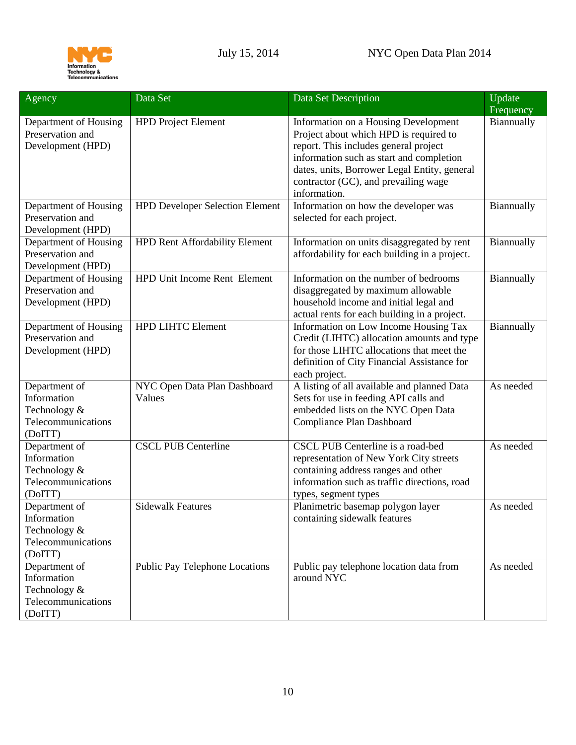| Agency | Data Set | Data Set Description | Update Frequency |
|---|---|---|---|
| Department of Housing Preservation and Development (HPD) | HPD Project Element | Information on a Housing Development Project about which HPD is required to report. This includes general project information such as start and completion dates, units, Borrower Legal Entity, general contractor (GC), and prevailing wage information. | Biannually |
| Department of Housing Preservation and Development (HPD) | HPD Developer Selection Element | Information on how the developer was selected for each project. | Biannually |
| Department of Housing Preservation and Development (HPD) | HPD Rent Affordability Element | Information on units disaggregated by rent affordability for each building in a project. | Biannually |
| Department of Housing Preservation and Development (HPD) | HPD Unit Income Rent Element | Information on the number of bedrooms disaggregated by maximum allowable household income and initial legal and actual rents for each building in a project. | Biannually |
| Department of Housing Preservation and Development (HPD) | HPD LIHTC Element | Information on Low Income Housing Tax Credit (LIHTC) allocation amounts and type for those LIHTC allocations that meet the definition of City Financial Assistance for each project. | Biannually |
| Department of Information Technology & Telecommunications (DoITT) | NYC Open Data Plan Dashboard Values | A listing of all available and planned Data Sets for use in feeding API calls and embedded lists on the NYC Open Data Compliance Plan Dashboard | As needed |
| Department of Information Technology & Telecommunications (DoITT) | CSCL PUB Centerline | CSCL PUB Centerline is a road-bed representation of New York City streets containing address ranges and other information such as traffic directions, road types, segment types | As needed |
| Department of Information Technology & Telecommunications (DoITT) | Sidewalk Features | Planimetric basemap polygon layer containing sidewalk features | As needed |
| Department of Information Technology & Telecommunications (DoITT) | Public Pay Telephone Locations | Public pay telephone location data from around NYC | As needed |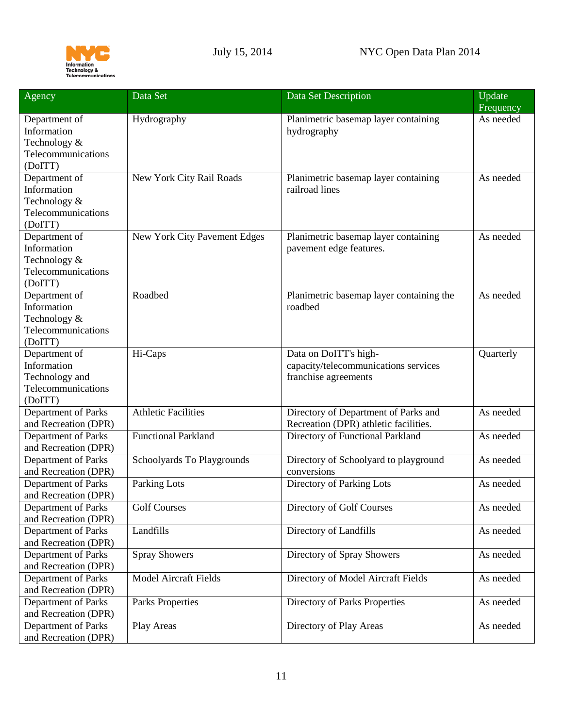| Agency | Data Set | Data Set Description | Update Frequency |
|---|---|---|---|
| Department of Information Technology & Telecommunications (DoITT) | Hydrography | Planimetric basemap layer containing hydrography | As needed |
| Department of Information Technology & Telecommunications (DoITT) | New York City Rail Roads | Planimetric basemap layer containing railroad lines | As needed |
| Department of Information Technology & Telecommunications (DoITT) | New York City Pavement Edges | Planimetric basemap layer containing pavement edge features. | As needed |
| Department of Information Technology & Telecommunications (DoITT) | Roadbed | Planimetric basemap layer containing the roadbed | As needed |
| Department of Information Technology and Telecommunications (DoITT) | Hi-Caps | Data on DoITT's high-capacity/telecommunications services franchise agreements | Quarterly |
| Department of Parks and Recreation (DPR) | Athletic Facilities | Directory of Department of Parks and Recreation (DPR) athletic facilities. | As needed |
| Department of Parks and Recreation (DPR) | Functional Parkland | Directory of Functional Parkland | As needed |
| Department of Parks and Recreation (DPR) | Schoolyards To Playgrounds | Directory of Schoolyard to playground conversions | As needed |
| Department of Parks and Recreation (DPR) | Parking Lots | Directory of Parking Lots | As needed |
| Department of Parks and Recreation (DPR) | Golf Courses | Directory of Golf Courses | As needed |
| Department of Parks and Recreation (DPR) | Landfills | Directory of Landfills | As needed |
| Department of Parks and Recreation (DPR) | Spray Showers | Directory of Spray Showers | As needed |
| Department of Parks and Recreation (DPR) | Model Aircraft Fields | Directory of Model Aircraft Fields | As needed |
| Department of Parks and Recreation (DPR) | Parks Properties | Directory of Parks Properties | As needed |
| Department of Parks and Recreation (DPR) | Play Areas | Directory of Play Areas | As needed |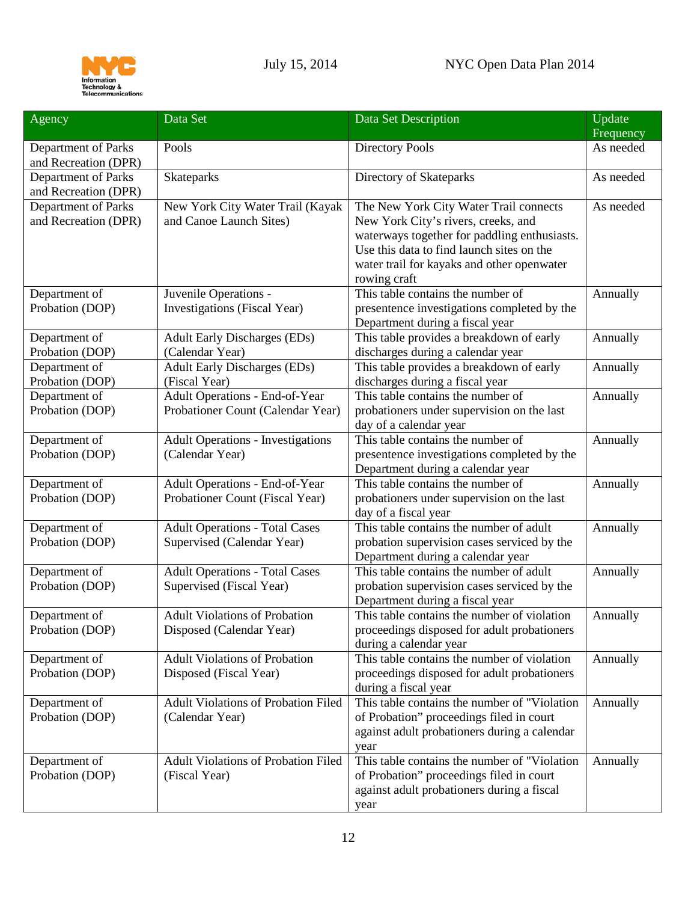| Agency | Data Set | Data Set Description | Update Frequency |
|---|---|---|---|
| Department of Parks and Recreation (DPR) | Pools | Directory Pools | As needed |
| Department of Parks and Recreation (DPR) | Skateparks | Directory of Skateparks | As needed |
| Department of Parks and Recreation (DPR) | New York City Water Trail (Kayak and Canoe Launch Sites) | The New York City Water Trail connects New York City's rivers, creeks, and waterways together for paddling enthusiasts. Use this data to find launch sites on the water trail for kayaks and other openwater rowing craft | As needed |
| Department of Probation (DOP) | Juvenile Operations - Investigations (Fiscal Year) | This table contains the number of presentence investigations completed by the Department during a fiscal year | Annually |
| Department of Probation (DOP) | Adult Early Discharges (EDs) (Calendar Year) | This table provides a breakdown of early discharges during a calendar year | Annually |
| Department of Probation (DOP) | Adult Early Discharges (EDs) (Fiscal Year) | This table provides a breakdown of early discharges during a fiscal year | Annually |
| Department of Probation (DOP) | Adult Operations - End-of-Year Probationer Count (Calendar Year) | This table contains the number of probationers under supervision on the last day of a calendar year | Annually |
| Department of Probation (DOP) | Adult Operations - Investigations (Calendar Year) | This table contains the number of presentence investigations completed by the Department during a calendar year | Annually |
| Department of Probation (DOP) | Adult Operations - End-of-Year Probationer Count (Fiscal Year) | This table contains the number of probationers under supervision on the last day of a fiscal year | Annually |
| Department of Probation (DOP) | Adult Operations - Total Cases Supervised (Calendar Year) | This table contains the number of adult probation supervision cases serviced by the Department during a calendar year | Annually |
| Department of Probation (DOP) | Adult Operations - Total Cases Supervised (Fiscal Year) | This table contains the number of adult probation supervision cases serviced by the Department during a fiscal year | Annually |
| Department of Probation (DOP) | Adult Violations of Probation Disposed (Calendar Year) | This table contains the number of violation proceedings disposed for adult probationers during a calendar year | Annually |
| Department of Probation (DOP) | Adult Violations of Probation Disposed (Fiscal Year) | This table contains the number of violation proceedings disposed for adult probationers during a fiscal year | Annually |
| Department of Probation (DOP) | Adult Violations of Probation Filed (Calendar Year) | This table contains the number of "Violation of Probation" proceedings filed in court against adult probationers during a calendar year | Annually |
| Department of Probation (DOP) | Adult Violations of Probation Filed (Fiscal Year) | This table contains the number of "Violation of Probation" proceedings filed in court against adult probationers during a fiscal year | Annually |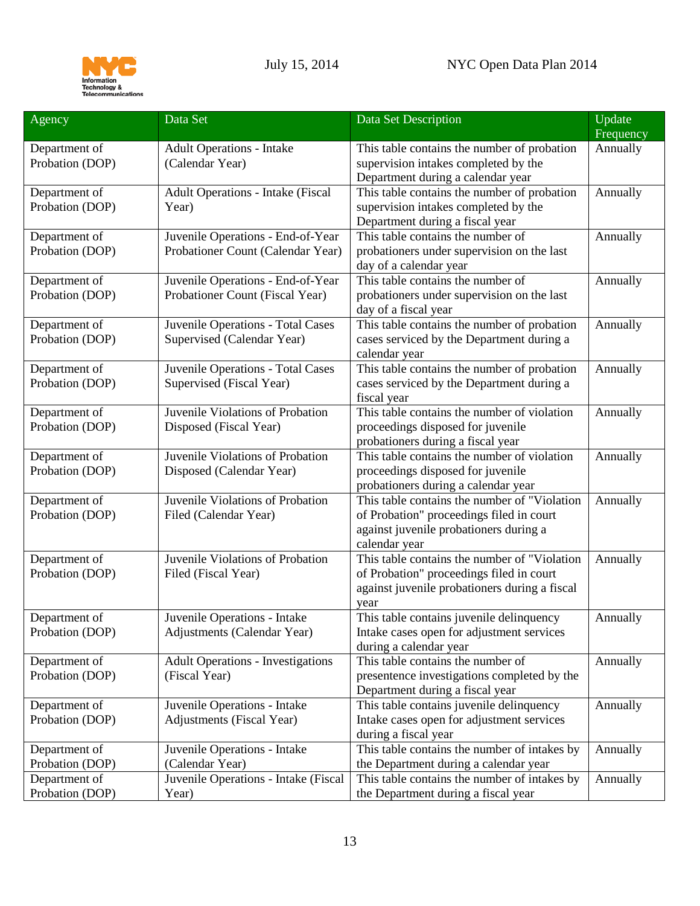| Agency | Data Set | Data Set Description | Update Frequency |
| --- | --- | --- | --- |
| Department of Probation (DOP) | Adult Operations - Intake (Calendar Year) | This table contains the number of probation supervision intakes completed by the Department during a calendar year | Annually |
| Department of Probation (DOP) | Adult Operations - Intake (Fiscal Year) | This table contains the number of probation supervision intakes completed by the Department during a fiscal year | Annually |
| Department of Probation (DOP) | Juvenile Operations - End-of-Year Probationer Count (Calendar Year) | This table contains the number of probationers under supervision on the last day of a calendar year | Annually |
| Department of Probation (DOP) | Juvenile Operations - End-of-Year Probationer Count (Fiscal Year) | This table contains the number of probationers under supervision on the last day of a fiscal year | Annually |
| Department of Probation (DOP) | Juvenile Operations - Total Cases Supervised (Calendar Year) | This table contains the number of probation cases serviced by the Department during a calendar year | Annually |
| Department of Probation (DOP) | Juvenile Operations - Total Cases Supervised (Fiscal Year) | This table contains the number of probation cases serviced by the Department during a fiscal year | Annually |
| Department of Probation (DOP) | Juvenile Violations of Probation Disposed (Fiscal Year) | This table contains the number of violation proceedings disposed for juvenile probationers during a fiscal year | Annually |
| Department of Probation (DOP) | Juvenile Violations of Probation Disposed (Calendar Year) | This table contains the number of violation proceedings disposed for juvenile probationers during a calendar year | Annually |
| Department of Probation (DOP) | Juvenile Violations of Probation Filed (Calendar Year) | This table contains the number of "Violation of Probation" proceedings filed in court against juvenile probationers during a calendar year | Annually |
| Department of Probation (DOP) | Juvenile Violations of Probation Filed (Fiscal Year) | This table contains the number of "Violation of Probation" proceedings filed in court against juvenile probationers during a fiscal year | Annually |
| Department of Probation (DOP) | Juvenile Operations - Intake Adjustments (Calendar Year) | This table contains juvenile delinquency Intake cases open for adjustment services during a calendar year | Annually |
| Department of Probation (DOP) | Adult Operations - Investigations (Fiscal Year) | This table contains the number of presentence investigations completed by the Department during a fiscal year | Annually |
| Department of Probation (DOP) | Juvenile Operations - Intake Adjustments (Fiscal Year) | This table contains juvenile delinquency Intake cases open for adjustment services during a fiscal year | Annually |
| Department of Probation (DOP) | Juvenile Operations - Intake (Calendar Year) | This table contains the number of intakes by the Department during a calendar year | Annually |
| Department of Probation (DOP) | Juvenile Operations - Intake (Fiscal Year) | This table contains the number of intakes by the Department during a fiscal year | Annually |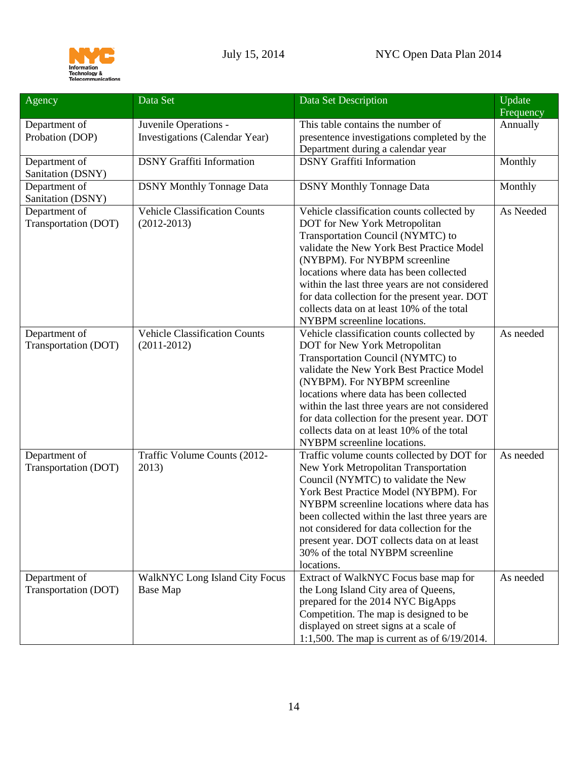| Agency | Data Set | Data Set Description | Update Frequency |
|---|---|---|---|
| Department of Probation (DOP) | Juvenile Operations - Investigations (Calendar Year) | This table contains the number of presentence investigations completed by the Department during a calendar year | Annually |
| Department of Sanitation (DSNY) | DSNY Graffiti Information | DSNY Graffiti Information | Monthly |
| Department of Sanitation (DSNY) | DSNY Monthly Tonnage Data | DSNY Monthly Tonnage Data | Monthly |
| Department of Transportation (DOT) | Vehicle Classification Counts (2012-2013) | Vehicle classification counts collected by DOT for New York Metropolitan Transportation Council (NYMTC) to validate the New York Best Practice Model (NYBPM). For NYBPM screenline locations where data has been collected within the last three years are not considered for data collection for the present year. DOT collects data on at least 10% of the total NYBPM screenline locations. | As Needed |
| Department of Transportation (DOT) | Vehicle Classification Counts (2011-2012) | Vehicle classification counts collected by DOT for New York Metropolitan Transportation Council (NYMTC) to validate the New York Best Practice Model (NYBPM). For NYBPM screenline locations where data has been collected within the last three years are not considered for data collection for the present year. DOT collects data on at least 10% of the total NYBPM screenline locations. | As needed |
| Department of Transportation (DOT) | Traffic Volume Counts (2012-2013) | Traffic volume counts collected by DOT for New York Metropolitan Transportation Council (NYMTC) to validate the New York Best Practice Model (NYBPM). For NYBPM screenline locations where data has been collected within the last three years are not considered for data collection for the present year. DOT collects data on at least 30% of the total NYBPM screenline locations. | As needed |
| Department of Transportation (DOT) | WalkNYC Long Island City Focus Base Map | Extract of WalkNYC Focus base map for the Long Island City area of Queens, prepared for the 2014 NYC BigApps Competition. The map is designed to be displayed on street signs at a scale of 1:1,500. The map is current as of 6/19/2014. | As needed |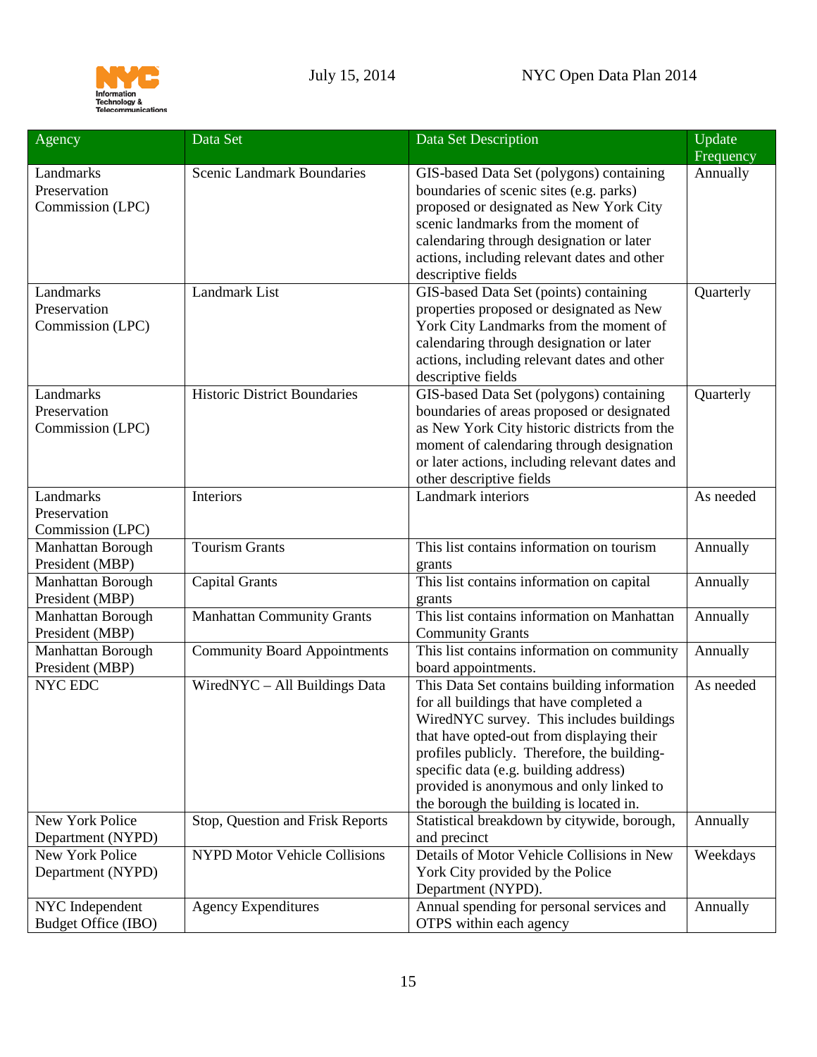| Agency | Data Set | Data Set Description | Update Frequency |
|---|---|---|---|
| Landmarks Preservation Commission (LPC) | Scenic Landmark Boundaries | GIS-based Data Set (polygons) containing boundaries of scenic sites (e.g. parks) proposed or designated as New York City scenic landmarks from the moment of calendaring through designation or later actions, including relevant dates and other descriptive fields | Annually |
| Landmarks Preservation Commission (LPC) | Landmark List | GIS-based Data Set (points) containing properties proposed or designated as New York City Landmarks from the moment of calendaring through designation or later actions, including relevant dates and other descriptive fields | Quarterly |
| Landmarks Preservation Commission (LPC) | Historic District Boundaries | GIS-based Data Set (polygons) containing boundaries of areas proposed or designated as New York City historic districts from the moment of calendaring through designation or later actions, including relevant dates and other descriptive fields | Quarterly |
| Landmarks Preservation Commission (LPC) | Interiors | Landmark interiors | As needed |
| Manhattan Borough President (MBP) | Tourism Grants | This list contains information on tourism grants | Annually |
| Manhattan Borough President (MBP) | Capital Grants | This list contains information on capital grants | Annually |
| Manhattan Borough President (MBP) | Manhattan Community Grants | This list contains information on Manhattan Community Grants | Annually |
| Manhattan Borough President (MBP) | Community Board Appointments | This list contains information on community board appointments. | Annually |
| NYC EDC | WiredNYC – All Buildings Data | This Data Set contains building information for all buildings that have completed a WiredNYC survey. This includes buildings that have opted-out from displaying their profiles publicly. Therefore, the building-specific data (e.g. building address) provided is anonymous and only linked to the borough the building is located in. | As needed |
| New York Police Department (NYPD) | Stop, Question and Frisk Reports | Statistical breakdown by citywide, borough, and precinct | Annually |
| New York Police Department (NYPD) | NYPD Motor Vehicle Collisions | Details of Motor Vehicle Collisions in New York City provided by the Police Department (NYPD). | Weekdays |
| NYC Independent Budget Office (IBO) | Agency Expenditures | Annual spending for personal services and OTPS within each agency | Annually |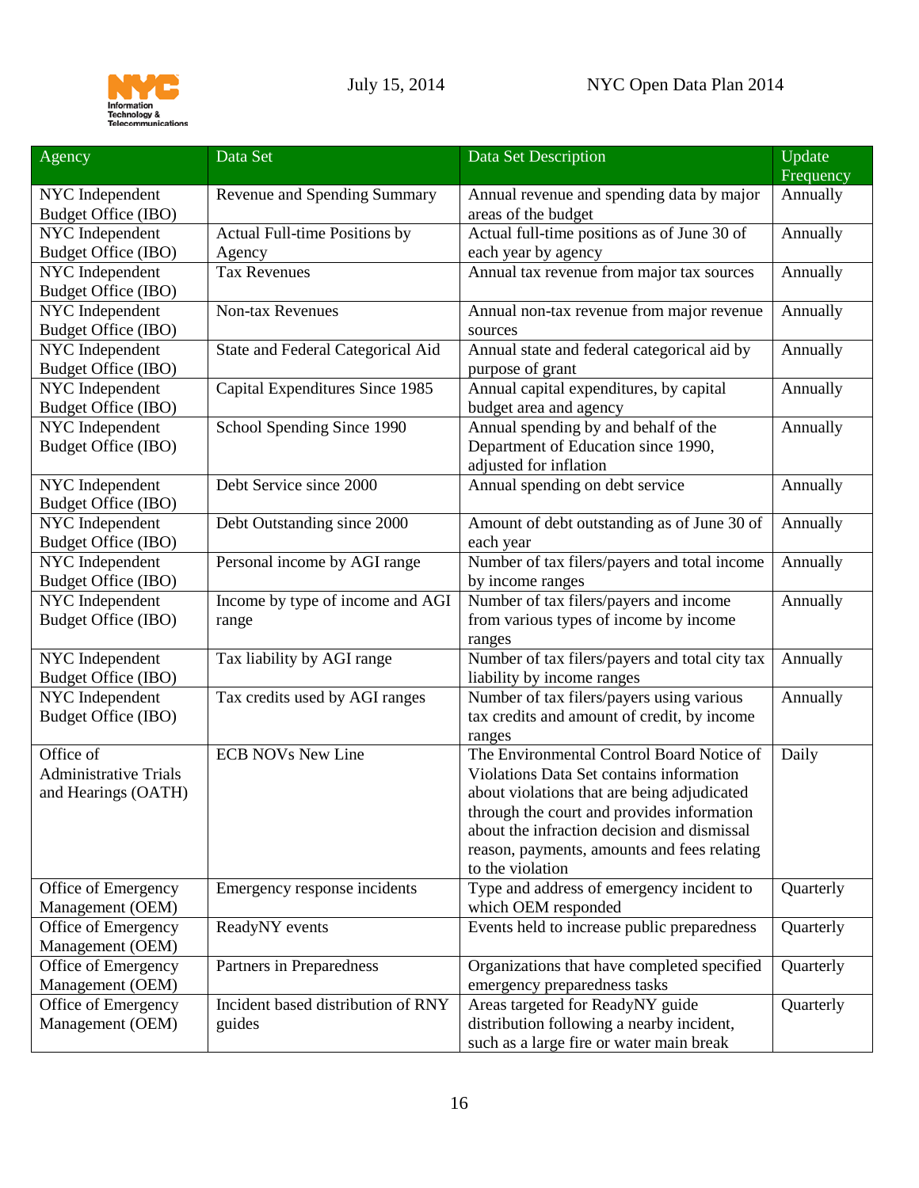| Agency | Data Set | Data Set Description | Update Frequency |
|---|---|---|---|
| NYC Independent Budget Office (IBO) | Revenue and Spending Summary | Annual revenue and spending data by major areas of the budget | Annually |
| NYC Independent Budget Office (IBO) | Actual Full-time Positions by Agency | Actual full-time positions as of June 30 of each year by agency | Annually |
| NYC Independent Budget Office (IBO) | Tax Revenues | Annual tax revenue from major tax sources | Annually |
| NYC Independent Budget Office (IBO) | Non-tax Revenues | Annual non-tax revenue from major revenue sources | Annually |
| NYC Independent Budget Office (IBO) | State and Federal Categorical Aid | Annual state and federal categorical aid by purpose of grant | Annually |
| NYC Independent Budget Office (IBO) | Capital Expenditures Since 1985 | Annual capital expenditures, by capital budget area and agency | Annually |
| NYC Independent Budget Office (IBO) | School Spending Since 1990 | Annual spending by and behalf of the Department of Education since 1990, adjusted for inflation | Annually |
| NYC Independent Budget Office (IBO) | Debt Service since 2000 | Annual spending on debt service | Annually |
| NYC Independent Budget Office (IBO) | Debt Outstanding since 2000 | Amount of debt outstanding as of June 30 of each year | Annually |
| NYC Independent Budget Office (IBO) | Personal income by AGI range | Number of tax filers/payers and total income by income ranges | Annually |
| NYC Independent Budget Office (IBO) | Income by type of income and AGI range | Number of tax filers/payers and income from various types of income by income ranges | Annually |
| NYC Independent Budget Office (IBO) | Tax liability by AGI range | Number of tax filers/payers and total city tax liability by income ranges | Annually |
| NYC Independent Budget Office (IBO) | Tax credits used by AGI ranges | Number of tax filers/payers using various tax credits and amount of credit, by income ranges | Annually |
| Office of Administrative Trials and Hearings (OATH) | ECB NOVs New Line | The Environmental Control Board Notice of Violations Data Set contains information about violations that are being adjudicated through the court and provides information about the infraction decision and dismissal reason, payments, amounts and fees relating to the violation | Daily |
| Office of Emergency Management (OEM) | Emergency response incidents | Type and address of emergency incident to which OEM responded | Quarterly |
| Office of Emergency Management (OEM) | ReadyNY events | Events held to increase public preparedness | Quarterly |
| Office of Emergency Management (OEM) | Partners in Preparedness | Organizations that have completed specified emergency preparedness tasks | Quarterly |
| Office of Emergency Management (OEM) | Incident based distribution of RNY guides | Areas targeted for ReadyNY guide distribution following a nearby incident, such as a large fire or water main break | Quarterly |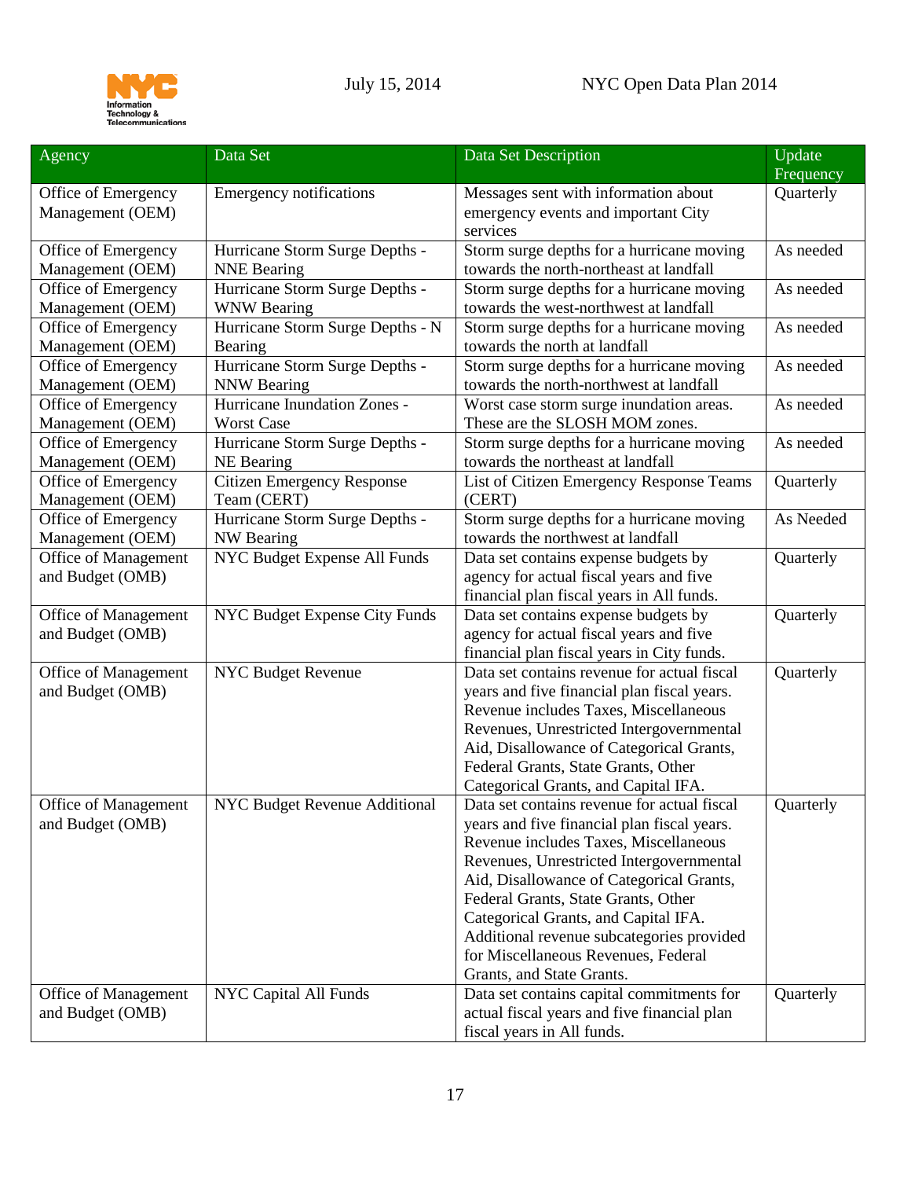| Agency | Data Set | Data Set Description | Update Frequency |
|---|---|---|---|
| Office of Emergency Management (OEM) | Emergency notifications | Messages sent with information about emergency events and important City services | Quarterly |
| Office of Emergency Management (OEM) | Hurricane Storm Surge Depths - NNE Bearing | Storm surge depths for a hurricane moving towards the north-northeast at landfall | As needed |
| Office of Emergency Management (OEM) | Hurricane Storm Surge Depths - WNW Bearing | Storm surge depths for a hurricane moving towards the west-northwest at landfall | As needed |
| Office of Emergency Management (OEM) | Hurricane Storm Surge Depths - N Bearing | Storm surge depths for a hurricane moving towards the north at landfall | As needed |
| Office of Emergency Management (OEM) | Hurricane Storm Surge Depths - NNW Bearing | Storm surge depths for a hurricane moving towards the north-northwest at landfall | As needed |
| Office of Emergency Management (OEM) | Hurricane Inundation Zones - Worst Case | Worst case storm surge inundation areas. These are the SLOSH MOM zones. | As needed |
| Office of Emergency Management (OEM) | Hurricane Storm Surge Depths - NE Bearing | Storm surge depths for a hurricane moving towards the northeast at landfall | As needed |
| Office of Emergency Management (OEM) | Citizen Emergency Response Team (CERT) | List of Citizen Emergency Response Teams (CERT) | Quarterly |
| Office of Emergency Management (OEM) | Hurricane Storm Surge Depths - NW Bearing | Storm surge depths for a hurricane moving towards the northwest at landfall | As Needed |
| Office of Management and Budget (OMB) | NYC Budget Expense All Funds | Data set contains expense budgets by agency for actual fiscal years and five financial plan fiscal years in All funds. | Quarterly |
| Office of Management and Budget (OMB) | NYC Budget Expense City Funds | Data set contains expense budgets by agency for actual fiscal years and five financial plan fiscal years in City funds. | Quarterly |
| Office of Management and Budget (OMB) | NYC Budget Revenue | Data set contains revenue for actual fiscal years and five financial plan fiscal years. Revenue includes Taxes, Miscellaneous Revenues, Unrestricted Intergovernmental Aid, Disallowance of Categorical Grants, Federal Grants, State Grants, Other Categorical Grants, and Capital IFA. | Quarterly |
| Office of Management and Budget (OMB) | NYC Budget Revenue Additional | Data set contains revenue for actual fiscal years and five financial plan fiscal years. Revenue includes Taxes, Miscellaneous Revenues, Unrestricted Intergovernmental Aid, Disallowance of Categorical Grants, Federal Grants, State Grants, Other Categorical Grants, and Capital IFA. Additional revenue subcategories provided for Miscellaneous Revenues, Federal Grants, and State Grants. | Quarterly |
| Office of Management and Budget (OMB) | NYC Capital All Funds | Data set contains capital commitments for actual fiscal years and five financial plan fiscal years in All funds. | Quarterly |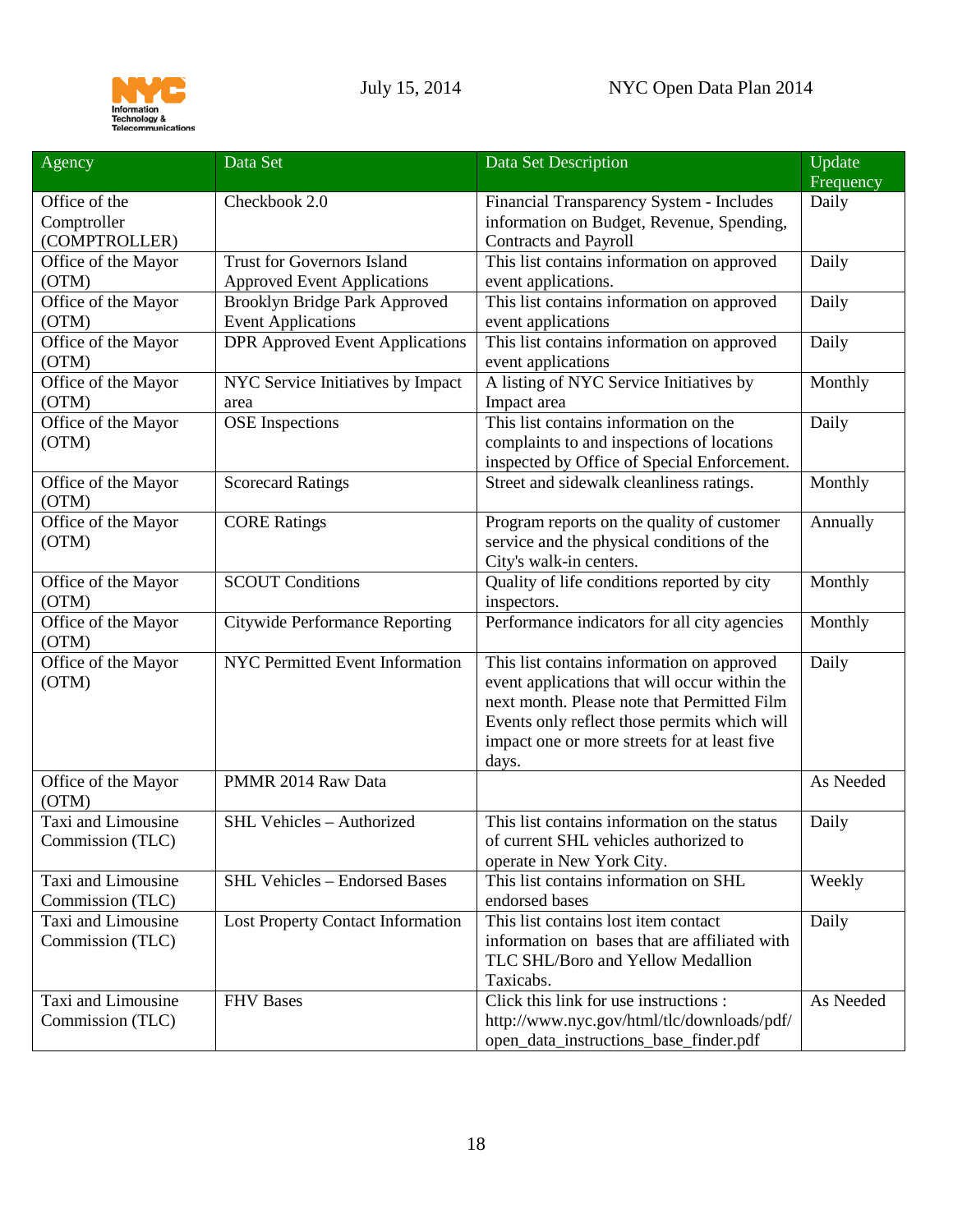| Agency | Data Set | Data Set Description | Update Frequency |
|---|---|---|---|
| Office of the Comptroller (COMPTROLLER) | Checkbook 2.0 | Financial Transparency System - Includes information on Budget, Revenue, Spending, Contracts and Payroll | Daily |
| Office of the Mayor (OTM) | Trust for Governors Island Approved Event Applications | This list contains information on approved event applications. | Daily |
| Office of the Mayor (OTM) | Brooklyn Bridge Park Approved Event Applications | This list contains information on approved event applications | Daily |
| Office of the Mayor (OTM) | DPR Approved Event Applications | This list contains information on approved event applications | Daily |
| Office of the Mayor (OTM) | NYC Service Initiatives by Impact area | A listing of NYC Service Initiatives by Impact area | Monthly |
| Office of the Mayor (OTM) | OSE Inspections | This list contains information on the complaints to and inspections of locations inspected by Office of Special Enforcement. | Daily |
| Office of the Mayor (OTM) | Scorecard Ratings | Street and sidewalk cleanliness ratings. | Monthly |
| Office of the Mayor (OTM) | CORE Ratings | Program reports on the quality of customer service and the physical conditions of the City's walk-in centers. | Annually |
| Office of the Mayor (OTM) | SCOUT Conditions | Quality of life conditions reported by city inspectors. | Monthly |
| Office of the Mayor (OTM) | Citywide Performance Reporting | Performance indicators for all city agencies | Monthly |
| Office of the Mayor (OTM) | NYC Permitted Event Information | This list contains information on approved event applications that will occur within the next month. Please note that Permitted Film Events only reflect those permits which will impact one or more streets for at least five days. | Daily |
| Office of the Mayor (OTM) | PMMR 2014 Raw Data | | As Needed |
| Taxi and Limousine Commission (TLC) | SHL Vehicles – Authorized | This list contains information on the status of current SHL vehicles authorized to operate in New York City. | Daily |
| Taxi and Limousine Commission (TLC) | SHL Vehicles – Endorsed Bases | This list contains information on SHL endorsed bases | Weekly |
| Taxi and Limousine Commission (TLC) | Lost Property Contact Information | This list contains lost item contact information on bases that are affiliated with TLC SHL/Boro and Yellow Medallion Taxicabs. | Daily |
| Taxi and Limousine Commission (TLC) | FHV Bases | Click this link for use instructions : http://www.nyc.gov/html/tlc/downloads/pdf/open_data_instructions_base_finder.pdf | As Needed |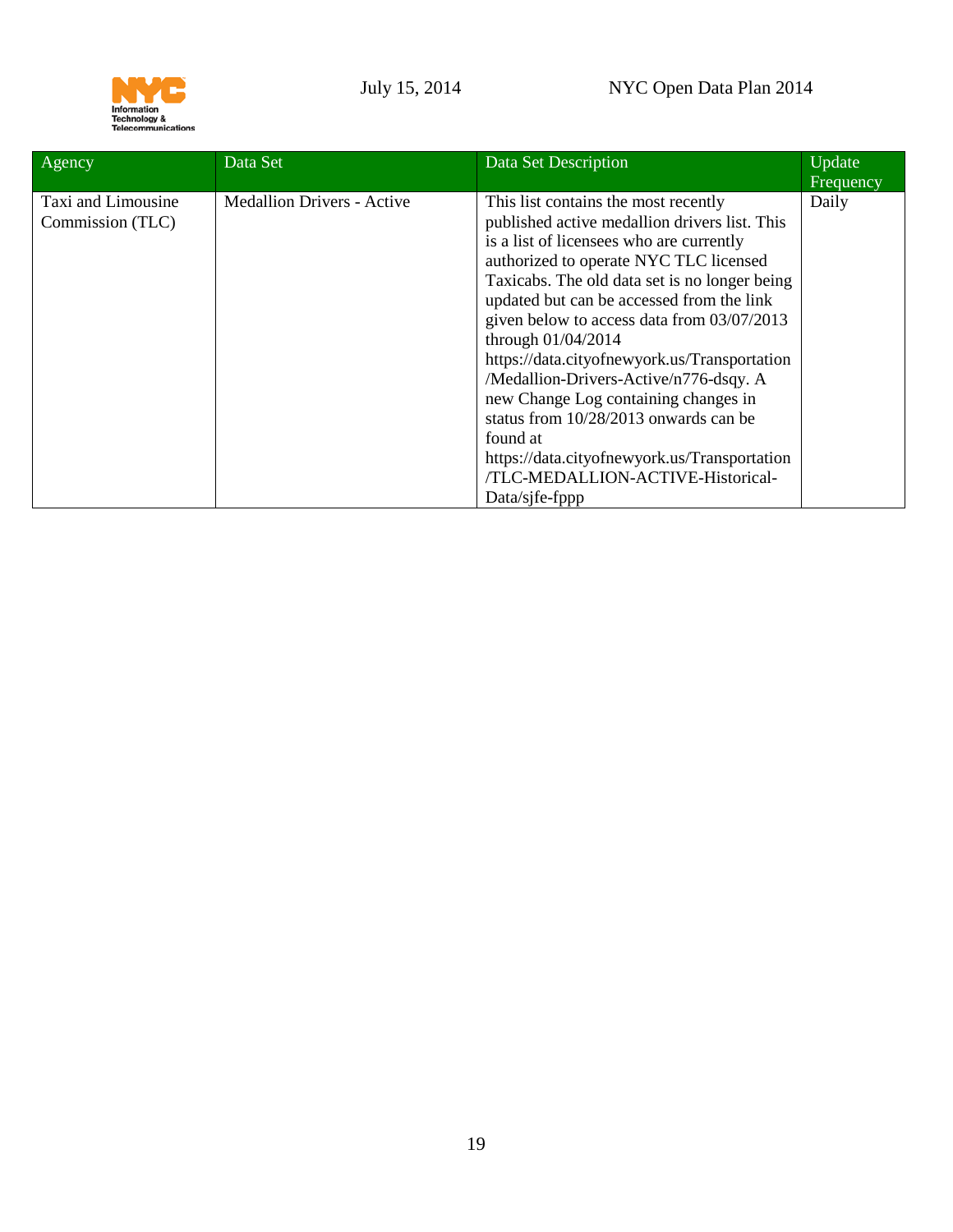| Agency | Data Set | Data Set Description | Update Frequency |
|---|---|---|---|
| Taxi and Limousine Commission (TLC) | Medallion Drivers - Active | This list contains the most recently published active medallion drivers list. This is a list of licensees who are currently authorized to operate NYC TLC licensed Taxicabs. The old data set is no longer being updated but can be accessed from the link given below to access data from 03/07/2013 through 01/04/2014 https://data.cityofnewyork.us/Transportation/Medallion-Drivers-Active/n776-dsqy. A new Change Log containing changes in status from 10/28/2013 onwards can be found at https://data.cityofnewyork.us/Transportation/TLC-MEDALLION-ACTIVE-Historical-Data/sjfe-fppp | Daily |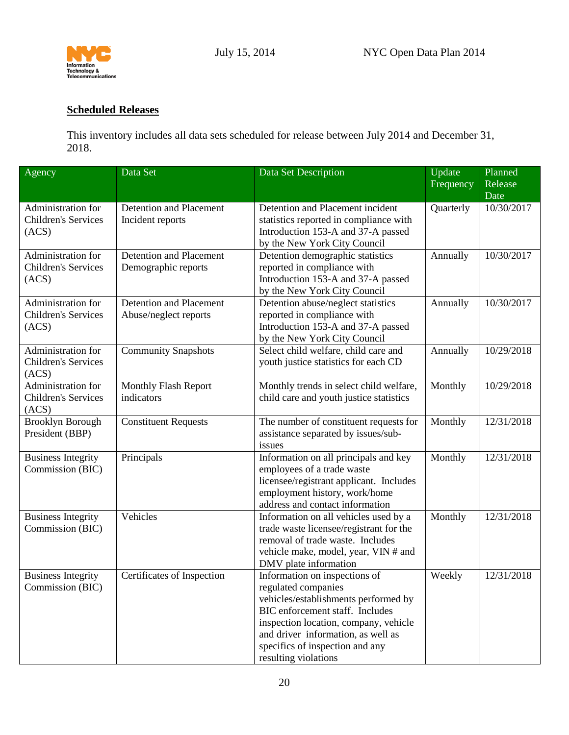**Scheduled Releases**

This inventory includes all data sets scheduled for release between July 2014 and December 31, 2018.

| Agency | Data Set | Data Set Description | Update Frequency | Planned Release Date |
|---|---|---|---|---|
| Administration for Children's Services (ACS) | Detention and Placement Incident reports | Detention and Placement incident statistics reported in compliance with Introduction 153-A and 37-A passed by the New York City Council | Quarterly | 10/30/2017 |
| Administration for Children's Services (ACS) | Detention and Placement Demographic reports | Detention demographic statistics reported in compliance with Introduction 153-A and 37-A passed by the New York City Council | Annually | 10/30/2017 |
| Administration for Children's Services (ACS) | Detention and Placement Abuse/neglect reports | Detention abuse/neglect statistics reported in compliance with Introduction 153-A and 37-A passed by the New York City Council | Annually | 10/30/2017 |
| Administration for Children's Services (ACS) | Community Snapshots | Select child welfare, child care and youth justice statistics for each CD | Annually | 10/29/2018 |
| Administration for Children's Services (ACS) | Monthly Flash Report indicators | Monthly trends in select child welfare, child care and youth justice statistics | Monthly | 10/29/2018 |
| Brooklyn Borough President (BBP) | Constituent Requests | The number of constituent requests for assistance separated by issues/sub-issues | Monthly | 12/31/2018 |
| Business Integrity Commission (BIC) | Principals | Information on all principals and key employees of a trade waste licensee/registrant applicant. Includes employment history, work/home address and contact information | Monthly | 12/31/2018 |
| Business Integrity Commission (BIC) | Vehicles | Information on all vehicles used by a trade waste licensee/registrant for the removal of trade waste. Includes vehicle make, model, year, VIN # and DMV plate information | Monthly | 12/31/2018 |
| Business Integrity Commission (BIC) | Certificates of Inspection | Information on inspections of regulated companies vehicles/establishments performed by BIC enforcement staff. Includes inspection location, company, vehicle and driver information, as well as specifics of inspection and any resulting violations | Weekly | 12/31/2018 |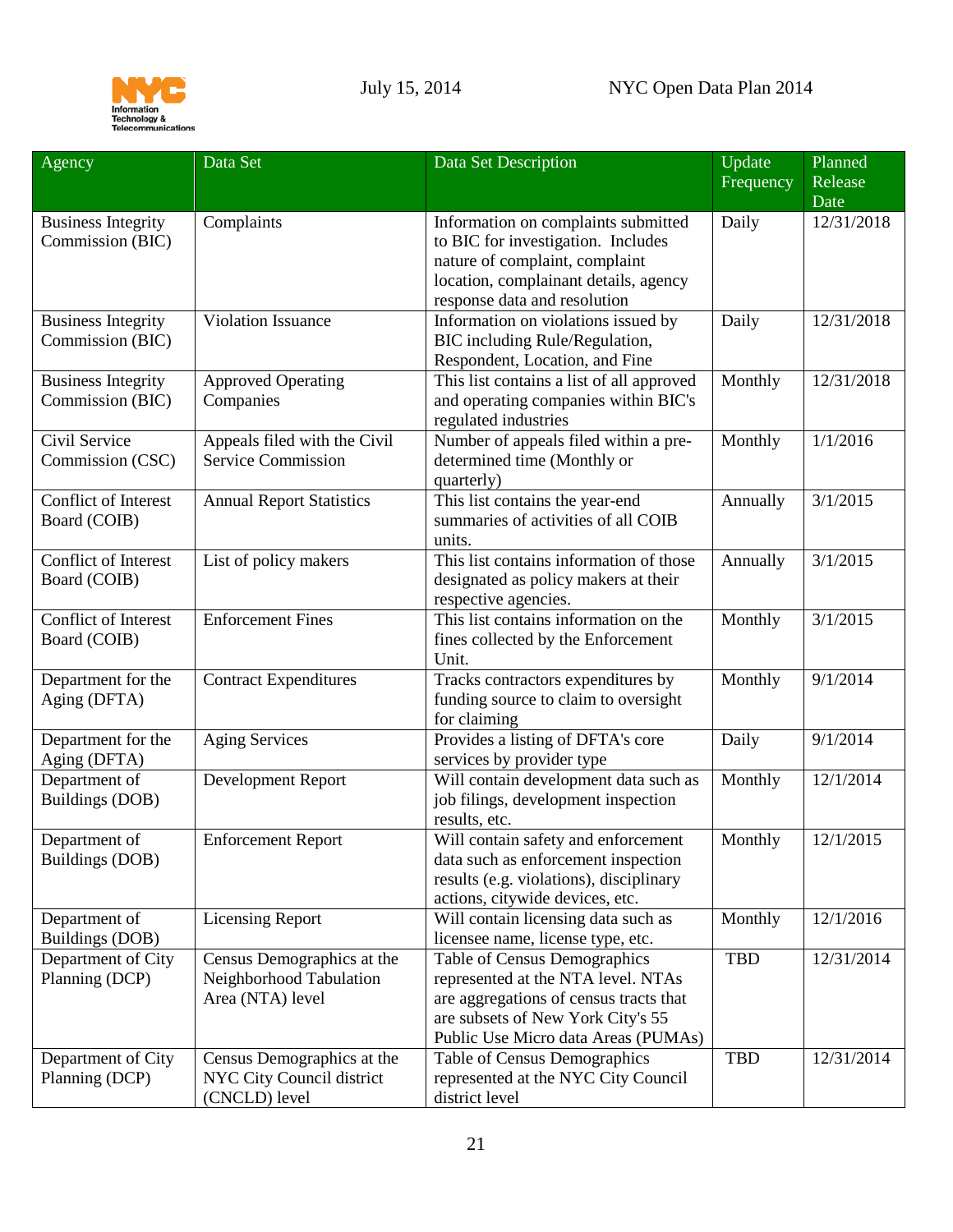| Agency | Data Set | Data Set Description | Update Frequency | Planned Release Date |
|---|---|---|---|---|
| Business Integrity Commission (BIC) | Complaints | Information on complaints submitted to BIC for investigation. Includes nature of complaint, complaint location, complainant details, agency response data and resolution | Daily | 12/31/2018 |
| Business Integrity Commission (BIC) | Violation Issuance | Information on violations issued by BIC including Rule/Regulation, Respondent, Location, and Fine | Daily | 12/31/2018 |
| Business Integrity Commission (BIC) | Approved Operating Companies | This list contains a list of all approved and operating companies within BIC's regulated industries | Monthly | 12/31/2018 |
| Civil Service Commission (CSC) | Appeals filed with the Civil Service Commission | Number of appeals filed within a pre-determined time (Monthly or quarterly) | Monthly | 1/1/2016 |
| Conflict of Interest Board (COIB) | Annual Report Statistics | This list contains the year-end summaries of activities of all COIB units. | Annually | 3/1/2015 |
| Conflict of Interest Board (COIB) | List of policy makers | This list contains information of those designated as policy makers at their respective agencies. | Annually | 3/1/2015 |
| Conflict of Interest Board (COIB) | Enforcement Fines | This list contains information on the fines collected by the Enforcement Unit. | Monthly | 3/1/2015 |
| Department for the Aging (DFTA) | Contract Expenditures | Tracks contractors expenditures by funding source to claim to oversight for claiming | Monthly | 9/1/2014 |
| Department for the Aging (DFTA) | Aging Services | Provides a listing of DFTA's core services by provider type | Daily | 9/1/2014 |
| Department of Buildings (DOB) | Development Report | Will contain development data such as job filings, development inspection results, etc. | Monthly | 12/1/2014 |
| Department of Buildings (DOB) | Enforcement Report | Will contain safety and enforcement data such as enforcement inspection results (e.g. violations), disciplinary actions, citywide devices, etc. | Monthly | 12/1/2015 |
| Department of Buildings (DOB) | Licensing Report | Will contain licensing data such as licensee name, license type, etc. | Monthly | 12/1/2016 |
| Department of City Planning (DCP) | Census Demographics at the Neighborhood Tabulation Area (NTA) level | Table of Census Demographics represented at the NTA level. NTAs are aggregations of census tracts that are subsets of New York City's 55 Public Use Micro data Areas (PUMAs) | TBD | 12/31/2014 |
| Department of City Planning (DCP) | Census Demographics at the NYC City Council district (CNCLD) level | Table of Census Demographics represented at the NYC City Council district level | TBD | 12/31/2014 |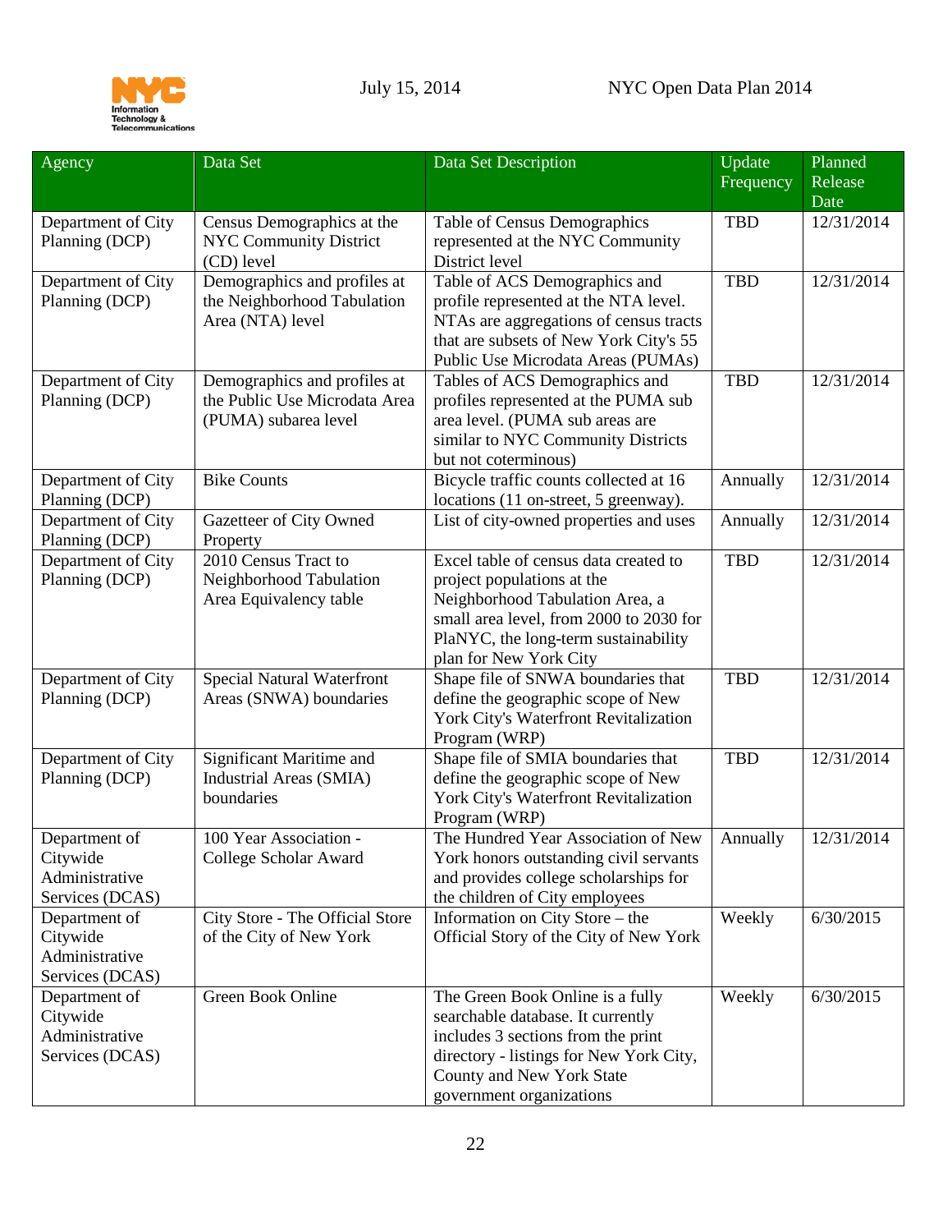| Agency | Data Set | Data Set Description | Update Frequency | Planned Release Date |
|---|---|---|---|---|
| Department of City Planning (DCP) | Census Demographics at the NYC Community District (CD) level | Table of Census Demographics represented at the NYC Community District level | TBD | 12/31/2014 |
| Department of City Planning (DCP) | Demographics and profiles at the Neighborhood Tabulation Area (NTA) level | Table of ACS Demographics and profile represented at the NTA level. NTAs are aggregations of census tracts that are subsets of New York City's 55 Public Use Microdata Areas (PUMAs) | TBD | 12/31/2014 |
| Department of City Planning (DCP) | Demographics and profiles at the Public Use Microdata Area (PUMA) subarea level | Tables of ACS Demographics and profiles represented at the PUMA sub area level. (PUMA sub areas are similar to NYC Community Districts but not coterminous) | TBD | 12/31/2014 |
| Department of City Planning (DCP) | Bike Counts | Bicycle traffic counts collected at 16 locations (11 on-street, 5 greenway). | Annually | 12/31/2014 |
| Department of City Planning (DCP) | Gazetteer of City Owned Property | List of city-owned properties and uses | Annually | 12/31/2014 |
| Department of City Planning (DCP) | 2010 Census Tract to Neighborhood Tabulation Area Equivalency table | Excel table of census data created to project populations at the Neighborhood Tabulation Area, a small area level, from 2000 to 2030 for PlaNYC, the long-term sustainability plan for New York City | TBD | 12/31/2014 |
| Department of City Planning (DCP) | Special Natural Waterfront Areas (SNWA) boundaries | Shape file of SNWA boundaries that define the geographic scope of New York City's Waterfront Revitalization Program (WRP) | TBD | 12/31/2014 |
| Department of City Planning (DCP) | Significant Maritime and Industrial Areas (SMIA) boundaries | Shape file of SMIA boundaries that define the geographic scope of New York City's Waterfront Revitalization Program (WRP) | TBD | 12/31/2014 |
| Department of Citywide Administrative Services (DCAS) | 100 Year Association - College Scholar Award | The Hundred Year Association of New York honors outstanding civil servants and provides college scholarships for the children of City employees | Annually | 12/31/2014 |
| Department of Citywide Administrative Services (DCAS) | City Store - The Official Store of the City of New York | Information on City Store – the Official Story of the City of New York | Weekly | 6/30/2015 |
| Department of Citywide Administrative Services (DCAS) | Green Book Online | The Green Book Online is a fully searchable database. It currently includes 3 sections from the print directory - listings for New York City, County and New York State government organizations | Weekly | 6/30/2015 |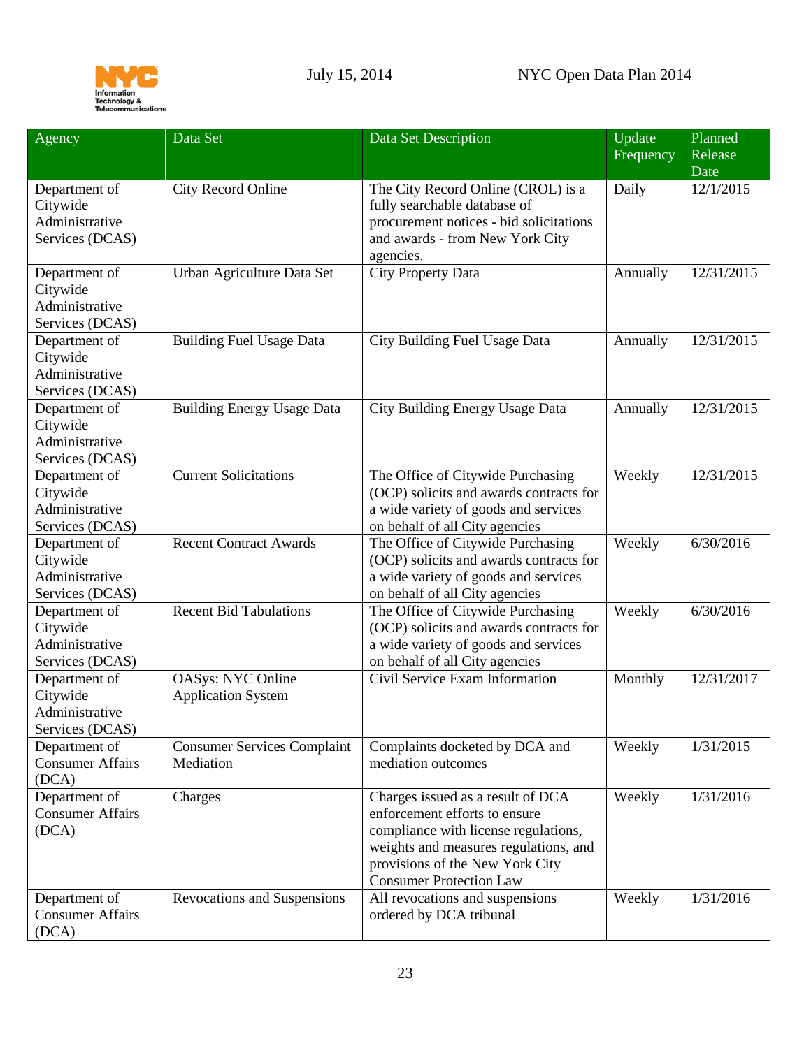| Agency | Data Set | Data Set Description | Update Frequency | Planned Release Date |
|---|---|---|---|---|
| Department of Citywide Administrative Services (DCAS) | City Record Online | The City Record Online (CROL) is a fully searchable database of procurement notices - bid solicitations and awards - from New York City agencies. | Daily | 12/1/2015 |
| Department of Citywide Administrative Services (DCAS) | Urban Agriculture Data Set | City Property Data | Annually | 12/31/2015 |
| Department of Citywide Administrative Services (DCAS) | Building Fuel Usage Data | City Building Fuel Usage Data | Annually | 12/31/2015 |
| Department of Citywide Administrative Services (DCAS) | Building Energy Usage Data | City Building Energy Usage Data | Annually | 12/31/2015 |
| Department of Citywide Administrative Services (DCAS) | Current Solicitations | The Office of Citywide Purchasing (OCP) solicits and awards contracts for a wide variety of goods and services on behalf of all City agencies | Weekly | 12/31/2015 |
| Department of Citywide Administrative Services (DCAS) | Recent Contract Awards | The Office of Citywide Purchasing (OCP) solicits and awards contracts for a wide variety of goods and services on behalf of all City agencies | Weekly | 6/30/2016 |
| Department of Citywide Administrative Services (DCAS) | Recent Bid Tabulations | The Office of Citywide Purchasing (OCP) solicits and awards contracts for a wide variety of goods and services on behalf of all City agencies | Weekly | 6/30/2016 |
| Department of Citywide Administrative Services (DCAS) | OASys: NYC Online Application System | Civil Service Exam Information | Monthly | 12/31/2017 |
| Department of Consumer Affairs (DCA) | Consumer Services Complaint Mediation | Complaints docketed by DCA and mediation outcomes | Weekly | 1/31/2015 |
| Department of Consumer Affairs (DCA) | Charges | Charges issued as a result of DCA enforcement efforts to ensure compliance with license regulations, weights and measures regulations, and provisions of the New York City Consumer Protection Law | Weekly | 1/31/2016 |
| Department of Consumer Affairs (DCA) | Revocations and Suspensions | All revocations and suspensions ordered by DCA tribunal | Weekly | 1/31/2016 |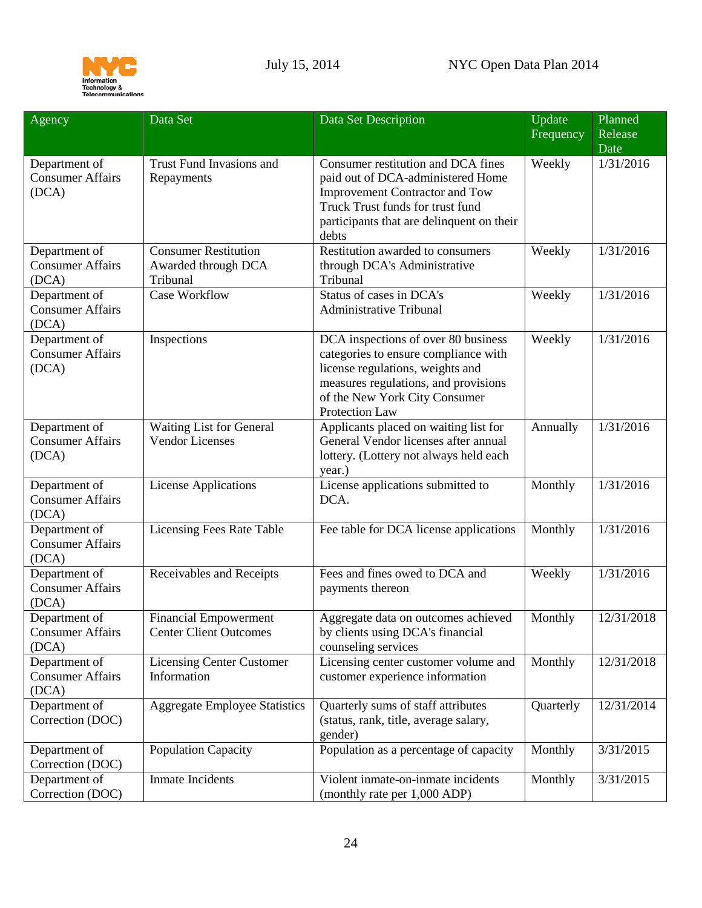| Agency | Data Set | Data Set Description | Update Frequency | Planned Release Date |
|---|---|---|---|---|
| Department of Consumer Affairs (DCA) | Trust Fund Invasions and Repayments | Consumer restitution and DCA fines paid out of DCA-administered Home Improvement Contractor and Tow Truck Trust funds for trust fund participants that are delinquent on their debts | Weekly | 1/31/2016 |
| Department of Consumer Affairs (DCA) | Consumer Restitution Awarded through DCA Tribunal | Restitution awarded to consumers through DCA's Administrative Tribunal | Weekly | 1/31/2016 |
| Department of Consumer Affairs (DCA) | Case Workflow | Status of cases in DCA's Administrative Tribunal | Weekly | 1/31/2016 |
| Department of Consumer Affairs (DCA) | Inspections | DCA inspections of over 80 business categories to ensure compliance with license regulations, weights and measures regulations, and provisions of the New York City Consumer Protection Law | Weekly | 1/31/2016 |
| Department of Consumer Affairs (DCA) | Waiting List for General Vendor Licenses | Applicants placed on waiting list for General Vendor licenses after annual lottery. (Lottery not always held each year.) | Annually | 1/31/2016 |
| Department of Consumer Affairs (DCA) | License Applications | License applications submitted to DCA. | Monthly | 1/31/2016 |
| Department of Consumer Affairs (DCA) | Licensing Fees Rate Table | Fee table for DCA license applications | Monthly | 1/31/2016 |
| Department of Consumer Affairs (DCA) | Receivables and Receipts | Fees and fines owed to DCA and payments thereon | Weekly | 1/31/2016 |
| Department of Consumer Affairs (DCA) | Financial Empowerment Center Client Outcomes | Aggregate data on outcomes achieved by clients using DCA's financial counseling services | Monthly | 12/31/2018 |
| Department of Consumer Affairs (DCA) | Licensing Center Customer Information | Licensing center customer volume and customer experience information | Monthly | 12/31/2018 |
| Department of Correction (DOC) | Aggregate Employee Statistics | Quarterly sums of staff attributes (status, rank, title, average salary, gender) | Quarterly | 12/31/2014 |
| Department of Correction (DOC) | Population Capacity | Population as a percentage of capacity | Monthly | 3/31/2015 |
| Department of Correction (DOC) | Inmate Incidents | Violent inmate-on-inmate incidents (monthly rate per 1,000 ADP) | Monthly | 3/31/2015 |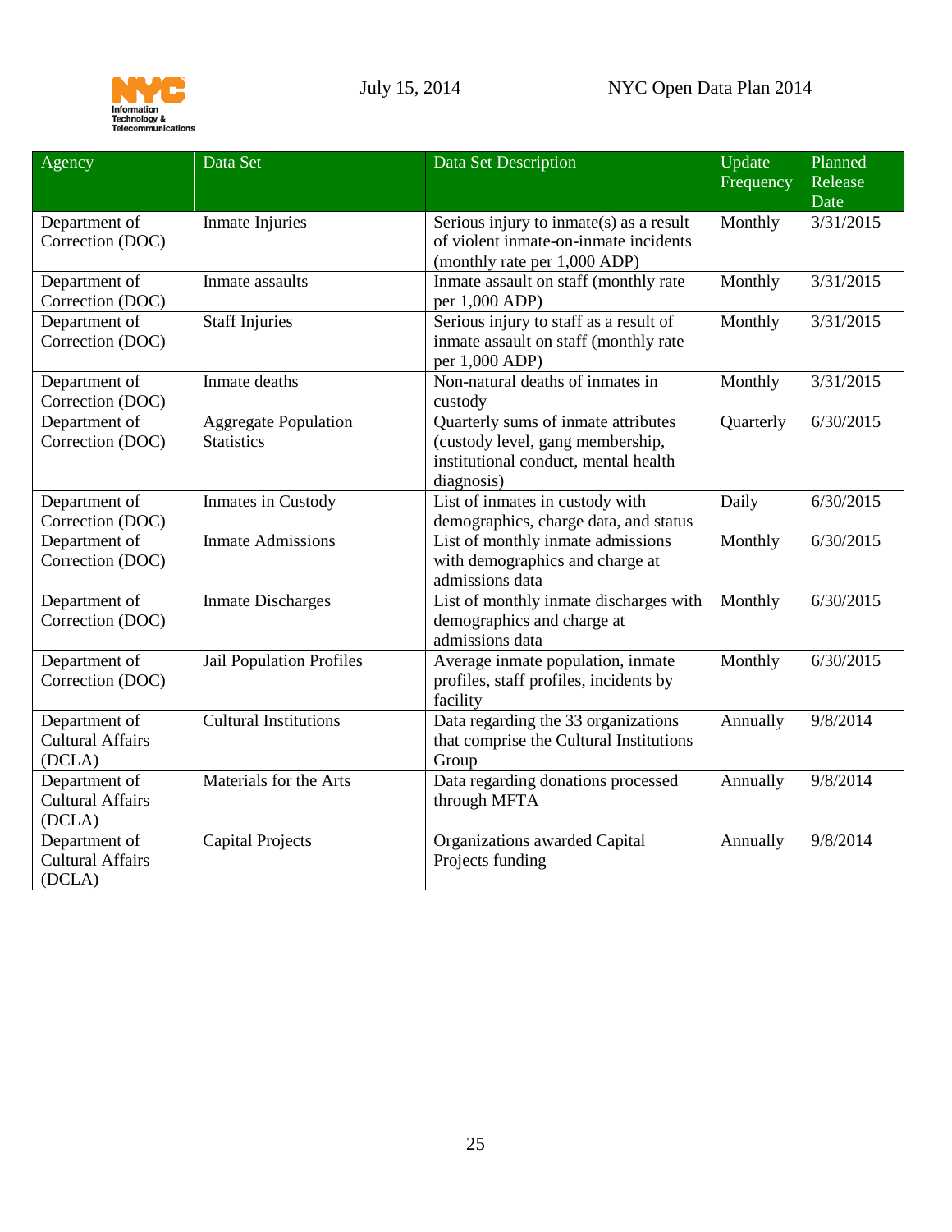| Agency | Data Set | Data Set Description | Update Frequency | Planned Release Date |
|---|---|---|---|---|
| Department of Correction (DOC) | Inmate Injuries | Serious injury to inmate(s) as a result of violent inmate-on-inmate incidents (monthly rate per 1,000 ADP) | Monthly | 3/31/2015 |
| Department of Correction (DOC) | Inmate assaults | Inmate assault on staff (monthly rate per 1,000 ADP) | Monthly | 3/31/2015 |
| Department of Correction (DOC) | Staff Injuries | Serious injury to staff as a result of inmate assault on staff (monthly rate per 1,000 ADP) | Monthly | 3/31/2015 |
| Department of Correction (DOC) | Inmate deaths | Non-natural deaths of inmates in custody | Monthly | 3/31/2015 |
| Department of Correction (DOC) | Aggregate Population Statistics | Quarterly sums of inmate attributes (custody level, gang membership, institutional conduct, mental health diagnosis) | Quarterly | 6/30/2015 |
| Department of Correction (DOC) | Inmates in Custody | List of inmates in custody with demographics, charge data, and status | Daily | 6/30/2015 |
| Department of Correction (DOC) | Inmate Admissions | List of monthly inmate admissions with demographics and charge at admissions data | Monthly | 6/30/2015 |
| Department of Correction (DOC) | Inmate Discharges | List of monthly inmate discharges with demographics and charge at admissions data | Monthly | 6/30/2015 |
| Department of Correction (DOC) | Jail Population Profiles | Average inmate population, inmate profiles, staff profiles, incidents by facility | Monthly | 6/30/2015 |
| Department of Cultural Affairs (DCLA) | Cultural Institutions | Data regarding the 33 organizations that comprise the Cultural Institutions Group | Annually | 9/8/2014 |
| Department of Cultural Affairs (DCLA) | Materials for the Arts | Data regarding donations processed through MFTA | Annually | 9/8/2014 |
| Department of Cultural Affairs (DCLA) | Capital Projects | Organizations awarded Capital Projects funding | Annually | 9/8/2014 |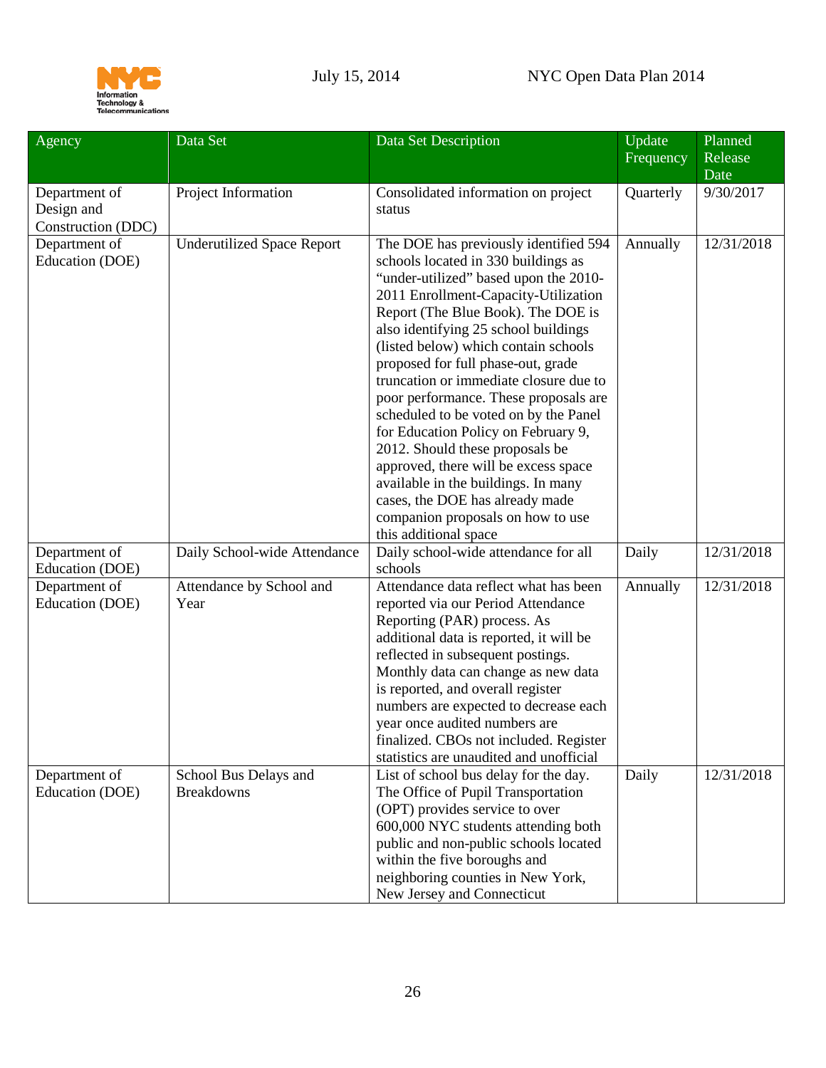| Agency | Data Set | Data Set Description | Update Frequency | Planned Release Date |
|---|---|---|---|---|
| Department of Design and Construction (DDC) | Project Information | Consolidated information on project status | Quarterly | 9/30/2017 |
| Department of Education (DOE) | Underutilized Space Report | The DOE has previously identified 594 schools located in 330 buildings as "under-utilized" based upon the 2010-2011 Enrollment-Capacity-Utilization Report (The Blue Book). The DOE is also identifying 25 school buildings (listed below) which contain schools proposed for full phase-out, grade truncation or immediate closure due to poor performance. These proposals are scheduled to be voted on by the Panel for Education Policy on February 9, 2012. Should these proposals be approved, there will be excess space available in the buildings. In many cases, the DOE has already made companion proposals on how to use this additional space | Annually | 12/31/2018 |
| Department of Education (DOE) | Daily School-wide Attendance | Daily school-wide attendance for all schools | Daily | 12/31/2018 |
| Department of Education (DOE) | Attendance by School and Year | Attendance data reflect what has been reported via our Period Attendance Reporting (PAR) process. As additional data is reported, it will be reflected in subsequent postings. Monthly data can change as new data is reported, and overall register numbers are expected to decrease each year once audited numbers are finalized. CBOs not included. Register statistics are unaudited and unofficial | Annually | 12/31/2018 |
| Department of Education (DOE) | School Bus Delays and Breakdowns | List of school bus delay for the day. The Office of Pupil Transportation (OPT) provides service to over 600,000 NYC students attending both public and non-public schools located within the five boroughs and neighboring counties in New York, New Jersey and Connecticut | Daily | 12/31/2018 |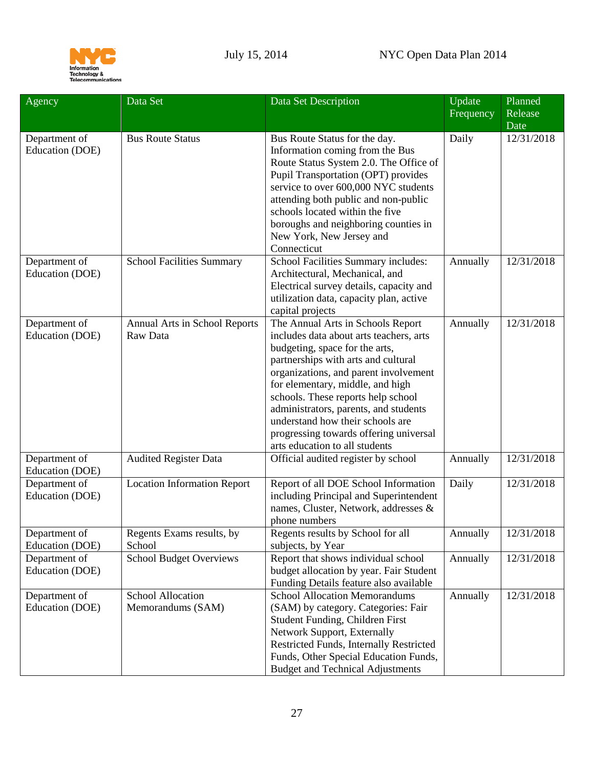| Agency | Data Set | Data Set Description | Update Frequency | Planned Release Date |
|---|---|---|---|---|
| Department of Education (DOE) | Bus Route Status | Bus Route Status for the day. Information coming from the Bus Route Status System 2.0. The Office of Pupil Transportation (OPT) provides service to over 600,000 NYC students attending both public and non-public schools located within the five boroughs and neighboring counties in New York, New Jersey and Connecticut | Daily | 12/31/2018 |
| Department of Education (DOE) | School Facilities Summary | School Facilities Summary includes: Architectural, Mechanical, and Electrical survey details, capacity and utilization data, capacity plan, active capital projects | Annually | 12/31/2018 |
| Department of Education (DOE) | Annual Arts in School Reports Raw Data | The Annual Arts in Schools Report includes data about arts teachers, arts budgeting, space for the arts, partnerships with arts and cultural organizations, and parent involvement for elementary, middle, and high schools. These reports help school administrators, parents, and students understand how their schools are progressing towards offering universal arts education to all students | Annually | 12/31/2018 |
| Department of Education (DOE) | Audited Register Data | Official audited register by school | Annually | 12/31/2018 |
| Department of Education (DOE) | Location Information Report | Report of all DOE School Information including Principal and Superintendent names, Cluster, Network, addresses & phone numbers | Daily | 12/31/2018 |
| Department of Education (DOE) | Regents Exams results, by School | Regents results by School for all subjects, by Year | Annually | 12/31/2018 |
| Department of Education (DOE) | School Budget Overviews | Report that shows individual school budget allocation by year. Fair Student Funding Details feature also available | Annually | 12/31/2018 |
| Department of Education (DOE) | School Allocation Memorandums (SAM) | School Allocation Memorandums (SAM) by category. Categories: Fair Student Funding, Children First Network Support, Externally Restricted Funds, Internally Restricted Funds, Other Special Education Funds, Budget and Technical Adjustments | Annually | 12/31/2018 |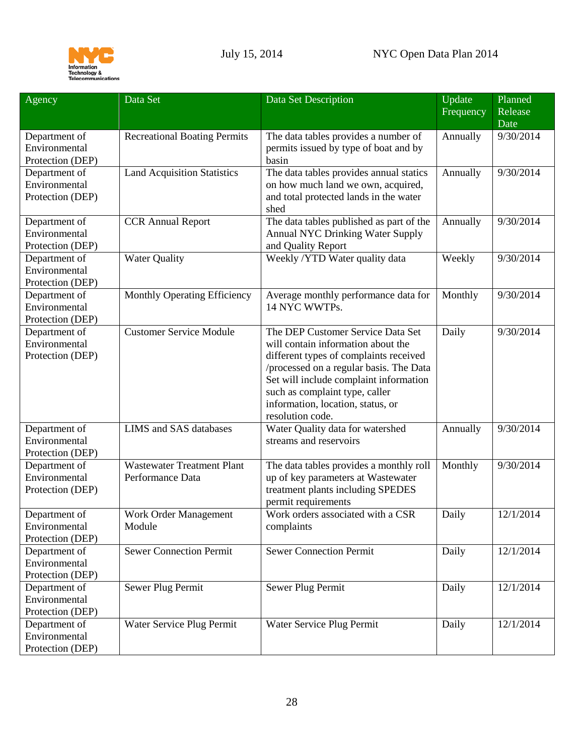| Agency | Data Set | Data Set Description | Update Frequency | Planned Release Date |
|---|---|---|---|---|
| Department of Environmental Protection (DEP) | Recreational Boating Permits | The data tables provides a number of permits issued by type of boat and by basin | Annually | 9/30/2014 |
| Department of Environmental Protection (DEP) | Land Acquisition Statistics | The data tables provides annual statics on how much land we own, acquired, and total protected lands in the water shed | Annually | 9/30/2014 |
| Department of Environmental Protection (DEP) | CCR Annual Report | The data tables published as part of the Annual NYC Drinking Water Supply and Quality Report | Annually | 9/30/2014 |
| Department of Environmental Protection (DEP) | Water Quality | Weekly /YTD Water quality data | Weekly | 9/30/2014 |
| Department of Environmental Protection (DEP) | Monthly Operating Efficiency | Average monthly performance data for 14 NYC WWTPs. | Monthly | 9/30/2014 |
| Department of Environmental Protection (DEP) | Customer Service Module | The DEP Customer Service Data Set will contain information about the different types of complaints received /processed on a regular basis. The Data Set will include complaint information such as complaint type, caller information, location, status, or resolution code. | Daily | 9/30/2014 |
| Department of Environmental Protection (DEP) | LIMS and SAS databases | Water Quality data for watershed streams and reservoirs | Annually | 9/30/2014 |
| Department of Environmental Protection (DEP) | Wastewater Treatment Plant Performance Data | The data tables provides a monthly roll up of key parameters at Wastewater treatment plants including SPEDES permit requirements | Monthly | 9/30/2014 |
| Department of Environmental Protection (DEP) | Work Order Management Module | Work orders associated with a CSR complaints | Daily | 12/1/2014 |
| Department of Environmental Protection (DEP) | Sewer Connection Permit | Sewer Connection Permit | Daily | 12/1/2014 |
| Department of Environmental Protection (DEP) | Sewer Plug Permit | Sewer Plug Permit | Daily | 12/1/2014 |
| Department of Environmental Protection (DEP) | Water Service Plug Permit | Water Service Plug Permit | Daily | 12/1/2014 |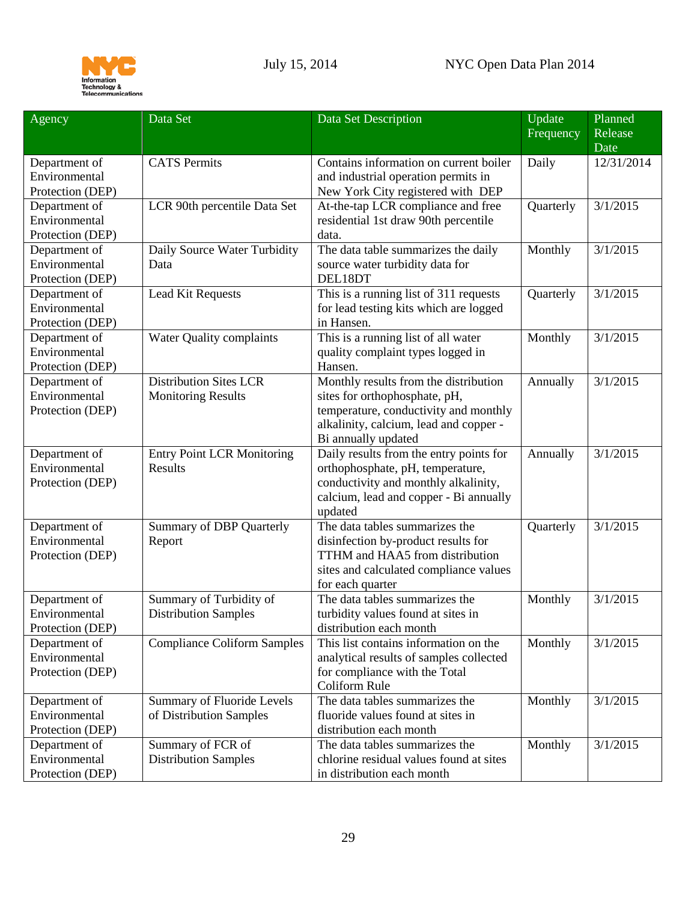| Agency | Data Set | Data Set Description | Update Frequency | Planned Release Date |
| --- | --- | --- | --- | --- |
| Department of Environmental Protection (DEP) | CATS Permits | Contains information on current boiler and industrial operation permits in New York City registered with DEP | Daily | 12/31/2014 |
| Department of Environmental Protection (DEP) | LCR 90th percentile Data Set | At-the-tap LCR compliance and free residential 1st draw 90th percentile data. | Quarterly | 3/1/2015 |
| Department of Environmental Protection (DEP) | Daily Source Water Turbidity Data | The data table summarizes the daily source water turbidity data for DEL18DT | Monthly | 3/1/2015 |
| Department of Environmental Protection (DEP) | Lead Kit Requests | This is a running list of 311 requests for lead testing kits which are logged in Hansen. | Quarterly | 3/1/2015 |
| Department of Environmental Protection (DEP) | Water Quality complaints | This is a running list of all water quality complaint types logged in Hansen. | Monthly | 3/1/2015 |
| Department of Environmental Protection (DEP) | Distribution Sites LCR Monitoring Results | Monthly results from the distribution sites for orthophosphate, pH, temperature, conductivity and monthly alkalinity, calcium, lead and copper - Bi annually updated | Annually | 3/1/2015 |
| Department of Environmental Protection (DEP) | Entry Point LCR Monitoring Results | Daily results from the entry points for orthophosphate, pH, temperature, conductivity and monthly alkalinity, calcium, lead and copper - Bi annually updated | Annually | 3/1/2015 |
| Department of Environmental Protection (DEP) | Summary of DBP Quarterly Report | The data tables summarizes the disinfection by-product results for TTHM and HAA5 from distribution sites and calculated compliance values for each quarter | Quarterly | 3/1/2015 |
| Department of Environmental Protection (DEP) | Summary of Turbidity of Distribution Samples | The data tables summarizes the turbidity values found at sites in distribution each month | Monthly | 3/1/2015 |
| Department of Environmental Protection (DEP) | Compliance Coliform Samples | This list contains information on the analytical results of samples collected for compliance with the Total Coliform Rule | Monthly | 3/1/2015 |
| Department of Environmental Protection (DEP) | Summary of Fluoride Levels of Distribution Samples | The data tables summarizes the fluoride values found at sites in distribution each month | Monthly | 3/1/2015 |
| Department of Environmental Protection (DEP) | Summary of FCR of Distribution Samples | The data tables summarizes the chlorine residual values found at sites in distribution each month | Monthly | 3/1/2015 |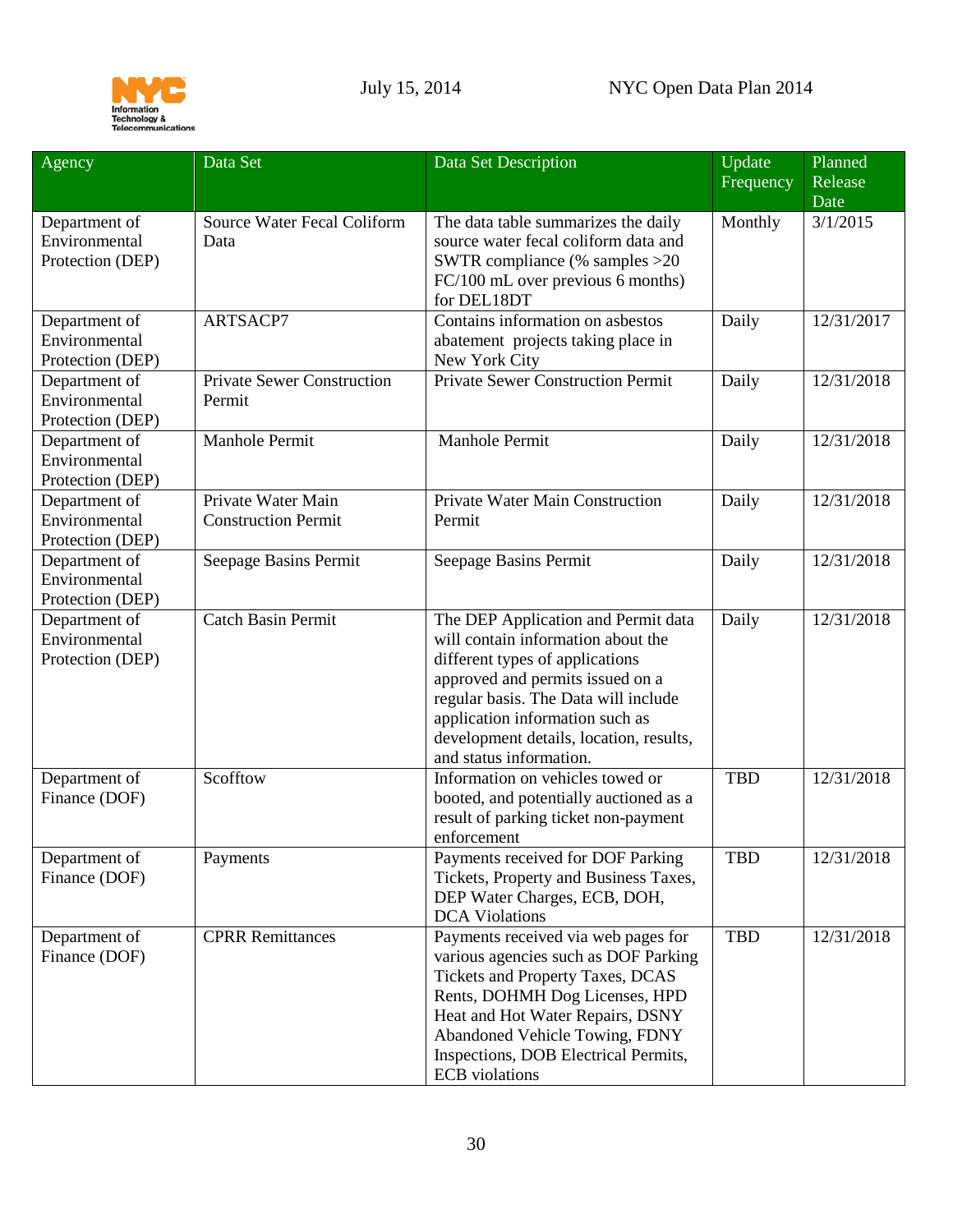| Agency | Data Set | Data Set Description | Update Frequency | Planned Release Date |
|---|---|---|---|---|
| Department of Environmental Protection (DEP) | Source Water Fecal Coliform Data | The data table summarizes the daily source water fecal coliform data and SWTR compliance (% samples >20 FC/100 mL over previous 6 months) for DEL18DT | Monthly | 3/1/2015 |
| Department of Environmental Protection (DEP) | ARTSACP7 | Contains information on asbestos abatement projects taking place in New York City | Daily | 12/31/2017 |
| Department of Environmental Protection (DEP) | Private Sewer Construction Permit | Private Sewer Construction Permit | Daily | 12/31/2018 |
| Department of Environmental Protection (DEP) | Manhole Permit | Manhole Permit | Daily | 12/31/2018 |
| Department of Environmental Protection (DEP) | Private Water Main Construction Permit | Private Water Main Construction Permit | Daily | 12/31/2018 |
| Department of Environmental Protection (DEP) | Seepage Basins Permit | Seepage Basins Permit | Daily | 12/31/2018 |
| Department of Environmental Protection (DEP) | Catch Basin Permit | The DEP Application and Permit data will contain information about the different types of applications approved and permits issued on a regular basis. The Data will include application information such as development details, location, results, and status information. | Daily | 12/31/2018 |
| Department of Finance (DOF) | Scofftow | Information on vehicles towed or booted, and potentially auctioned as a result of parking ticket non-payment enforcement | TBD | 12/31/2018 |
| Department of Finance (DOF) | Payments | Payments received for DOF Parking Tickets, Property and Business Taxes, DEP Water Charges, ECB, DOH, DCA Violations | TBD | 12/31/2018 |
| Department of Finance (DOF) | CPRR Remittances | Payments received via web pages for various agencies such as DOF Parking Tickets and Property Taxes, DCAS Rents, DOHMH Dog Licenses, HPD Heat and Hot Water Repairs, DSNY Abandoned Vehicle Towing, FDNY Inspections, DOB Electrical Permits, ECB violations | TBD | 12/31/2018 |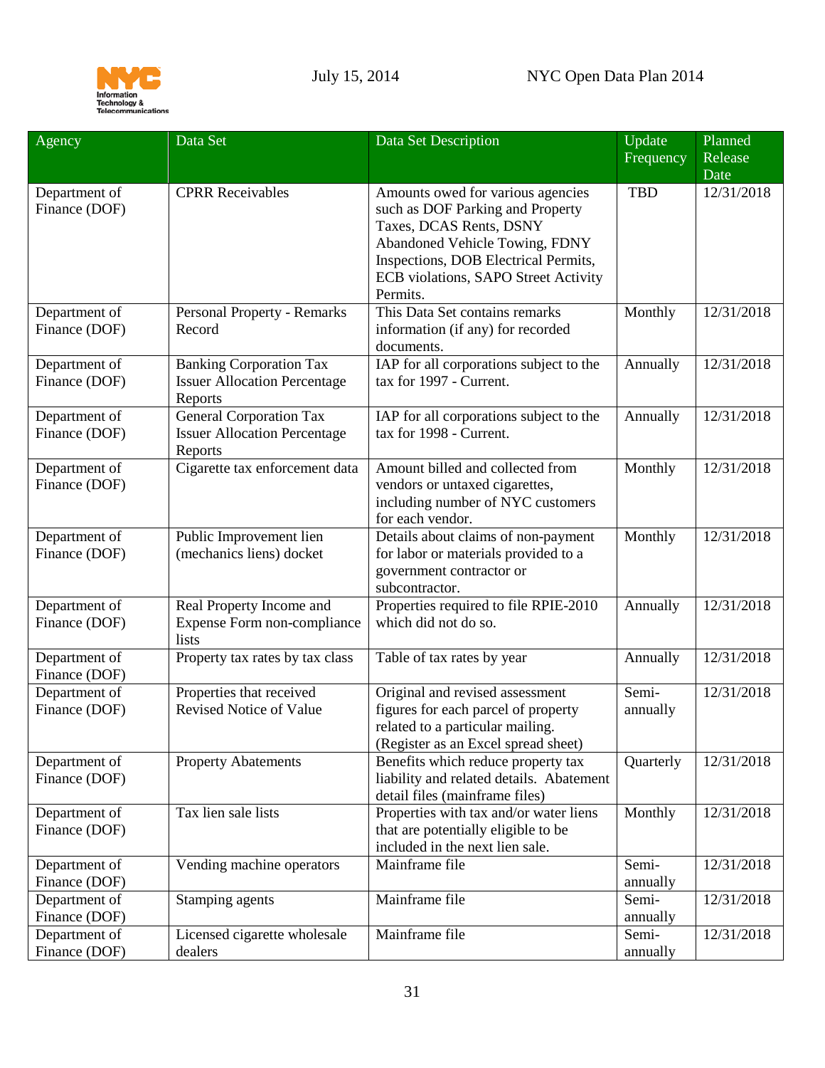| Agency | Data Set | Data Set Description | Update Frequency | Planned Release Date |
| --- | --- | --- | --- | --- |
| Department of Finance (DOF) | CPRR Receivables | Amounts owed for various agencies such as DOF Parking and Property Taxes, DCAS Rents, DSNY Abandoned Vehicle Towing, FDNY Inspections, DOB Electrical Permits, ECB violations, SAPO Street Activity Permits. | TBD | 12/31/2018 |
| Department of Finance (DOF) | Personal Property - Remarks Record | This Data Set contains remarks information (if any) for recorded documents. | Monthly | 12/31/2018 |
| Department of Finance (DOF) | Banking Corporation Tax Issuer Allocation Percentage Reports | IAP for all corporations subject to the tax for 1997 - Current. | Annually | 12/31/2018 |
| Department of Finance (DOF) | General Corporation Tax Issuer Allocation Percentage Reports | IAP for all corporations subject to the tax for 1998 - Current. | Annually | 12/31/2018 |
| Department of Finance (DOF) | Cigarette tax enforcement data | Amount billed and collected from vendors or untaxed cigarettes, including number of NYC customers for each vendor. | Monthly | 12/31/2018 |
| Department of Finance (DOF) | Public Improvement lien (mechanics liens) docket | Details about claims of non-payment for labor or materials provided to a government contractor or subcontractor. | Monthly | 12/31/2018 |
| Department of Finance (DOF) | Real Property Income and Expense Form non-compliance lists | Properties required to file RPIE-2010 which did not do so. | Annually | 12/31/2018 |
| Department of Finance (DOF) | Property tax rates by tax class | Table of tax rates by year | Annually | 12/31/2018 |
| Department of Finance (DOF) | Properties that received Revised Notice of Value | Original and revised assessment figures for each parcel of property related to a particular mailing. (Register as an Excel spread sheet) | Semi-annually | 12/31/2018 |
| Department of Finance (DOF) | Property Abatements | Benefits which reduce property tax liability and related details. Abatement detail files (mainframe files) | Quarterly | 12/31/2018 |
| Department of Finance (DOF) | Tax lien sale lists | Properties with tax and/or water liens that are potentially eligible to be included in the next lien sale. | Monthly | 12/31/2018 |
| Department of Finance (DOF) | Vending machine operators | Mainframe file | Semi-annually | 12/31/2018 |
| Department of Finance (DOF) | Stamping agents | Mainframe file | Semi-annually | 12/31/2018 |
| Department of Finance (DOF) | Licensed cigarette wholesale dealers | Mainframe file | Semi-annually | 12/31/2018 |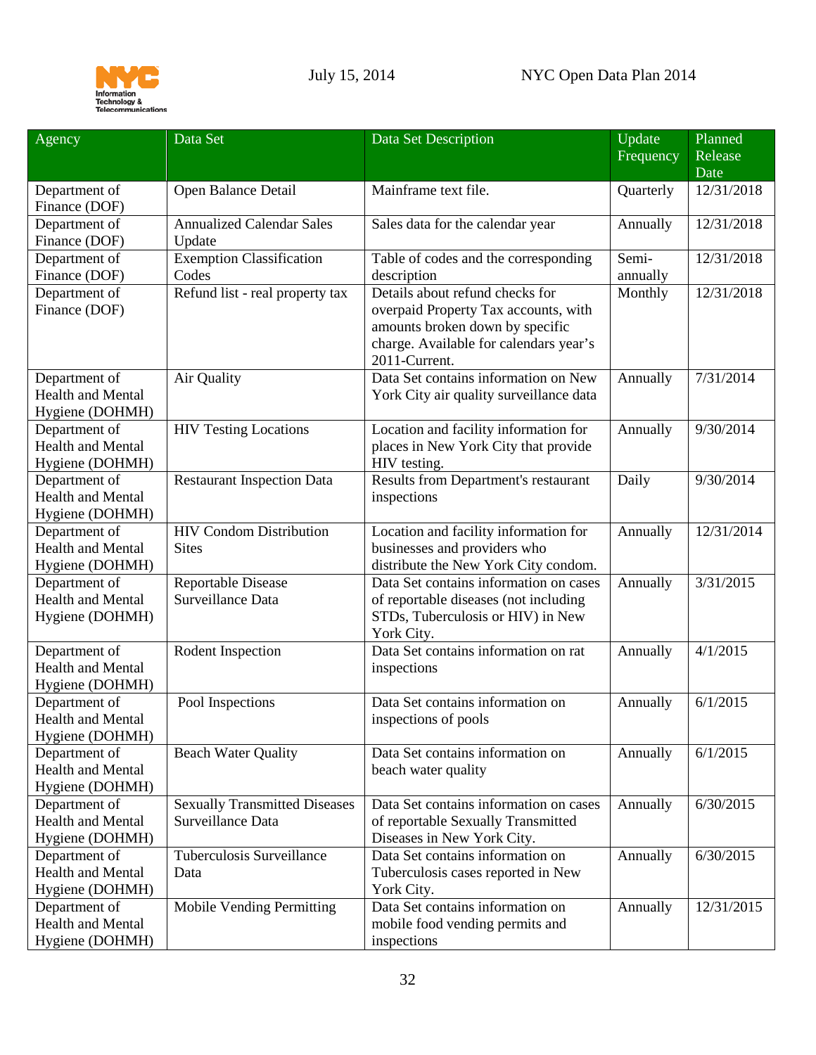| Agency | Data Set | Data Set Description | Update Frequency | Planned Release Date |
| --- | --- | --- | --- | --- |
| Department of Finance (DOF) | Open Balance Detail | Mainframe text file. | Quarterly | 12/31/2018 |
| Department of Finance (DOF) | Annualized Calendar Sales Update | Sales data for the calendar year | Annually | 12/31/2018 |
| Department of Finance (DOF) | Exemption Classification Codes | Table of codes and the corresponding description | Semi-annually | 12/31/2018 |
| Department of Finance (DOF) | Refund list - real property tax | Details about refund checks for overpaid Property Tax accounts, with amounts broken down by specific charge. Available for calendars year's 2011-Current. | Monthly | 12/31/2018 |
| Department of Health and Mental Hygiene (DOHMH) | Air Quality | Data Set contains information on New York City air quality surveillance data | Annually | 7/31/2014 |
| Department of Health and Mental Hygiene (DOHMH) | HIV Testing Locations | Location and facility information for places in New York City that provide HIV testing. | Annually | 9/30/2014 |
| Department of Health and Mental Hygiene (DOHMH) | Restaurant Inspection Data | Results from Department's restaurant inspections | Daily | 9/30/2014 |
| Department of Health and Mental Hygiene (DOHMH) | HIV Condom Distribution Sites | Location and facility information for businesses and providers who distribute the New York City condom. | Annually | 12/31/2014 |
| Department of Health and Mental Hygiene (DOHMH) | Reportable Disease Surveillance Data | Data Set contains information on cases of reportable diseases (not including STDs, Tuberculosis or HIV) in New York City. | Annually | 3/31/2015 |
| Department of Health and Mental Hygiene (DOHMH) | Rodent Inspection | Data Set contains information on rat inspections | Annually | 4/1/2015 |
| Department of Health and Mental Hygiene (DOHMH) | Pool Inspections | Data Set contains information on inspections of pools | Annually | 6/1/2015 |
| Department of Health and Mental Hygiene (DOHMH) | Beach Water Quality | Data Set contains information on beach water quality | Annually | 6/1/2015 |
| Department of Health and Mental Hygiene (DOHMH) | Sexually Transmitted Diseases Surveillance Data | Data Set contains information on cases of reportable Sexually Transmitted Diseases in New York City. | Annually | 6/30/2015 |
| Department of Health and Mental Hygiene (DOHMH) | Tuberculosis Surveillance Data | Data Set contains information on Tuberculosis cases reported in New York City. | Annually | 6/30/2015 |
| Department of Health and Mental Hygiene (DOHMH) | Mobile Vending Permitting | Data Set contains information on mobile food vending permits and inspections | Annually | 12/31/2015 |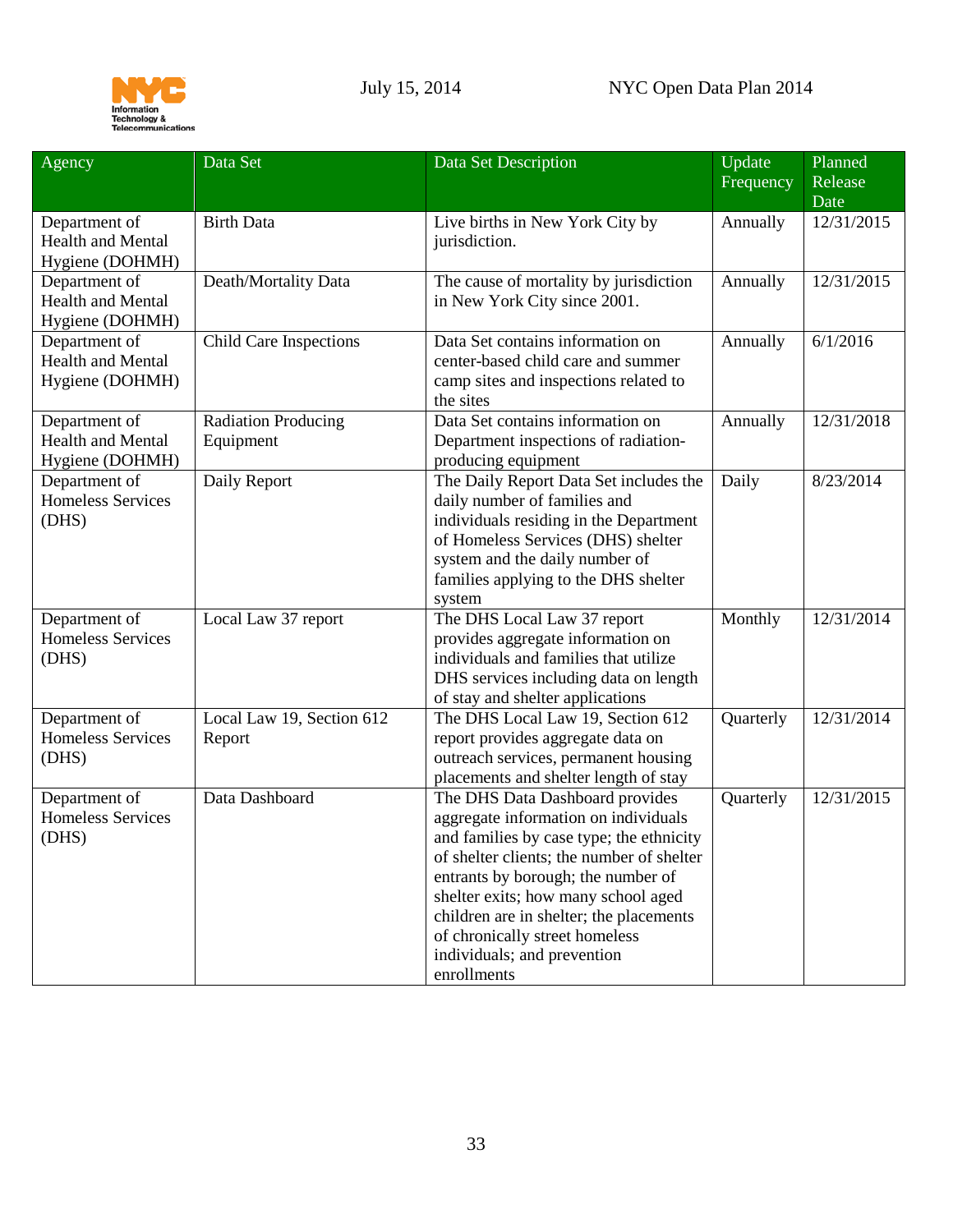| Agency | Data Set | Data Set Description | Update Frequency | Planned Release Date |
|---|---|---|---|---|
| Department of Health and Mental Hygiene (DOHMH) | Birth Data | Live births in New York City by jurisdiction. | Annually | 12/31/2015 |
| Department of Health and Mental Hygiene (DOHMH) | Death/Mortality Data | The cause of mortality by jurisdiction in New York City since 2001. | Annually | 12/31/2015 |
| Department of Health and Mental Hygiene (DOHMH) | Child Care Inspections | Data Set contains information on center-based child care and summer camp sites and inspections related to the sites | Annually | 6/1/2016 |
| Department of Health and Mental Hygiene (DOHMH) | Radiation Producing Equipment | Data Set contains information on Department inspections of radiation-producing equipment | Annually | 12/31/2018 |
| Department of Homeless Services (DHS) | Daily Report | The Daily Report Data Set includes the daily number of families and individuals residing in the Department of Homeless Services (DHS) shelter system and the daily number of families applying to the DHS shelter system | Daily | 8/23/2014 |
| Department of Homeless Services (DHS) | Local Law 37 report | The DHS Local Law 37 report provides aggregate information on individuals and families that utilize DHS services including data on length of stay and shelter applications | Monthly | 12/31/2014 |
| Department of Homeless Services (DHS) | Local Law 19, Section 612 Report | The DHS Local Law 19, Section 612 report provides aggregate data on outreach services, permanent housing placements and shelter length of stay | Quarterly | 12/31/2014 |
| Department of Homeless Services (DHS) | Data Dashboard | The DHS Data Dashboard provides aggregate information on individuals and families by case type; the ethnicity of shelter clients; the number of shelter entrants by borough; the number of shelter exits; how many school aged children are in shelter; the placements of chronically street homeless individuals; and prevention enrollments | Quarterly | 12/31/2015 |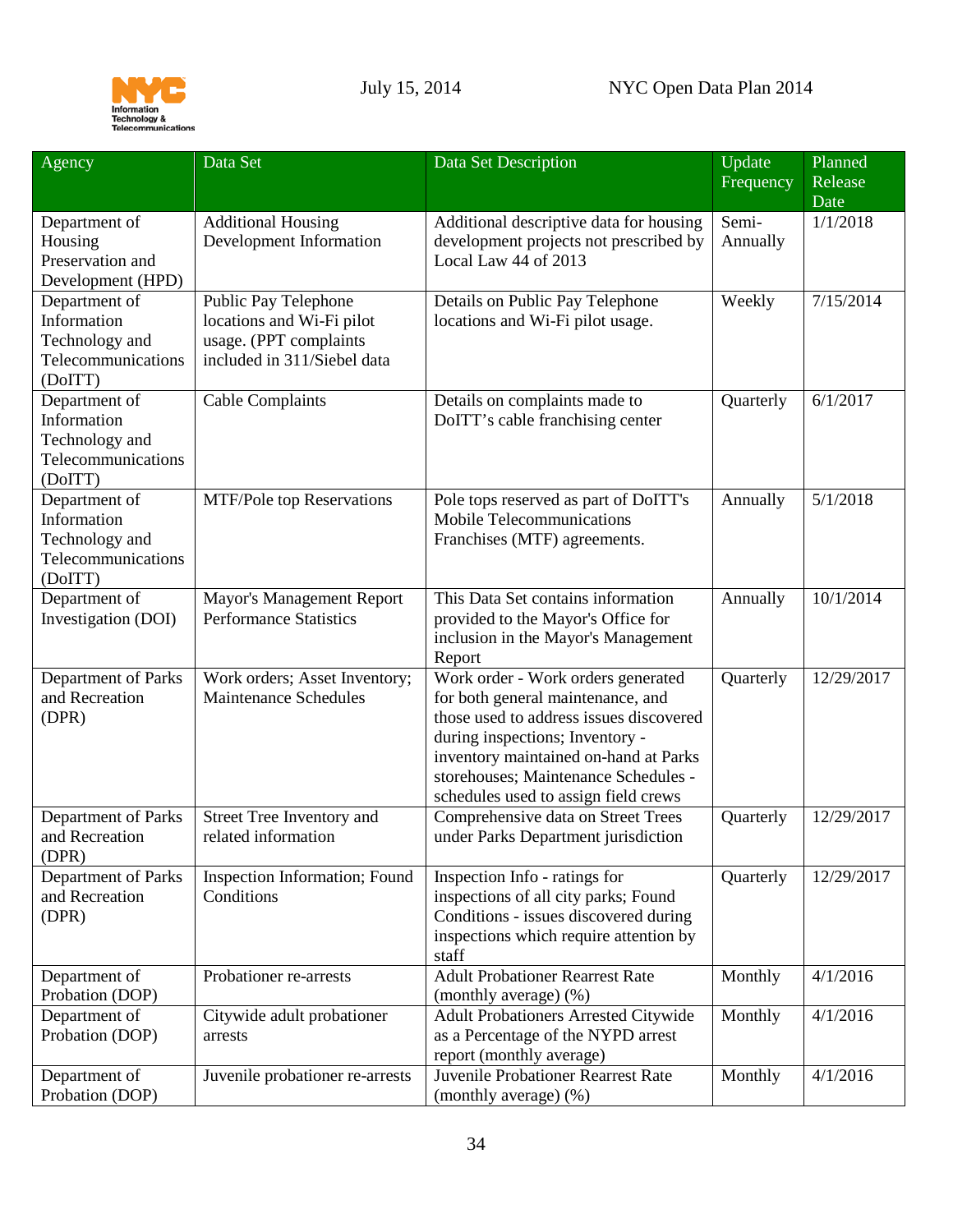| Agency | Data Set | Data Set Description | Update Frequency | Planned Release Date |
| --- | --- | --- | --- | --- |
| Department of Housing Preservation and Development (HPD) | Additional Housing Development Information | Additional descriptive data for housing development projects not prescribed by Local Law 44 of 2013 | Semi-Annually | 1/1/2018 |
| Department of Information Technology and Telecommunications (DoITT) | Public Pay Telephone locations and Wi-Fi pilot usage. (PPT complaints included in 311/Siebel data | Details on Public Pay Telephone locations and Wi-Fi pilot usage. | Weekly | 7/15/2014 |
| Department of Information Technology and Telecommunications (DoITT) | Cable Complaints | Details on complaints made to DoITT's cable franchising center | Quarterly | 6/1/2017 |
| Department of Information Technology and Telecommunications (DoITT) | MTF/Pole top Reservations | Pole tops reserved as part of DoITT's Mobile Telecommunications Franchises (MTF) agreements. | Annually | 5/1/2018 |
| Department of Investigation (DOI) | Mayor's Management Report Performance Statistics | This Data Set contains information provided to the Mayor's Office for inclusion in the Mayor's Management Report | Annually | 10/1/2014 |
| Department of Parks and Recreation (DPR) | Work orders; Asset Inventory; Maintenance Schedules | Work order - Work orders generated for both general maintenance, and those used to address issues discovered during inspections; Inventory - inventory maintained on-hand at Parks storehouses; Maintenance Schedules - schedules used to assign field crews | Quarterly | 12/29/2017 |
| Department of Parks and Recreation (DPR) | Street Tree Inventory and related information | Comprehensive data on Street Trees under Parks Department jurisdiction | Quarterly | 12/29/2017 |
| Department of Parks and Recreation (DPR) | Inspection Information; Found Conditions | Inspection Info - ratings for inspections of all city parks; Found Conditions - issues discovered during inspections which require attention by staff | Quarterly | 12/29/2017 |
| Department of Probation (DOP) | Probationer re-arrests | Adult Probationer Rearrest Rate (monthly average) (%) | Monthly | 4/1/2016 |
| Department of Probation (DOP) | Citywide adult probationer arrests | Adult Probationers Arrested Citywide as a Percentage of the NYPD arrest report (monthly average) | Monthly | 4/1/2016 |
| Department of Probation (DOP) | Juvenile probationer re-arrests | Juvenile Probationer Rearrest Rate (monthly average) (%) | Monthly | 4/1/2016 |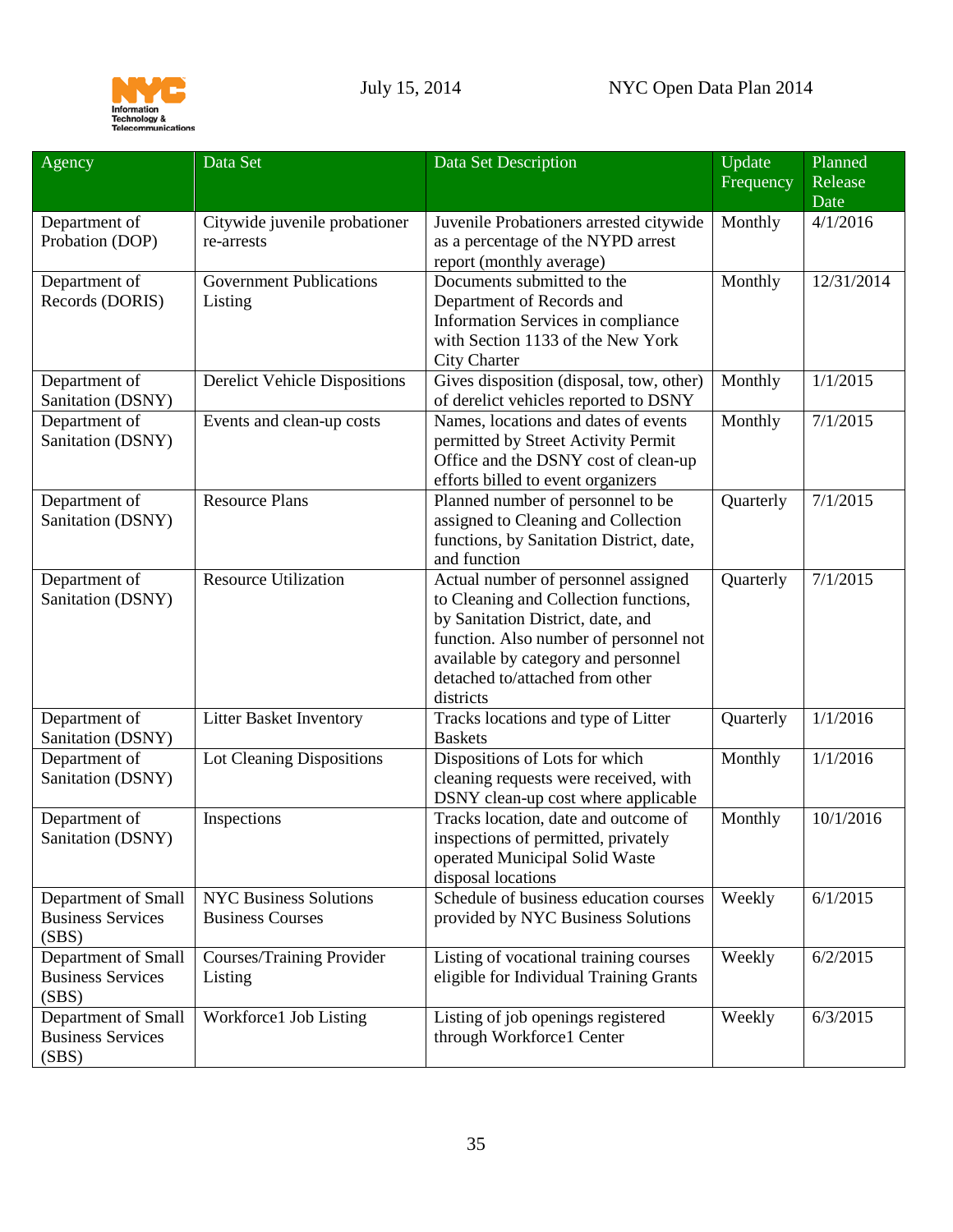| Agency | Data Set | Data Set Description | Update Frequency | Planned Release Date |
|---|---|---|---|---|
| Department of Probation (DOP) | Citywide juvenile probationer re-arrests | Juvenile Probationers arrested citywide as a percentage of the NYPD arrest report (monthly average) | Monthly | 4/1/2016 |
| Department of Records (DORIS) | Government Publications Listing | Documents submitted to the Department of Records and Information Services in compliance with Section 1133 of the New York City Charter | Monthly | 12/31/2014 |
| Department of Sanitation (DSNY) | Derelict Vehicle Dispositions | Gives disposition (disposal, tow, other) of derelict vehicles reported to DSNY | Monthly | 1/1/2015 |
| Department of Sanitation (DSNY) | Events and clean-up costs | Names, locations and dates of events permitted by Street Activity Permit Office and the DSNY cost of clean-up efforts billed to event organizers | Monthly | 7/1/2015 |
| Department of Sanitation (DSNY) | Resource Plans | Planned number of personnel to be assigned to Cleaning and Collection functions, by Sanitation District, date, and function | Quarterly | 7/1/2015 |
| Department of Sanitation (DSNY) | Resource Utilization | Actual number of personnel assigned to Cleaning and Collection functions, by Sanitation District, date, and function. Also number of personnel not available by category and personnel detached to/attached from other districts | Quarterly | 7/1/2015 |
| Department of Sanitation (DSNY) | Litter Basket Inventory | Tracks locations and type of Litter Baskets | Quarterly | 1/1/2016 |
| Department of Sanitation (DSNY) | Lot Cleaning Dispositions | Dispositions of Lots for which cleaning requests were received, with DSNY clean-up cost where applicable | Monthly | 1/1/2016 |
| Department of Sanitation (DSNY) | Inspections | Tracks location, date and outcome of inspections of permitted, privately operated Municipal Solid Waste disposal locations | Monthly | 10/1/2016 |
| Department of Small Business Services (SBS) | NYC Business Solutions Business Courses | Schedule of business education courses provided by NYC Business Solutions | Weekly | 6/1/2015 |
| Department of Small Business Services (SBS) | Courses/Training Provider Listing | Listing of vocational training courses eligible for Individual Training Grants | Weekly | 6/2/2015 |
| Department of Small Business Services (SBS) | Workforce1 Job Listing | Listing of job openings registered through Workforce1 Center | Weekly | 6/3/2015 |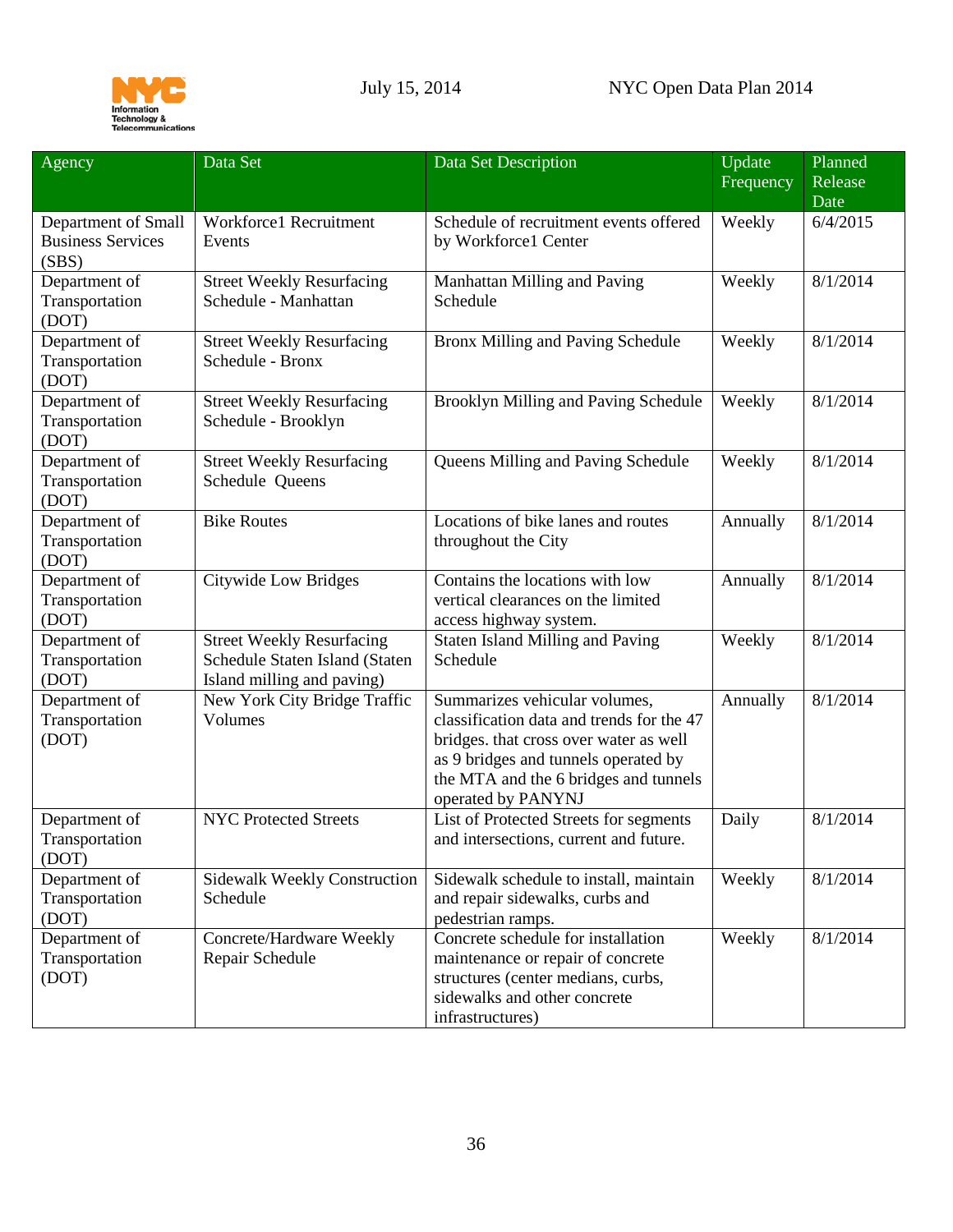| Agency | Data Set | Data Set Description | Update Frequency | Planned Release Date |
|---|---|---|---|---|
| Department of Small Business Services (SBS) | Workforce1 Recruitment Events | Schedule of recruitment events offered by Workforce1 Center | Weekly | 6/4/2015 |
| Department of Transportation (DOT) | Street Weekly Resurfacing Schedule - Manhattan | Manhattan Milling and Paving Schedule | Weekly | 8/1/2014 |
| Department of Transportation (DOT) | Street Weekly Resurfacing Schedule - Bronx | Bronx Milling and Paving Schedule | Weekly | 8/1/2014 |
| Department of Transportation (DOT) | Street Weekly Resurfacing Schedule - Brooklyn | Brooklyn Milling and Paving Schedule | Weekly | 8/1/2014 |
| Department of Transportation (DOT) | Street Weekly Resurfacing Schedule Queens | Queens Milling and Paving Schedule | Weekly | 8/1/2014 |
| Department of Transportation (DOT) | Bike Routes | Locations of bike lanes and routes throughout the City | Annually | 8/1/2014 |
| Department of Transportation (DOT) | Citywide Low Bridges | Contains the locations with low vertical clearances on the limited access highway system. | Annually | 8/1/2014 |
| Department of Transportation (DOT) | Street Weekly Resurfacing Schedule Staten Island (Staten Island milling and paving) | Staten Island Milling and Paving Schedule | Weekly | 8/1/2014 |
| Department of Transportation (DOT) | New York City Bridge Traffic Volumes | Summarizes vehicular volumes, classification data and trends for the 47 bridges. that cross over water as well as 9 bridges and tunnels operated by the MTA and the 6 bridges and tunnels operated by PANYNJ | Annually | 8/1/2014 |
| Department of Transportation (DOT) | NYC Protected Streets | List of Protected Streets for segments and intersections, current and future. | Daily | 8/1/2014 |
| Department of Transportation (DOT) | Sidewalk Weekly Construction Schedule | Sidewalk schedule to install, maintain and repair sidewalks, curbs and pedestrian ramps. | Weekly | 8/1/2014 |
| Department of Transportation (DOT) | Concrete/Hardware Weekly Repair Schedule | Concrete schedule for installation maintenance or repair of concrete structures (center medians, curbs, sidewalks and other concrete infrastructures) | Weekly | 8/1/2014 |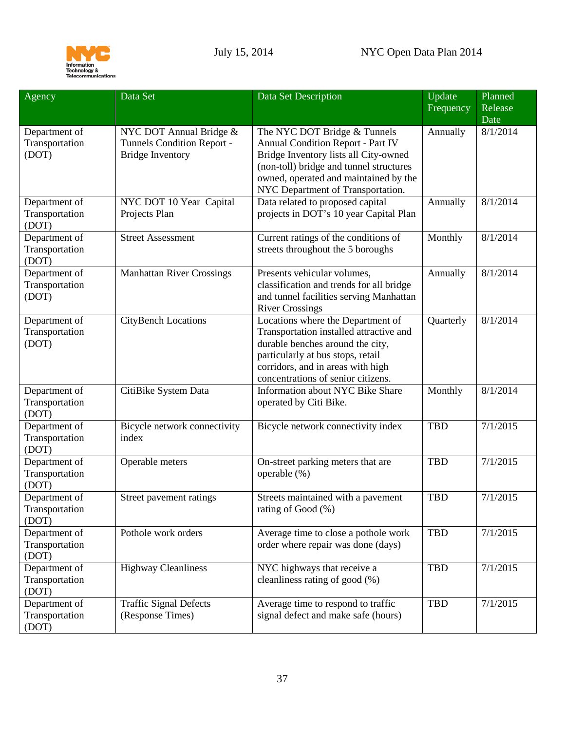| Agency | Data Set | Data Set Description | Update Frequency | Planned Release Date |
|---|---|---|---|---|
| Department of Transportation (DOT) | NYC DOT Annual Bridge & Tunnels Condition Report - Bridge Inventory | The NYC DOT Bridge & Tunnels Annual Condition Report - Part IV Bridge Inventory lists all City-owned (non-toll) bridge and tunnel structures owned, operated and maintained by the NYC Department of Transportation. | Annually | 8/1/2014 |
| Department of Transportation (DOT) | NYC DOT 10 Year Capital Projects Plan | Data related to proposed capital projects in DOT's 10 year Capital Plan | Annually | 8/1/2014 |
| Department of Transportation (DOT) | Street Assessment | Current ratings of the conditions of streets throughout the 5 boroughs | Monthly | 8/1/2014 |
| Department of Transportation (DOT) | Manhattan River Crossings | Presents vehicular volumes, classification and trends for all bridge and tunnel facilities serving Manhattan River Crossings | Annually | 8/1/2014 |
| Department of Transportation (DOT) | CityBench Locations | Locations where the Department of Transportation installed attractive and durable benches around the city, particularly at bus stops, retail corridors, and in areas with high concentrations of senior citizens. | Quarterly | 8/1/2014 |
| Department of Transportation (DOT) | CitiBike System Data | Information about NYC Bike Share operated by Citi Bike. | Monthly | 8/1/2014 |
| Department of Transportation (DOT) | Bicycle network connectivity index | Bicycle network connectivity index | TBD | 7/1/2015 |
| Department of Transportation (DOT) | Operable meters | On-street parking meters that are operable (%) | TBD | 7/1/2015 |
| Department of Transportation (DOT) | Street pavement ratings | Streets maintained with a pavement rating of Good (%) | TBD | 7/1/2015 |
| Department of Transportation (DOT) | Pothole work orders | Average time to close a pothole work order where repair was done (days) | TBD | 7/1/2015 |
| Department of Transportation (DOT) | Highway Cleanliness | NYC highways that receive a cleanliness rating of good (%) | TBD | 7/1/2015 |
| Department of Transportation (DOT) | Traffic Signal Defects (Response Times) | Average time to respond to traffic signal defect and make safe (hours) | TBD | 7/1/2015 |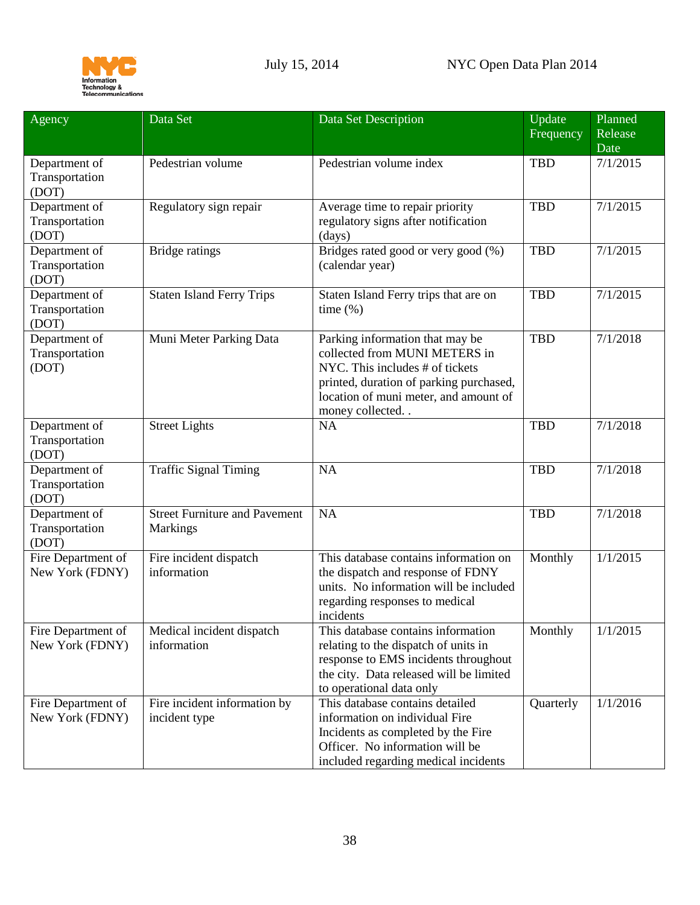| Agency | Data Set | Data Set Description | Update Frequency | Planned Release Date |
|---|---|---|---|---|
| Department of Transportation (DOT) | Pedestrian volume | Pedestrian volume index | TBD | 7/1/2015 |
| Department of Transportation (DOT) | Regulatory sign repair | Average time to repair priority regulatory signs after notification (days) | TBD | 7/1/2015 |
| Department of Transportation (DOT) | Bridge ratings | Bridges rated good or very good (%) (calendar year) | TBD | 7/1/2015 |
| Department of Transportation (DOT) | Staten Island Ferry Trips | Staten Island Ferry trips that are on time (%) | TBD | 7/1/2015 |
| Department of Transportation (DOT) | Muni Meter Parking Data | Parking information that may be collected from MUNI METERS in NYC. This includes # of tickets printed, duration of parking purchased, location of muni meter, and amount of money collected. . | TBD | 7/1/2018 |
| Department of Transportation (DOT) | Street Lights | NA | TBD | 7/1/2018 |
| Department of Transportation (DOT) | Traffic Signal Timing | NA | TBD | 7/1/2018 |
| Department of Transportation (DOT) | Street Furniture and Pavement Markings | NA | TBD | 7/1/2018 |
| Fire Department of New York (FDNY) | Fire incident dispatch information | This database contains information on the dispatch and response of FDNY units. No information will be included regarding responses to medical incidents | Monthly | 1/1/2015 |
| Fire Department of New York (FDNY) | Medical incident dispatch information | This database contains information relating to the dispatch of units in response to EMS incidents throughout the city. Data released will be limited to operational data only | Monthly | 1/1/2015 |
| Fire Department of New York (FDNY) | Fire incident information by incident type | This database contains detailed information on individual Fire Incidents as completed by the Fire Officer. No information will be included regarding medical incidents | Quarterly | 1/1/2016 |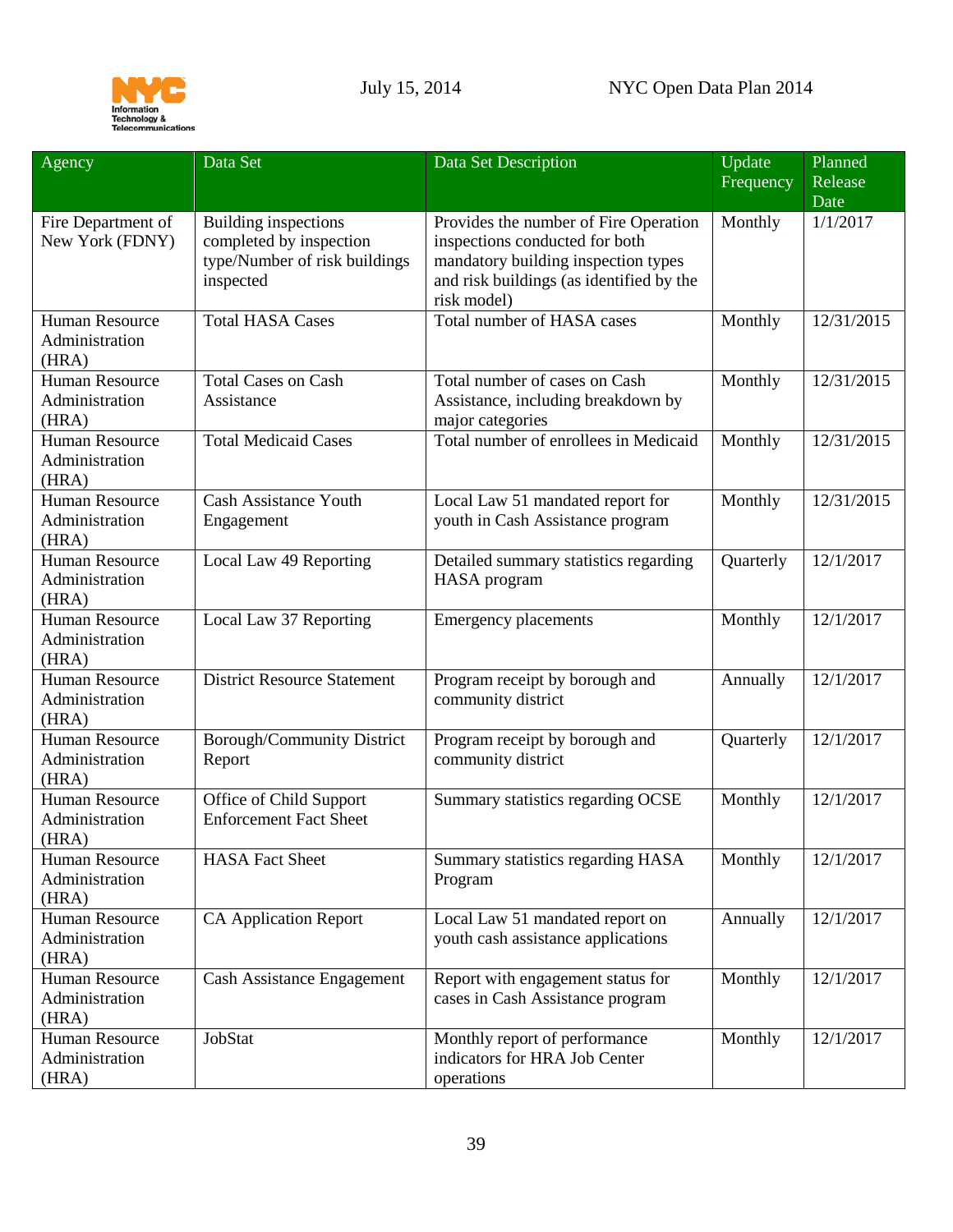| Agency | Data Set | Data Set Description | Update Frequency | Planned Release Date |
|---|---|---|---|---|
| Fire Department of New York (FDNY) | Building inspections completed by inspection type/Number of risk buildings inspected | Provides the number of Fire Operation inspections conducted for both mandatory building inspection types and risk buildings (as identified by the risk model) | Monthly | 1/1/2017 |
| Human Resource Administration (HRA) | Total HASA Cases | Total number of HASA cases | Monthly | 12/31/2015 |
| Human Resource Administration (HRA) | Total Cases on Cash Assistance | Total number of cases on Cash Assistance, including breakdown by major categories | Monthly | 12/31/2015 |
| Human Resource Administration (HRA) | Total Medicaid Cases | Total number of enrollees in Medicaid | Monthly | 12/31/2015 |
| Human Resource Administration (HRA) | Cash Assistance Youth Engagement | Local Law 51 mandated report for youth in Cash Assistance program | Monthly | 12/31/2015 |
| Human Resource Administration (HRA) | Local Law 49 Reporting | Detailed summary statistics regarding HASA program | Quarterly | 12/1/2017 |
| Human Resource Administration (HRA) | Local Law 37 Reporting | Emergency placements | Monthly | 12/1/2017 |
| Human Resource Administration (HRA) | District Resource Statement | Program receipt by borough and community district | Annually | 12/1/2017 |
| Human Resource Administration (HRA) | Borough/Community District Report | Program receipt by borough and community district | Quarterly | 12/1/2017 |
| Human Resource Administration (HRA) | Office of Child Support Enforcement Fact Sheet | Summary statistics regarding OCSE | Monthly | 12/1/2017 |
| Human Resource Administration (HRA) | HASA Fact Sheet | Summary statistics regarding HASA Program | Monthly | 12/1/2017 |
| Human Resource Administration (HRA) | CA Application Report | Local Law 51 mandated report on youth cash assistance applications | Annually | 12/1/2017 |
| Human Resource Administration (HRA) | Cash Assistance Engagement | Report with engagement status for cases in Cash Assistance program | Monthly | 12/1/2017 |
| Human Resource Administration (HRA) | JobStat | Monthly report of performance indicators for HRA Job Center operations | Monthly | 12/1/2017 |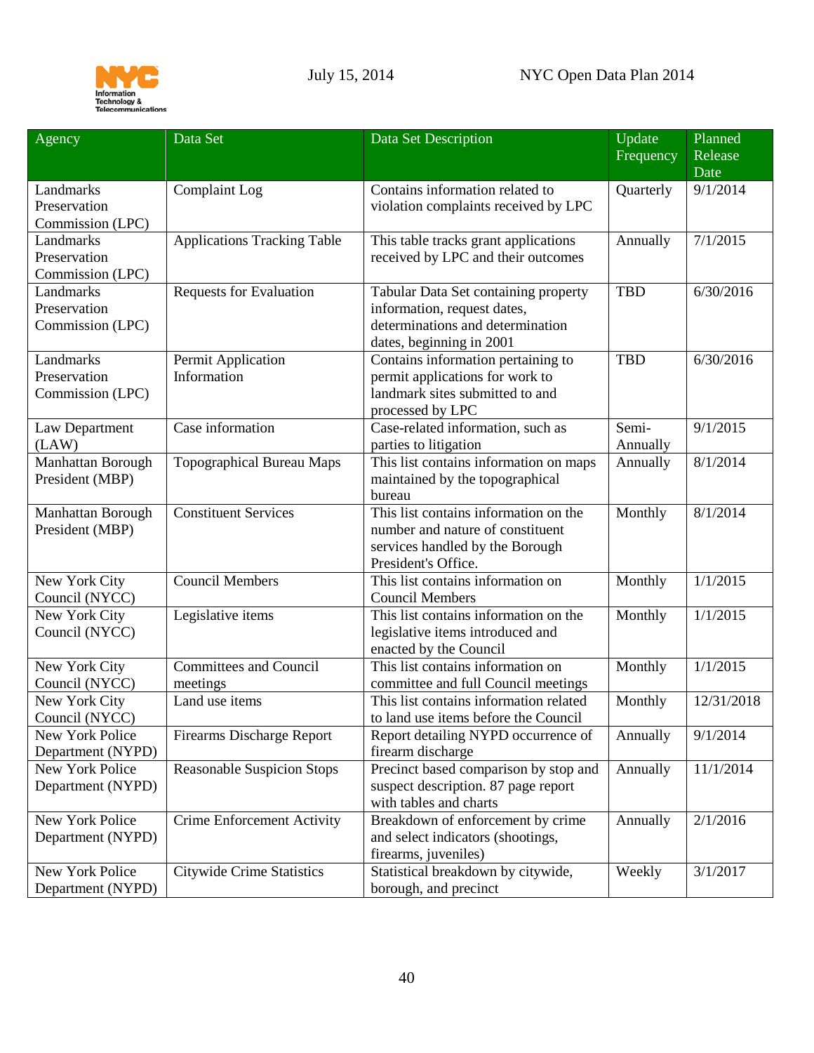| Agency | Data Set | Data Set Description | Update Frequency | Planned Release Date |
|---|---|---|---|---|
| Landmarks Preservation Commission (LPC) | Complaint Log | Contains information related to violation complaints received by LPC | Quarterly | 9/1/2014 |
| Landmarks Preservation Commission (LPC) | Applications Tracking Table | This table tracks grant applications received by LPC and their outcomes | Annually | 7/1/2015 |
| Landmarks Preservation Commission (LPC) | Requests for Evaluation | Tabular Data Set containing property information, request dates, determinations and determination dates, beginning in 2001 | TBD | 6/30/2016 |
| Landmarks Preservation Commission (LPC) | Permit Application Information | Contains information pertaining to permit applications for work to landmark sites submitted to and processed by LPC | TBD | 6/30/2016 |
| Law Department (LAW) | Case information | Case-related information, such as parties to litigation | Semi-Annually | 9/1/2015 |
| Manhattan Borough President (MBP) | Topographical Bureau Maps | This list contains information on maps maintained by the topographical bureau | Annually | 8/1/2014 |
| Manhattan Borough President (MBP) | Constituent Services | This list contains information on the number and nature of constituent services handled by the Borough President's Office. | Monthly | 8/1/2014 |
| New York City Council (NYCC) | Council Members | This list contains information on Council Members | Monthly | 1/1/2015 |
| New York City Council (NYCC) | Legislative items | This list contains information on the legislative items introduced and enacted by the Council | Monthly | 1/1/2015 |
| New York City Council (NYCC) | Committees and Council meetings | This list contains information on committee and full Council meetings | Monthly | 1/1/2015 |
| New York City Council (NYCC) | Land use items | This list contains information related to land use items before the Council | Monthly | 12/31/2018 |
| New York Police Department (NYPD) | Firearms Discharge Report | Report detailing NYPD occurrence of firearm discharge | Annually | 9/1/2014 |
| New York Police Department (NYPD) | Reasonable Suspicion Stops | Precinct based comparison by stop and suspect description. 87 page report with tables and charts | Annually | 11/1/2014 |
| New York Police Department (NYPD) | Crime Enforcement Activity | Breakdown of enforcement by crime and select indicators (shootings, firearms, juveniles) | Annually | 2/1/2016 |
| New York Police Department (NYPD) | Citywide Crime Statistics | Statistical breakdown by citywide, borough, and precinct | Weekly | 3/1/2017 |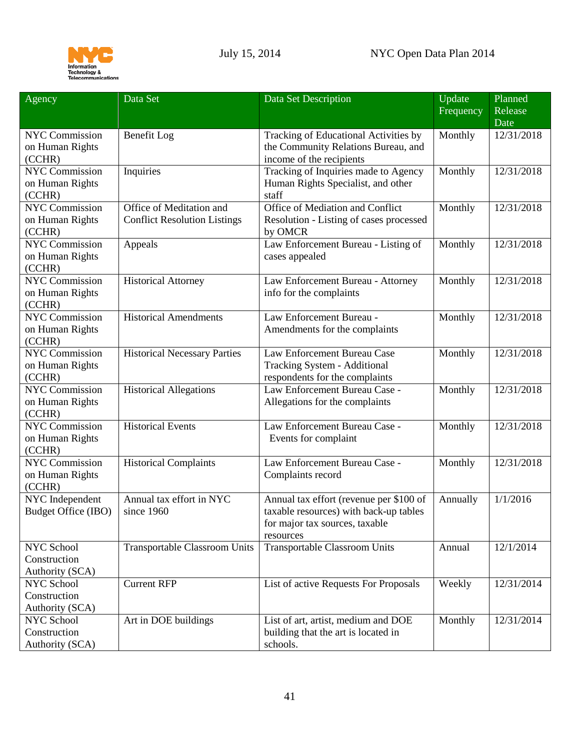| Agency | Data Set | Data Set Description | Update Frequency | Planned Release Date |
|---|---|---|---|---|
| NYC Commission on Human Rights (CCHR) | Benefit Log | Tracking of Educational Activities by the Community Relations Bureau, and income of the recipients | Monthly | 12/31/2018 |
| NYC Commission on Human Rights (CCHR) | Inquiries | Tracking of Inquiries made to Agency Human Rights Specialist, and other staff | Monthly | 12/31/2018 |
| NYC Commission on Human Rights (CCHR) | Office of Meditation and Conflict Resolution Listings | Office of Mediation and Conflict Resolution - Listing of cases processed by OMCR | Monthly | 12/31/2018 |
| NYC Commission on Human Rights (CCHR) | Appeals | Law Enforcement Bureau - Listing of cases appealed | Monthly | 12/31/2018 |
| NYC Commission on Human Rights (CCHR) | Historical Attorney | Law Enforcement Bureau - Attorney info for the complaints | Monthly | 12/31/2018 |
| NYC Commission on Human Rights (CCHR) | Historical Amendments | Law Enforcement Bureau - Amendments for the complaints | Monthly | 12/31/2018 |
| NYC Commission on Human Rights (CCHR) | Historical Necessary Parties | Law Enforcement Bureau Case Tracking System - Additional respondents for the complaints | Monthly | 12/31/2018 |
| NYC Commission on Human Rights (CCHR) | Historical Allegations | Law Enforcement Bureau Case - Allegations for the complaints | Monthly | 12/31/2018 |
| NYC Commission on Human Rights (CCHR) | Historical Events | Law Enforcement Bureau Case - Events for complaint | Monthly | 12/31/2018 |
| NYC Commission on Human Rights (CCHR) | Historical Complaints | Law Enforcement Bureau Case - Complaints record | Monthly | 12/31/2018 |
| NYC Independent Budget Office (IBO) | Annual tax effort in NYC since 1960 | Annual tax effort (revenue per $100 of taxable resources) with back-up tables for major tax sources, taxable resources | Annually | 1/1/2016 |
| NYC School Construction Authority (SCA) | Transportable Classroom Units | Transportable Classroom Units | Annual | 12/1/2014 |
| NYC School Construction Authority (SCA) | Current RFP | List of active Requests For Proposals | Weekly | 12/31/2014 |
| NYC School Construction Authority (SCA) | Art in DOE buildings | List of art, artist, medium and DOE building that the art is located in schools. | Monthly | 12/31/2014 |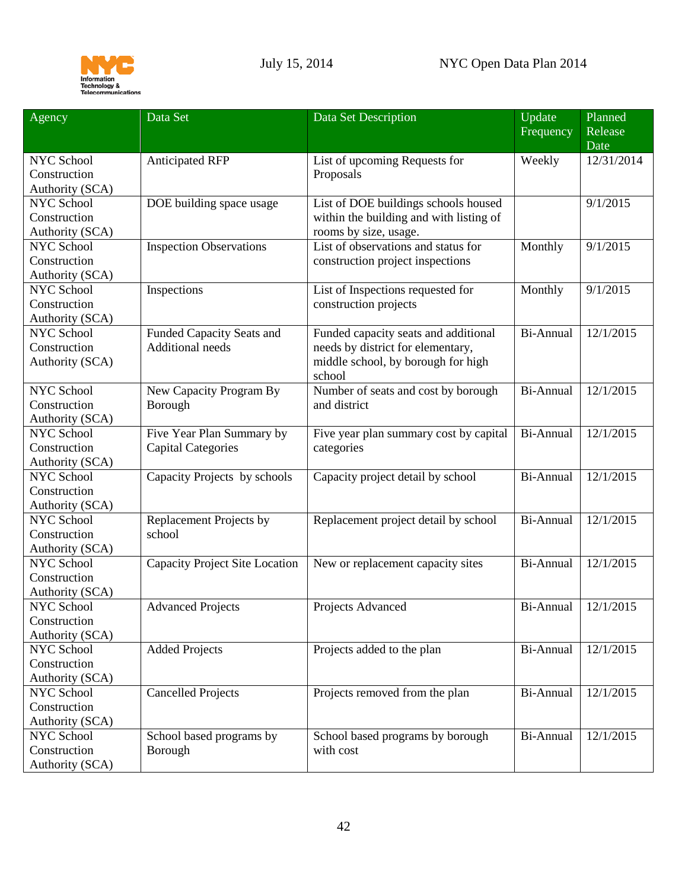| Agency | Data Set | Data Set Description | Update Frequency | Planned Release Date |
|---|---|---|---|---|
| NYC School Construction Authority (SCA) | Anticipated RFP | List of upcoming Requests for Proposals | Weekly | 12/31/2014 |
| NYC School Construction Authority (SCA) | DOE building space usage | List of DOE buildings schools housed within the building and with listing of rooms by size, usage. | | 9/1/2015 |
| NYC School Construction Authority (SCA) | Inspection Observations | List of observations and status for construction project inspections | Monthly | 9/1/2015 |
| NYC School Construction Authority (SCA) | Inspections | List of Inspections requested for construction projects | Monthly | 9/1/2015 |
| NYC School Construction Authority (SCA) | Funded Capacity Seats and Additional needs | Funded capacity seats and additional needs by district for elementary, middle school, by borough for high school | Bi-Annual | 12/1/2015 |
| NYC School Construction Authority (SCA) | New Capacity Program By Borough | Number of seats and cost by borough and district | Bi-Annual | 12/1/2015 |
| NYC School Construction Authority (SCA) | Five Year Plan Summary by Capital Categories | Five year plan summary cost by capital categories | Bi-Annual | 12/1/2015 |
| NYC School Construction Authority (SCA) | Capacity Projects by schools | Capacity project detail by school | Bi-Annual | 12/1/2015 |
| NYC School Construction Authority (SCA) | Replacement Projects by school | Replacement project detail by school | Bi-Annual | 12/1/2015 |
| NYC School Construction Authority (SCA) | Capacity Project Site Location | New or replacement capacity sites | Bi-Annual | 12/1/2015 |
| NYC School Construction Authority (SCA) | Advanced Projects | Projects Advanced | Bi-Annual | 12/1/2015 |
| NYC School Construction Authority (SCA) | Added Projects | Projects added to the plan | Bi-Annual | 12/1/2015 |
| NYC School Construction Authority (SCA) | Cancelled Projects | Projects removed from the plan | Bi-Annual | 12/1/2015 |
| NYC School Construction Authority (SCA) | School based programs by Borough | School based programs by borough with cost | Bi-Annual | 12/1/2015 |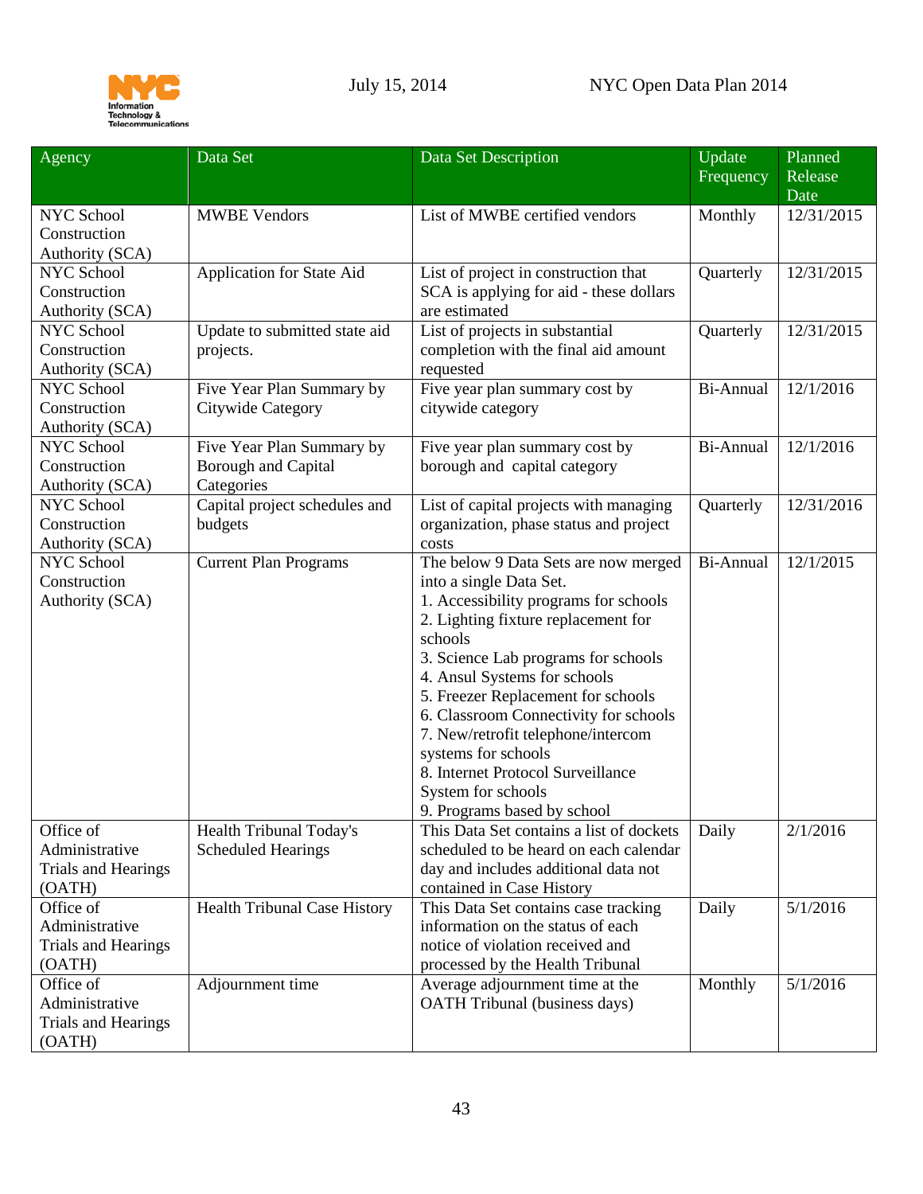| Agency | Data Set | Data Set Description | Update Frequency | Planned Release Date |
|---|---|---|---|---|
| NYC School Construction Authority (SCA) | MWBE Vendors | List of MWBE certified vendors | Monthly | 12/31/2015 |
| NYC School Construction Authority (SCA) | Application for State Aid | List of project in construction that SCA is applying for aid - these dollars are estimated | Quarterly | 12/31/2015 |
| NYC School Construction Authority (SCA) | Update to submitted state aid projects. | List of projects in substantial completion with the final aid amount requested | Quarterly | 12/31/2015 |
| NYC School Construction Authority (SCA) | Five Year Plan Summary by Citywide Category | Five year plan summary cost by citywide category | Bi-Annual | 12/1/2016 |
| NYC School Construction Authority (SCA) | Five Year Plan Summary by Borough and Capital Categories | Five year plan summary cost by borough and capital category | Bi-Annual | 12/1/2016 |
| NYC School Construction Authority (SCA) | Capital project schedules and budgets | List of capital projects with managing organization, phase status and project costs | Quarterly | 12/31/2016 |
| NYC School Construction Authority (SCA) | Current Plan Programs | The below 9 Data Sets are now merged into a single Data Set.<br>1. Accessibility programs for schools<br>2. Lighting fixture replacement for schools<br>3. Science Lab programs for schools<br>4. Ansul Systems for schools<br>5. Freezer Replacement for schools<br>6. Classroom Connectivity for schools<br>7. New/retrofit telephone/intercom systems for schools<br>8. Internet Protocol Surveillance System for schools<br>9. Programs based by school | Bi-Annual | 12/1/2015 |
| Office of Administrative Trials and Hearings (OATH) | Health Tribunal Today's Scheduled Hearings | This Data Set contains a list of dockets scheduled to be heard on each calendar day and includes additional data not contained in Case History | Daily | 2/1/2016 |
| Office of Administrative Trials and Hearings (OATH) | Health Tribunal Case History | This Data Set contains case tracking information on the status of each notice of violation received and processed by the Health Tribunal | Daily | 5/1/2016 |
| Office of Administrative Trials and Hearings (OATH) | Adjournment time | Average adjournment time at the OATH Tribunal (business days) | Monthly | 5/1/2016 |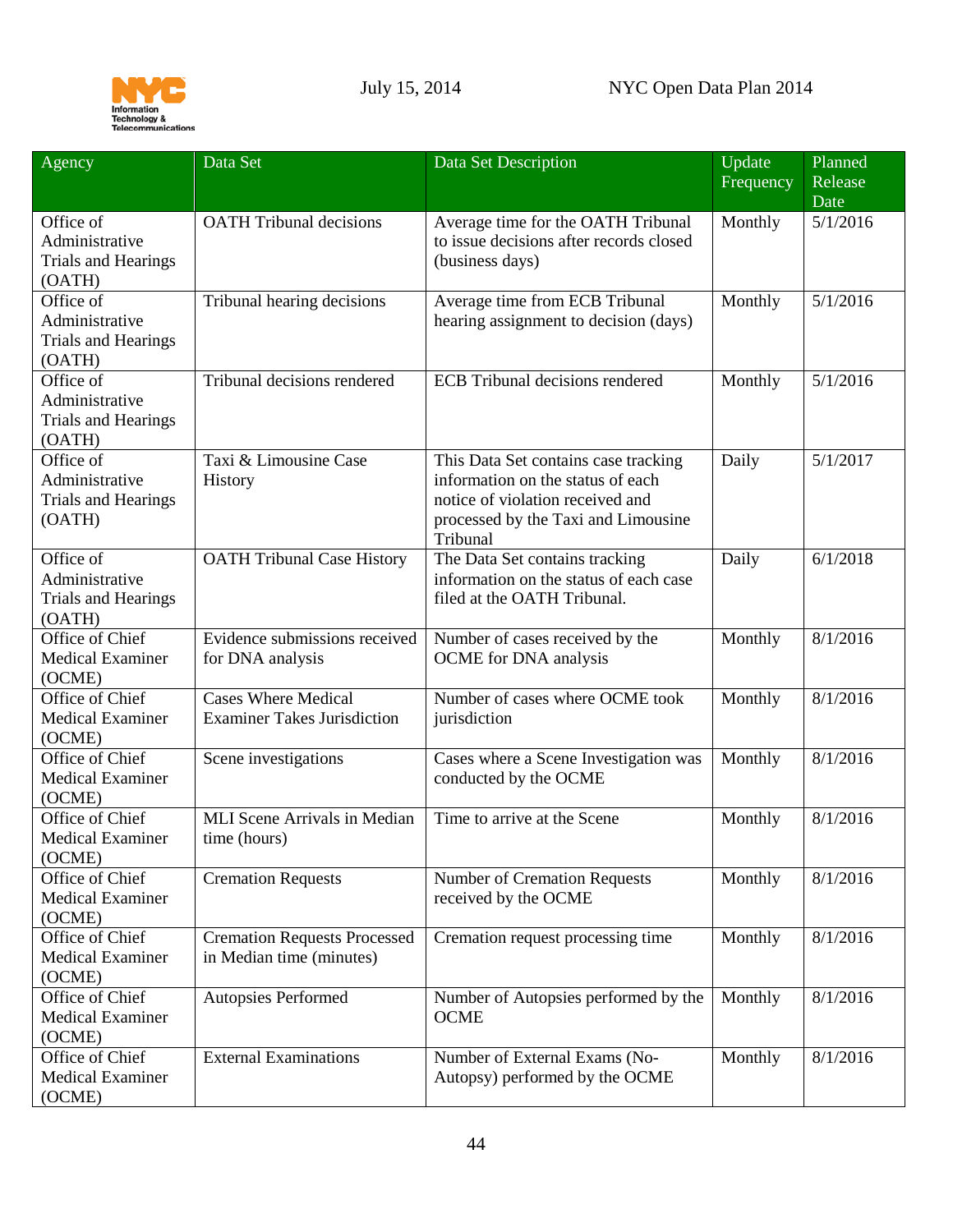| Agency | Data Set | Data Set Description | Update Frequency | Planned Release Date |
|---|---|---|---|---|
| Office of Administrative Trials and Hearings (OATH) | OATH Tribunal decisions | Average time for the OATH Tribunal to issue decisions after records closed (business days) | Monthly | 5/1/2016 |
| Office of Administrative Trials and Hearings (OATH) | Tribunal hearing decisions | Average time from ECB Tribunal hearing assignment to decision (days) | Monthly | 5/1/2016 |
| Office of Administrative Trials and Hearings (OATH) | Tribunal decisions rendered | ECB Tribunal decisions rendered | Monthly | 5/1/2016 |
| Office of Administrative Trials and Hearings (OATH) | Taxi & Limousine Case History | This Data Set contains case tracking information on the status of each notice of violation received and processed by the Taxi and Limousine Tribunal | Daily | 5/1/2017 |
| Office of Administrative Trials and Hearings (OATH) | OATH Tribunal Case History | The Data Set contains tracking information on the status of each case filed at the OATH Tribunal. | Daily | 6/1/2018 |
| Office of Chief Medical Examiner (OCME) | Evidence submissions received for DNA analysis | Number of cases received by the OCME for DNA analysis | Monthly | 8/1/2016 |
| Office of Chief Medical Examiner (OCME) | Cases Where Medical Examiner Takes Jurisdiction | Number of cases where OCME took jurisdiction | Monthly | 8/1/2016 |
| Office of Chief Medical Examiner (OCME) | Scene investigations | Cases where a Scene Investigation was conducted by the OCME | Monthly | 8/1/2016 |
| Office of Chief Medical Examiner (OCME) | MLI Scene Arrivals in Median time (hours) | Time to arrive at the Scene | Monthly | 8/1/2016 |
| Office of Chief Medical Examiner (OCME) | Cremation Requests | Number of Cremation Requests received by the OCME | Monthly | 8/1/2016 |
| Office of Chief Medical Examiner (OCME) | Cremation Requests Processed in Median time (minutes) | Cremation request processing time | Monthly | 8/1/2016 |
| Office of Chief Medical Examiner (OCME) | Autopsies Performed | Number of Autopsies performed by the OCME | Monthly | 8/1/2016 |
| Office of Chief Medical Examiner (OCME) | External Examinations | Number of External Exams (No-Autopsy) performed by the OCME | Monthly | 8/1/2016 |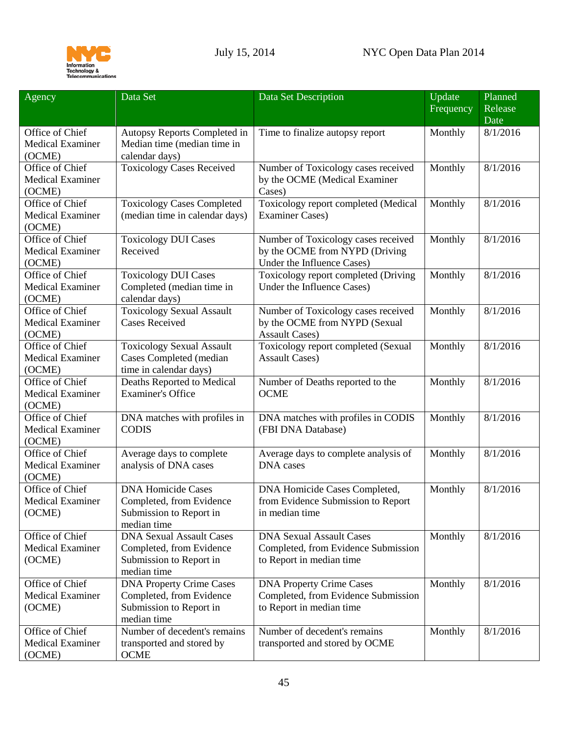| Agency | Data Set | Data Set Description | Update Frequency | Planned Release Date |
|---|---|---|---|---|
| Office of Chief Medical Examiner (OCME) | Autopsy Reports Completed in Median time (median time in calendar days) | Time to finalize autopsy report | Monthly | 8/1/2016 |
| Office of Chief Medical Examiner (OCME) | Toxicology Cases Received | Number of Toxicology cases received by the OCME (Medical Examiner Cases) | Monthly | 8/1/2016 |
| Office of Chief Medical Examiner (OCME) | Toxicology Cases Completed (median time in calendar days) | Toxicology report completed (Medical Examiner Cases) | Monthly | 8/1/2016 |
| Office of Chief Medical Examiner (OCME) | Toxicology DUI Cases Received | Number of Toxicology cases received by the OCME from NYPD (Driving Under the Influence Cases) | Monthly | 8/1/2016 |
| Office of Chief Medical Examiner (OCME) | Toxicology DUI Cases Completed (median time in calendar days) | Toxicology report completed (Driving Under the Influence Cases) | Monthly | 8/1/2016 |
| Office of Chief Medical Examiner (OCME) | Toxicology Sexual Assault Cases Received | Number of Toxicology cases received by the OCME from NYPD (Sexual Assault Cases) | Monthly | 8/1/2016 |
| Office of Chief Medical Examiner (OCME) | Toxicology Sexual Assault Cases Completed (median time in calendar days) | Toxicology report completed (Sexual Assault Cases) | Monthly | 8/1/2016 |
| Office of Chief Medical Examiner (OCME) | Deaths Reported to Medical Examiner's Office | Number of Deaths reported to the OCME | Monthly | 8/1/2016 |
| Office of Chief Medical Examiner (OCME) | DNA matches with profiles in CODIS | DNA matches with profiles in CODIS (FBI DNA Database) | Monthly | 8/1/2016 |
| Office of Chief Medical Examiner (OCME) | Average days to complete analysis of DNA cases | Average days to complete analysis of DNA cases | Monthly | 8/1/2016 |
| Office of Chief Medical Examiner (OCME) | DNA Homicide Cases Completed, from Evidence Submission to Report in median time | DNA Homicide Cases Completed, from Evidence Submission to Report in median time | Monthly | 8/1/2016 |
| Office of Chief Medical Examiner (OCME) | DNA Sexual Assault Cases Completed, from Evidence Submission to Report in median time | DNA Sexual Assault Cases Completed, from Evidence Submission to Report in median time | Monthly | 8/1/2016 |
| Office of Chief Medical Examiner (OCME) | DNA Property Crime Cases Completed, from Evidence Submission to Report in median time | DNA Property Crime Cases Completed, from Evidence Submission to Report in median time | Monthly | 8/1/2016 |
| Office of Chief Medical Examiner (OCME) | Number of decedent's remains transported and stored by OCME | Number of decedent's remains transported and stored by OCME | Monthly | 8/1/2016 |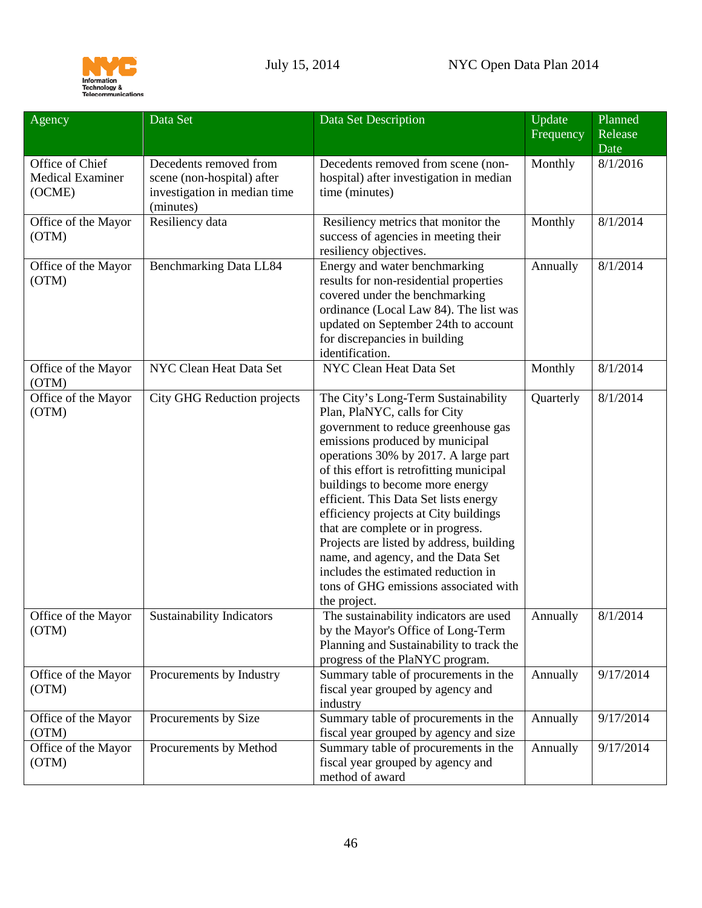| Agency | Data Set | Data Set Description | Update Frequency | Planned Release Date |
|---|---|---|---|---|
| Office of Chief Medical Examiner (OCME) | Decedents removed from scene (non-hospital) after investigation in median time (minutes) | Decedents removed from scene (non-hospital) after investigation in median time (minutes) | Monthly | 8/1/2016 |
| Office of the Mayor (OTM) | Resiliency data | Resiliency metrics that monitor the success of agencies in meeting their resiliency objectives. | Monthly | 8/1/2014 |
| Office of the Mayor (OTM) | Benchmarking Data LL84 | Energy and water benchmarking results for non-residential properties covered under the benchmarking ordinance (Local Law 84). The list was updated on September 24th to account for discrepancies in building identification. | Annually | 8/1/2014 |
| Office of the Mayor (OTM) | NYC Clean Heat Data Set | NYC Clean Heat Data Set | Monthly | 8/1/2014 |
| Office of the Mayor (OTM) | City GHG Reduction projects | The City's Long-Term Sustainability Plan, PlaNYC, calls for City government to reduce greenhouse gas emissions produced by municipal operations 30% by 2017. A large part of this effort is retrofitting municipal buildings to become more energy efficient. This Data Set lists energy efficiency projects at City buildings that are complete or in progress. Projects are listed by address, building name, and agency, and the Data Set includes the estimated reduction in tons of GHG emissions associated with the project. | Quarterly | 8/1/2014 |
| Office of the Mayor (OTM) | Sustainability Indicators | The sustainability indicators are used by the Mayor's Office of Long-Term Planning and Sustainability to track the progress of the PlaNYC program. | Annually | 8/1/2014 |
| Office of the Mayor (OTM) | Procurements by Industry | Summary table of procurements in the fiscal year grouped by agency and industry | Annually | 9/17/2014 |
| Office of the Mayor (OTM) | Procurements by Size | Summary table of procurements in the fiscal year grouped by agency and size | Annually | 9/17/2014 |
| Office of the Mayor (OTM) | Procurements by Method | Summary table of procurements in the fiscal year grouped by agency and method of award | Annually | 9/17/2014 |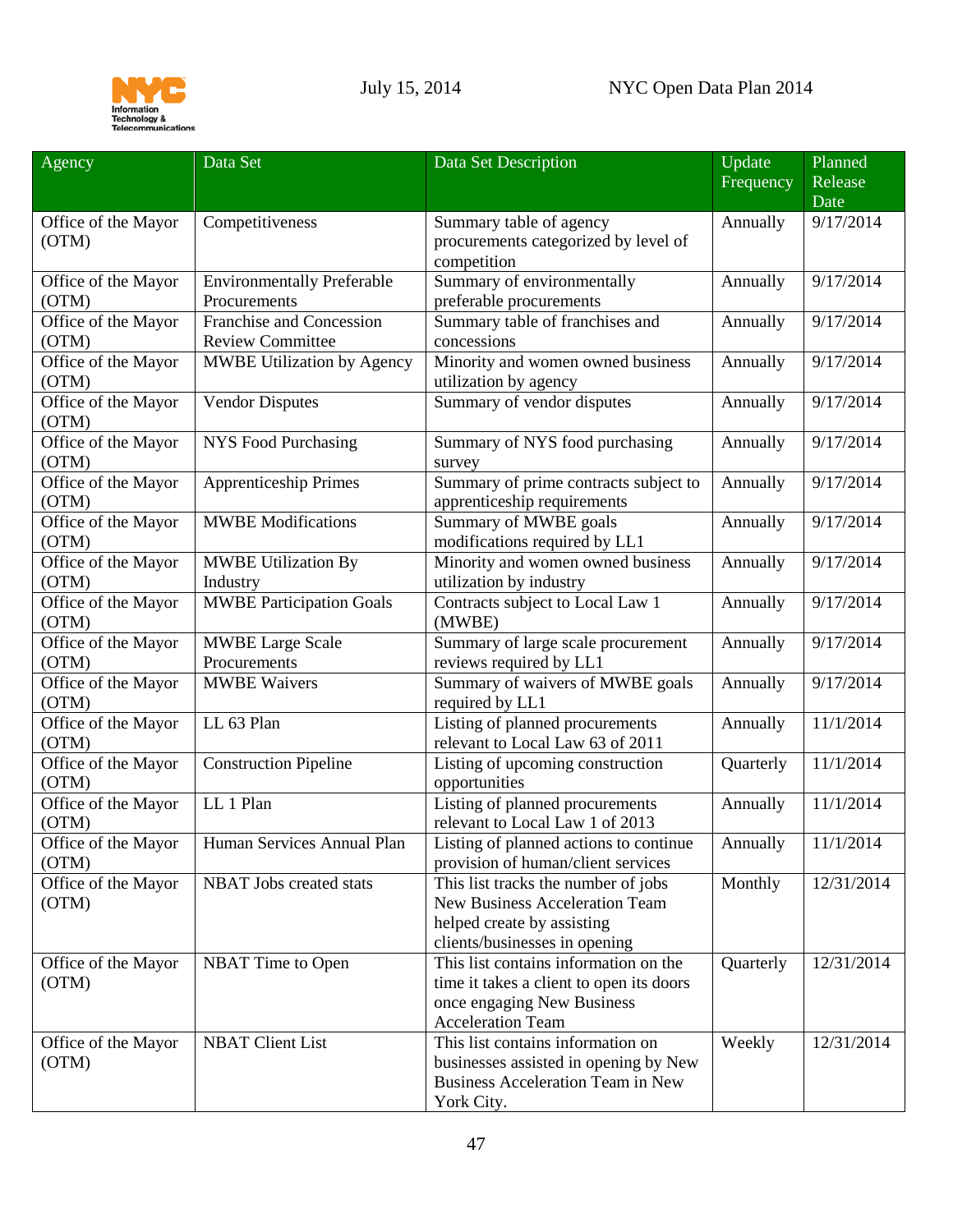| Agency | Data Set | Data Set Description | Update Frequency | Planned Release Date |
|---|---|---|---|---|
| Office of the Mayor (OTM) | Competitiveness | Summary table of agency procurements categorized by level of competition | Annually | 9/17/2014 |
| Office of the Mayor (OTM) | Environmentally Preferable Procurements | Summary of environmentally preferable procurements | Annually | 9/17/2014 |
| Office of the Mayor (OTM) | Franchise and Concession Review Committee | Summary table of franchises and concessions | Annually | 9/17/2014 |
| Office of the Mayor (OTM) | MWBE Utilization by Agency | Minority and women owned business utilization by agency | Annually | 9/17/2014 |
| Office of the Mayor (OTM) | Vendor Disputes | Summary of vendor disputes | Annually | 9/17/2014 |
| Office of the Mayor (OTM) | NYS Food Purchasing | Summary of NYS food purchasing survey | Annually | 9/17/2014 |
| Office of the Mayor (OTM) | Apprenticeship Primes | Summary of prime contracts subject to apprenticeship requirements | Annually | 9/17/2014 |
| Office of the Mayor (OTM) | MWBE Modifications | Summary of MWBE goals modifications required by LL1 | Annually | 9/17/2014 |
| Office of the Mayor (OTM) | MWBE Utilization By Industry | Minority and women owned business utilization by industry | Annually | 9/17/2014 |
| Office of the Mayor (OTM) | MWBE Participation Goals | Contracts subject to Local Law 1 (MWBE) | Annually | 9/17/2014 |
| Office of the Mayor (OTM) | MWBE Large Scale Procurements | Summary of large scale procurement reviews required by LL1 | Annually | 9/17/2014 |
| Office of the Mayor (OTM) | MWBE Waivers | Summary of waivers of MWBE goals required by LL1 | Annually | 9/17/2014 |
| Office of the Mayor (OTM) | LL 63 Plan | Listing of planned procurements relevant to Local Law 63 of 2011 | Annually | 11/1/2014 |
| Office of the Mayor (OTM) | Construction Pipeline | Listing of upcoming construction opportunities | Quarterly | 11/1/2014 |
| Office of the Mayor (OTM) | LL 1 Plan | Listing of planned procurements relevant to Local Law 1 of 2013 | Annually | 11/1/2014 |
| Office of the Mayor (OTM) | Human Services Annual Plan | Listing of planned actions to continue provision of human/client services | Annually | 11/1/2014 |
| Office of the Mayor (OTM) | NBAT Jobs created stats | This list tracks the number of jobs New Business Acceleration Team helped create by assisting clients/businesses in opening | Monthly | 12/31/2014 |
| Office of the Mayor (OTM) | NBAT Time to Open | This list contains information on the time it takes a client to open its doors once engaging New Business Acceleration Team | Quarterly | 12/31/2014 |
| Office of the Mayor (OTM) | NBAT Client List | This list contains information on businesses assisted in opening by New Business Acceleration Team in New York City. | Weekly | 12/31/2014 |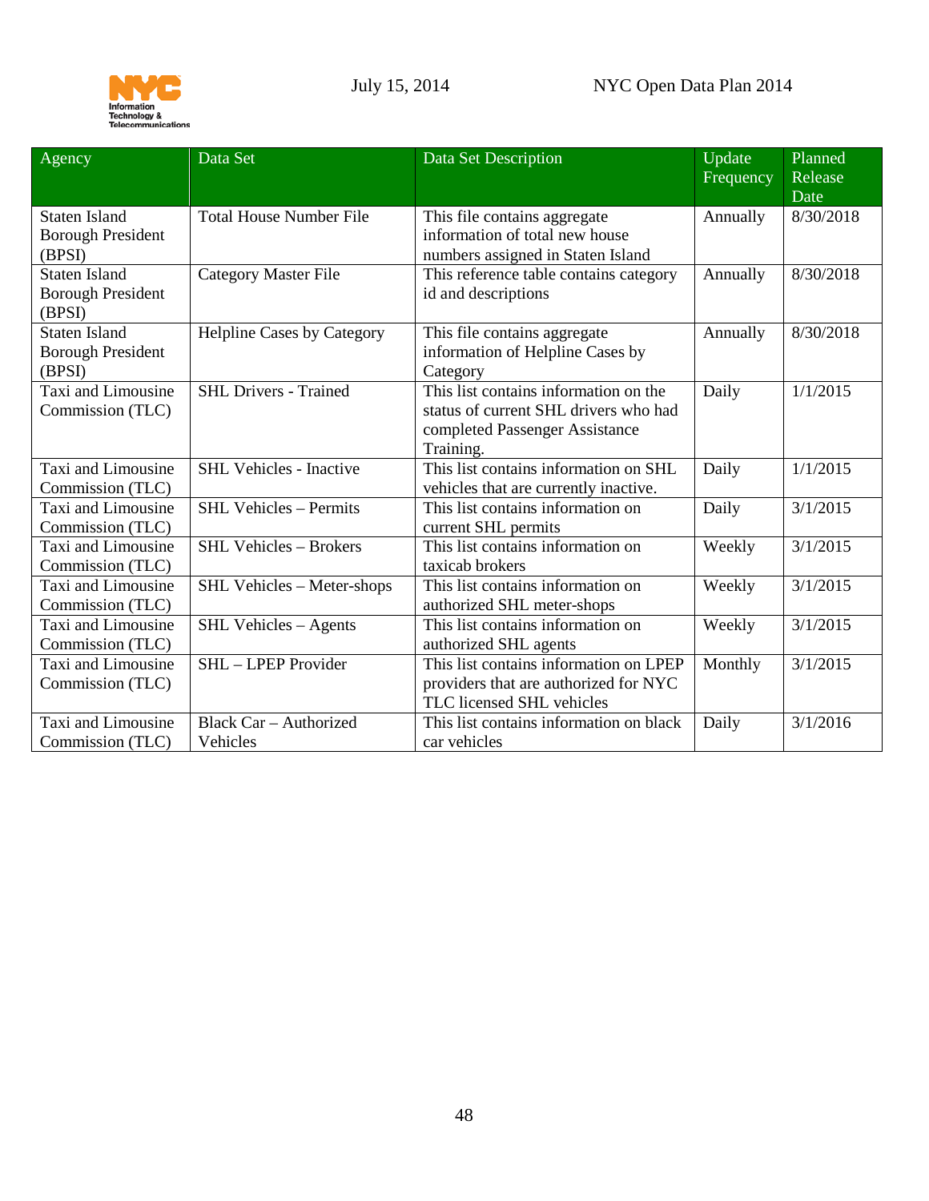| Agency | Data Set | Data Set Description | Update Frequency | Planned Release Date |
|---|---|---|---|---|
| Staten Island Borough President (BPSI) | Total House Number File | This file contains aggregate information of total new house numbers assigned in Staten Island | Annually | 8/30/2018 |
| Staten Island Borough President (BPSI) | Category Master File | This reference table contains category id and descriptions | Annually | 8/30/2018 |
| Staten Island Borough President (BPSI) | Helpline Cases by Category | This file contains aggregate information of Helpline Cases by Category | Annually | 8/30/2018 |
| Taxi and Limousine Commission (TLC) | SHL Drivers - Trained | This list contains information on the status of current SHL drivers who had completed Passenger Assistance Training. | Daily | 1/1/2015 |
| Taxi and Limousine Commission (TLC) | SHL Vehicles - Inactive | This list contains information on SHL vehicles that are currently inactive. | Daily | 1/1/2015 |
| Taxi and Limousine Commission (TLC) | SHL Vehicles – Permits | This list contains information on current SHL permits | Daily | 3/1/2015 |
| Taxi and Limousine Commission (TLC) | SHL Vehicles – Brokers | This list contains information on taxicab brokers | Weekly | 3/1/2015 |
| Taxi and Limousine Commission (TLC) | SHL Vehicles – Meter-shops | This list contains information on authorized SHL meter-shops | Weekly | 3/1/2015 |
| Taxi and Limousine Commission (TLC) | SHL Vehicles – Agents | This list contains information on authorized SHL agents | Weekly | 3/1/2015 |
| Taxi and Limousine Commission (TLC) | SHL – LPEP Provider | This list contains information on LPEP providers that are authorized for NYC TLC licensed SHL vehicles | Monthly | 3/1/2015 |
| Taxi and Limousine Commission (TLC) | Black Car – Authorized Vehicles | This list contains information on black car vehicles | Daily | 3/1/2016 |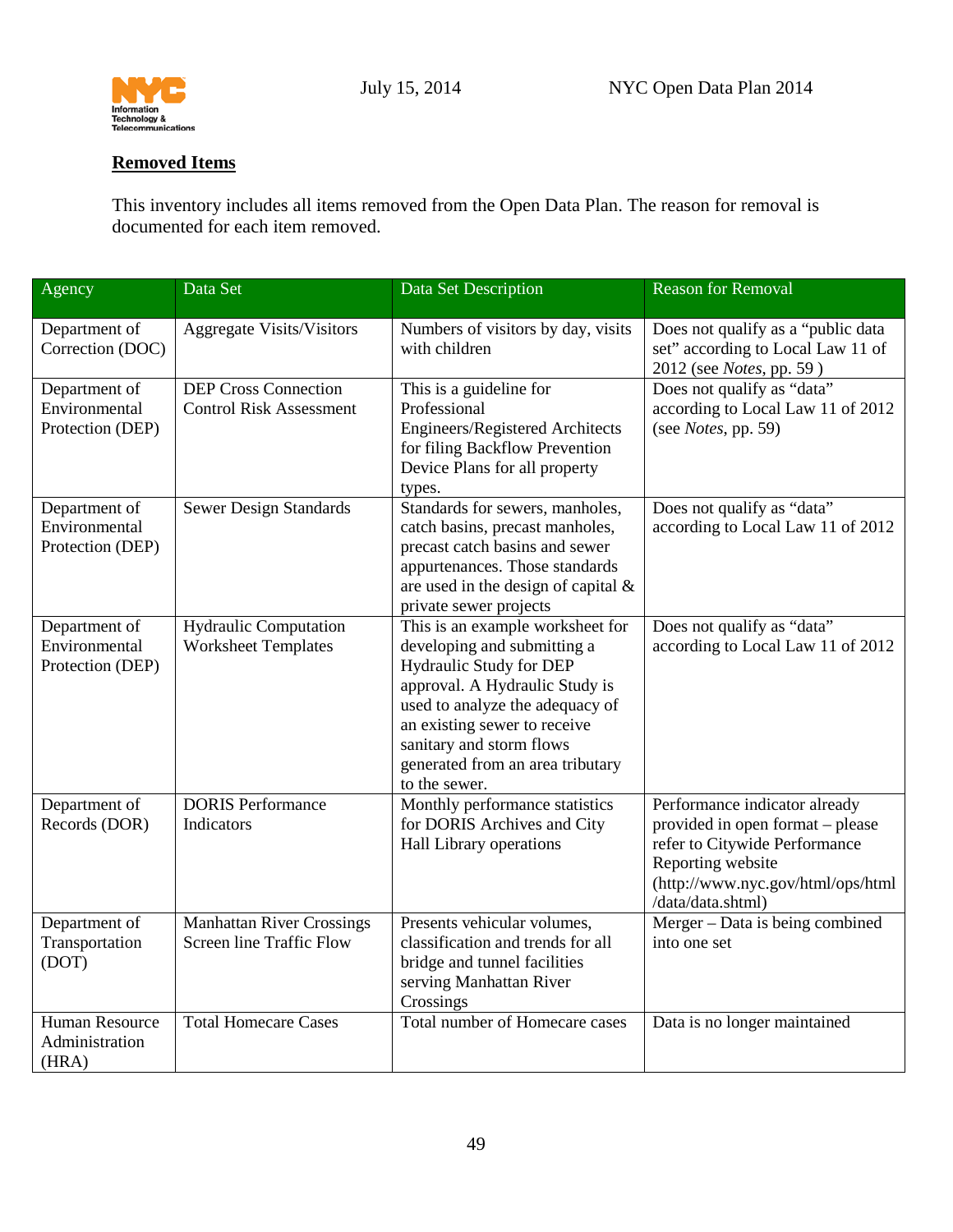## Removed Items

This inventory includes all items removed from the Open Data Plan. The reason for removal is documented for each item removed.

| Agency | Data Set | Data Set Description | Reason for Removal |
|---|---|---|---|
| Department of Correction (DOC) | Aggregate Visits/Visitors | Numbers of visitors by day, visits with children | Does not qualify as a "public data set" according to Local Law 11 of 2012 (see *Notes*, pp. 59 ) |
| Department of Environmental Protection (DEP) | DEP Cross Connection Control Risk Assessment | This is a guideline for Professional Engineers/Registered Architects for filing Backflow Prevention Device Plans for all property types. | Does not qualify as "data" according to Local Law 11 of 2012 (see *Notes*, pp. 59) |
| Department of Environmental Protection (DEP) | Sewer Design Standards | Standards for sewers, manholes, catch basins, precast manholes, precast catch basins and sewer appurtenances. Those standards are used in the design of capital & private sewer projects | Does not qualify as "data" according to Local Law 11 of 2012 |
| Department of Environmental Protection (DEP) | Hydraulic Computation Worksheet Templates | This is an example worksheet for developing and submitting a Hydraulic Study for DEP approval. A Hydraulic Study is used to analyze the adequacy of an existing sewer to receive sanitary and storm flows generated from an area tributary to the sewer. | Does not qualify as "data" according to Local Law 11 of 2012 |
| Department of Records (DOR) | DORIS Performance Indicators | Monthly performance statistics for DORIS Archives and City Hall Library operations | Performance indicator already provided in open format – please refer to Citywide Performance Reporting website (http://www.nyc.gov/html/ops/html/data/data.shtml) |
| Department of Transportation (DOT) | Manhattan River Crossings Screen line Traffic Flow | Presents vehicular volumes, classification and trends for all bridge and tunnel facilities serving Manhattan River Crossings | Merger – Data is being combined into one set |
| Human Resource Administration (HRA) | Total Homecare Cases | Total number of Homecare cases | Data is no longer maintained |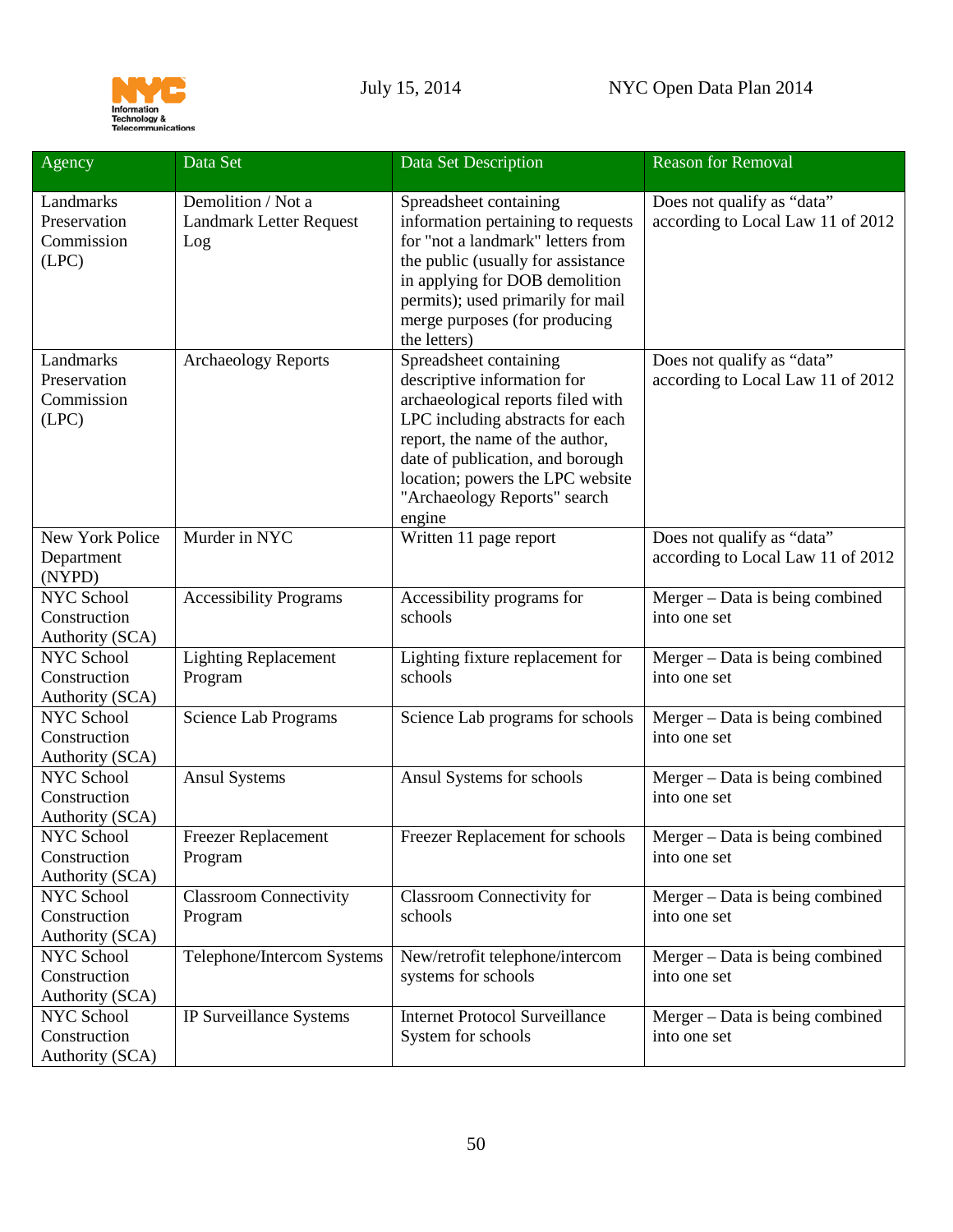| Agency | Data Set | Data Set Description | Reason for Removal |
|---|---|---|---|
| Landmarks Preservation Commission (LPC) | Demolition / Not a Landmark Letter Request Log | Spreadsheet containing information pertaining to requests for "not a landmark" letters from the public (usually for assistance in applying for DOB demolition permits); used primarily for mail merge purposes (for producing the letters) | Does not qualify as "data" according to Local Law 11 of 2012 |
| Landmarks Preservation Commission (LPC) | Archaeology Reports | Spreadsheet containing descriptive information for archaeological reports filed with LPC including abstracts for each report, the name of the author, date of publication, and borough location; powers the LPC website "Archaeology Reports" search engine | Does not qualify as "data" according to Local Law 11 of 2012 |
| New York Police Department (NYPD) | Murder in NYC | Written 11 page report | Does not qualify as "data" according to Local Law 11 of 2012 |
| NYC School Construction Authority (SCA) | Accessibility Programs | Accessibility programs for schools | Merger – Data is being combined into one set |
| NYC School Construction Authority (SCA) | Lighting Replacement Program | Lighting fixture replacement for schools | Merger – Data is being combined into one set |
| NYC School Construction Authority (SCA) | Science Lab Programs | Science Lab programs for schools | Merger – Data is being combined into one set |
| NYC School Construction Authority (SCA) | Ansul Systems | Ansul Systems for schools | Merger – Data is being combined into one set |
| NYC School Construction Authority (SCA) | Freezer Replacement Program | Freezer Replacement for schools | Merger – Data is being combined into one set |
| NYC School Construction Authority (SCA) | Classroom Connectivity Program | Classroom Connectivity for schools | Merger – Data is being combined into one set |
| NYC School Construction Authority (SCA) | Telephone/Intercom Systems | New/retrofit telephone/intercom systems for schools | Merger – Data is being combined into one set |
| NYC School Construction Authority (SCA) | IP Surveillance Systems | Internet Protocol Surveillance System for schools | Merger – Data is being combined into one set |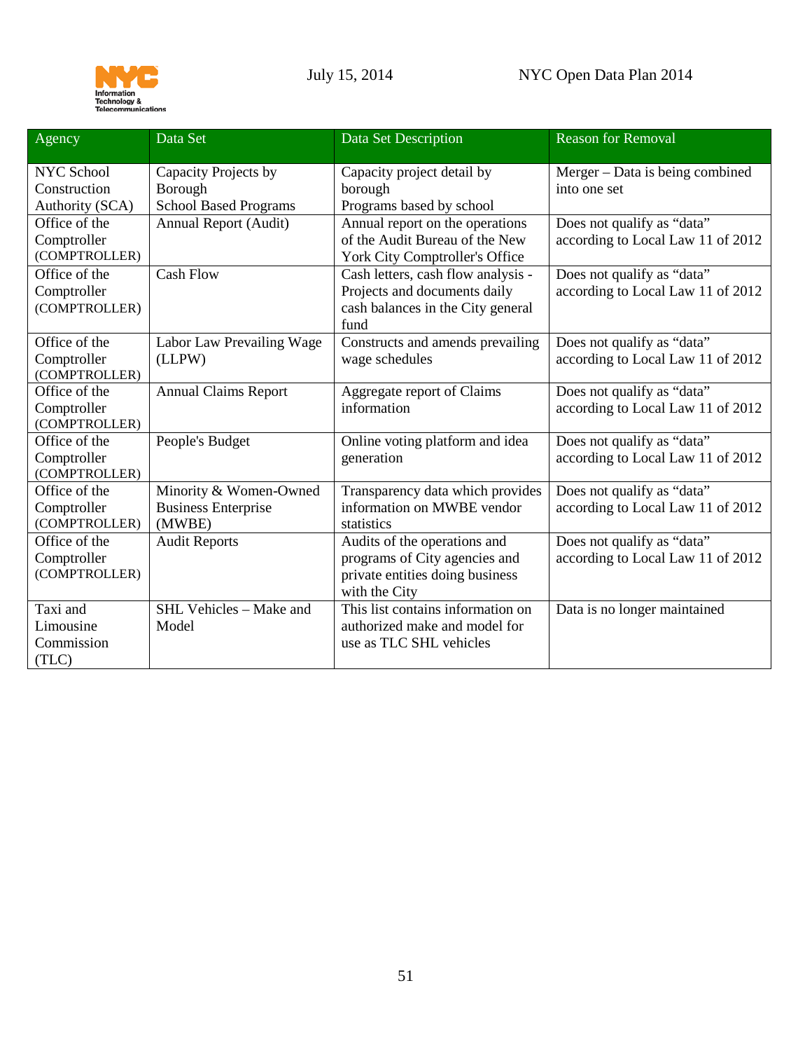| Agency | Data Set | Data Set Description | Reason for Removal |
|---|---|---|---|
| NYC School Construction Authority (SCA) | Capacity Projects by Borough<br>School Based Programs | Capacity project detail by borough<br>Programs based by school | Merger – Data is being combined into one set |
| Office of the Comptroller (COMPTROLLER) | Annual Report (Audit) | Annual report on the operations of the Audit Bureau of the New York City Comptroller's Office | Does not qualify as "data" according to Local Law 11 of 2012 |
| Office of the Comptroller (COMPTROLLER) | Cash Flow | Cash letters, cash flow analysis - Projects and documents daily cash balances in the City general fund | Does not qualify as "data" according to Local Law 11 of 2012 |
| Office of the Comptroller (COMPTROLLER) | Labor Law Prevailing Wage (LLPW) | Constructs and amends prevailing wage schedules | Does not qualify as "data" according to Local Law 11 of 2012 |
| Office of the Comptroller (COMPTROLLER) | Annual Claims Report | Aggregate report of Claims information | Does not qualify as "data" according to Local Law 11 of 2012 |
| Office of the Comptroller (COMPTROLLER) | People's Budget | Online voting platform and idea generation | Does not qualify as "data" according to Local Law 11 of 2012 |
| Office of the Comptroller (COMPTROLLER) | Minority & Women-Owned Business Enterprise (MWBE) | Transparency data which provides information on MWBE vendor statistics | Does not qualify as "data" according to Local Law 11 of 2012 |
| Office of the Comptroller (COMPTROLLER) | Audit Reports | Audits of the operations and programs of City agencies and private entities doing business with the City | Does not qualify as "data" according to Local Law 11 of 2012 |
| Taxi and Limousine Commission (TLC) | SHL Vehicles – Make and Model | This list contains information on authorized make and model for use as TLC SHL vehicles | Data is no longer maintained |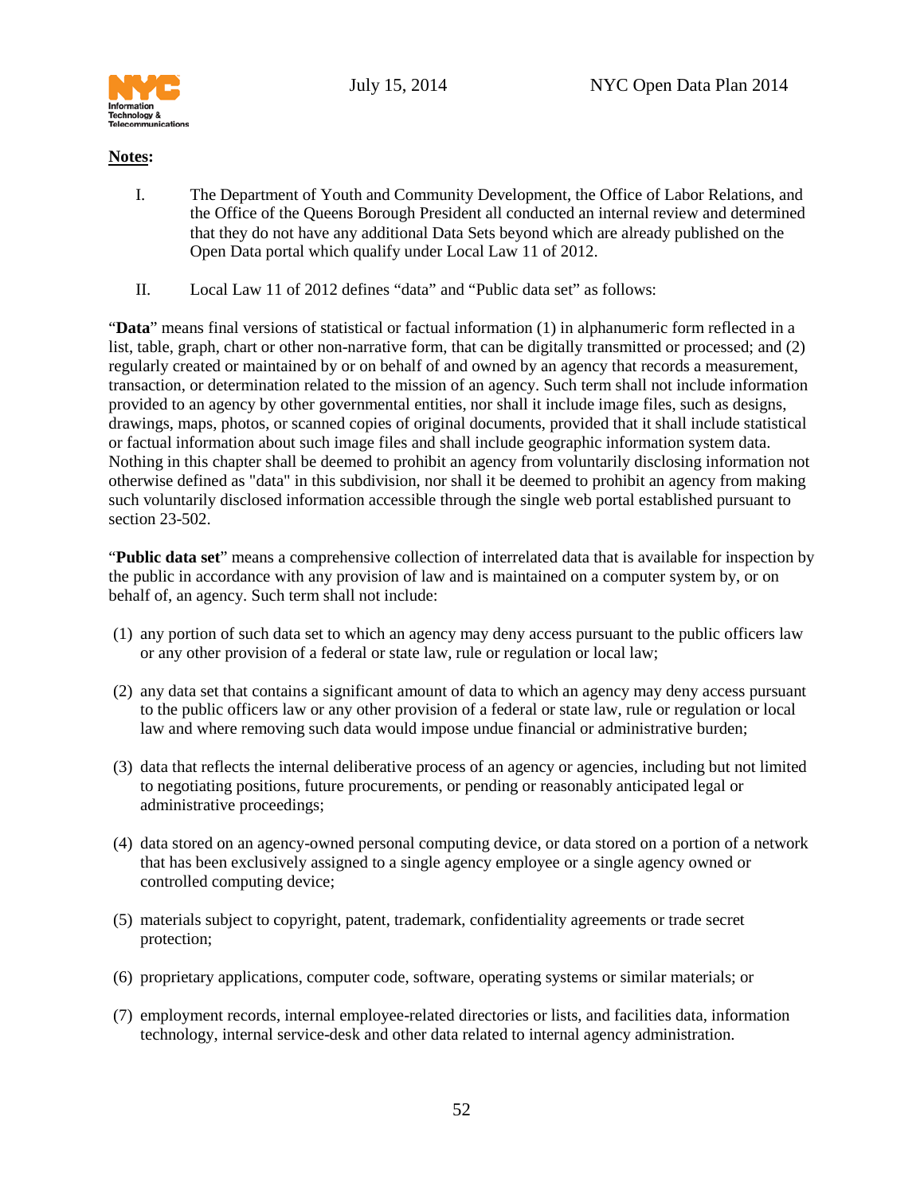**Notes:**

I. The Department of Youth and Community Development, the Office of Labor Relations, and the Office of the Queens Borough President all conducted an internal review and determined that they do not have any additional Data Sets beyond which are already published on the Open Data portal which qualify under Local Law 11 of 2012.

II. Local Law 11 of 2012 defines "data" and "Public data set" as follows:

"**Data**" means final versions of statistical or factual information (1) in alphanumeric form reflected in a list, table, graph, chart or other non-narrative form, that can be digitally transmitted or processed; and (2) regularly created or maintained by or on behalf of and owned by an agency that records a measurement, transaction, or determination related to the mission of an agency. Such term shall not include information provided to an agency by other governmental entities, nor shall it include image files, such as designs, drawings, maps, photos, or scanned copies of original documents, provided that it shall include statistical or factual information about such image files and shall include geographic information system data. Nothing in this chapter shall be deemed to prohibit an agency from voluntarily disclosing information not otherwise defined as "data" in this subdivision, nor shall it be deemed to prohibit an agency from making such voluntarily disclosed information accessible through the single web portal established pursuant to section 23-502.

"**Public data set**" means a comprehensive collection of interrelated data that is available for inspection by the public in accordance with any provision of law and is maintained on a computer system by, or on behalf of, an agency. Such term shall not include:

(1) any portion of such data set to which an agency may deny access pursuant to the public officers law or any other provision of a federal or state law, rule or regulation or local law;

(2) any data set that contains a significant amount of data to which an agency may deny access pursuant to the public officers law or any other provision of a federal or state law, rule or regulation or local law and where removing such data would impose undue financial or administrative burden;

(3) data that reflects the internal deliberative process of an agency or agencies, including but not limited to negotiating positions, future procurements, or pending or reasonably anticipated legal or administrative proceedings;

(4) data stored on an agency-owned personal computing device, or data stored on a portion of a network that has been exclusively assigned to a single agency employee or a single agency owned or controlled computing device;

(5) materials subject to copyright, patent, trademark, confidentiality agreements or trade secret protection;

(6) proprietary applications, computer code, software, operating systems or similar materials; or

(7) employment records, internal employee-related directories or lists, and facilities data, information technology, internal service-desk and other data related to internal agency administration.